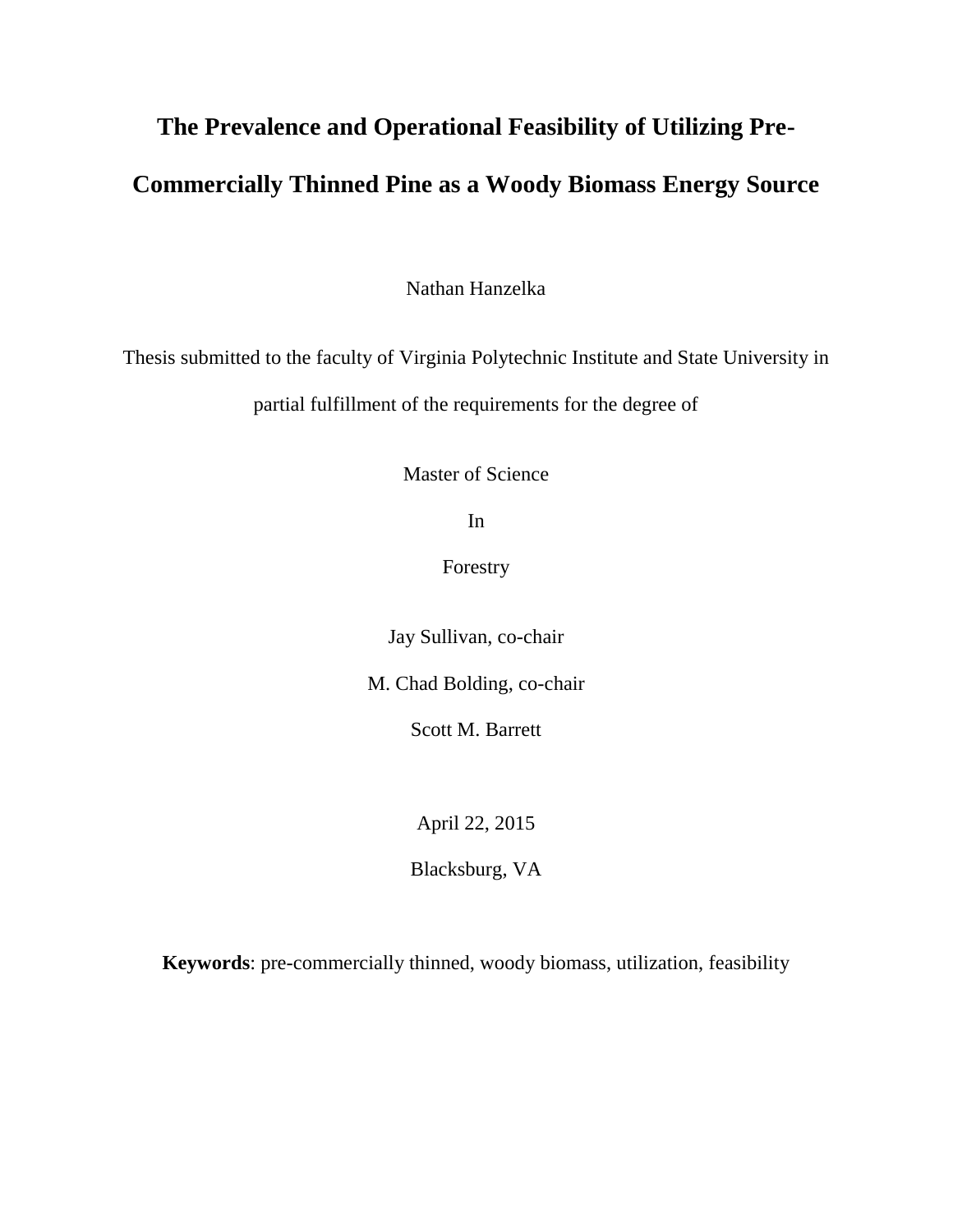# The Prevalence and Operational Feasibility of Utilizing Pre-Commercially Thinned Pine as a Woody Biomass Energy Source

Nathan Hanzelka

Thesis submitted to the faculty of Virginia Polytechnic Institute and State University in partial fulfillment of the requirements for the degree of

Master of Science

In

Forestry

Jay Sullivan, co-chair

M. Chad Bolding, co-chair

Scott M. Barrett

April 22, 2015

Blacksburg, VA

**Keywords**: pre-commercially thinned, woody biomass, utilization, feasibility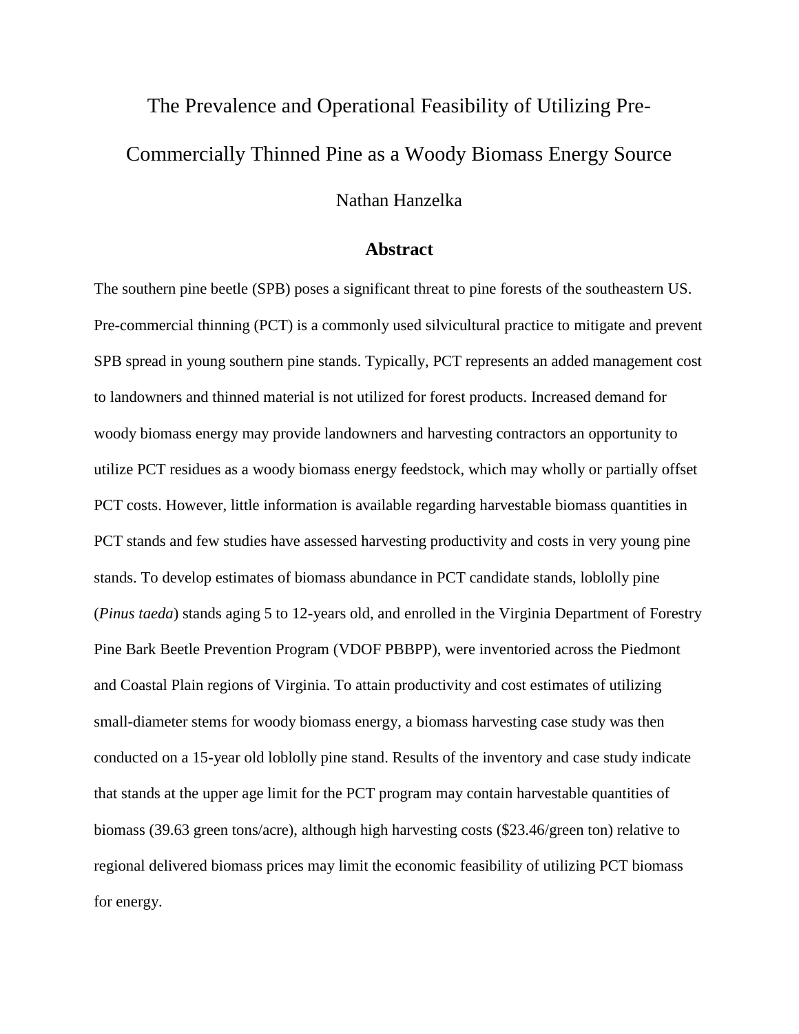# The Prevalence and Operational Feasibility of Utilizing Pre-Commercially Thinned Pine as a Woody Biomass Energy Source

Nathan Hanzelka

## Abstract

The southern pine beetle (SPB) poses a significant threat to pine forests of the southeastern US. Pre-commercial thinning (PCT) is a commonly used silvicultural practice to mitigate and prevent SPB spread in young southern pine stands. Typically, PCT represents an added management cost to landowners and thinned material is not utilized for forest products. Increased demand for woody biomass energy may provide landowners and harvesting contractors an opportunity to utilize PCT residues as a woody biomass energy feedstock, which may wholly or partially offset PCT costs. However, little information is available regarding harvestable biomass quantities in PCT stands and few studies have assessed harvesting productivity and costs in very young pine stands. To develop estimates of biomass abundance in PCT candidate stands, loblolly pine (*Pinus taeda*) stands aging 5 to 12-years old, and enrolled in the Virginia Department of Forestry Pine Bark Beetle Prevention Program (VDOF PBBPP), were inventoried across the Piedmont and Coastal Plain regions of Virginia. To attain productivity and cost estimates of utilizing small-diameter stems for woody biomass energy, a biomass harvesting case study was then conducted on a 15-year old loblolly pine stand. Results of the inventory and case study indicate that stands at the upper age limit for the PCT program may contain harvestable quantities of biomass (39.63 green tons/acre), although high harvesting costs ($23.46/green ton) relative to regional delivered biomass prices may limit the economic feasibility of utilizing PCT biomass for energy.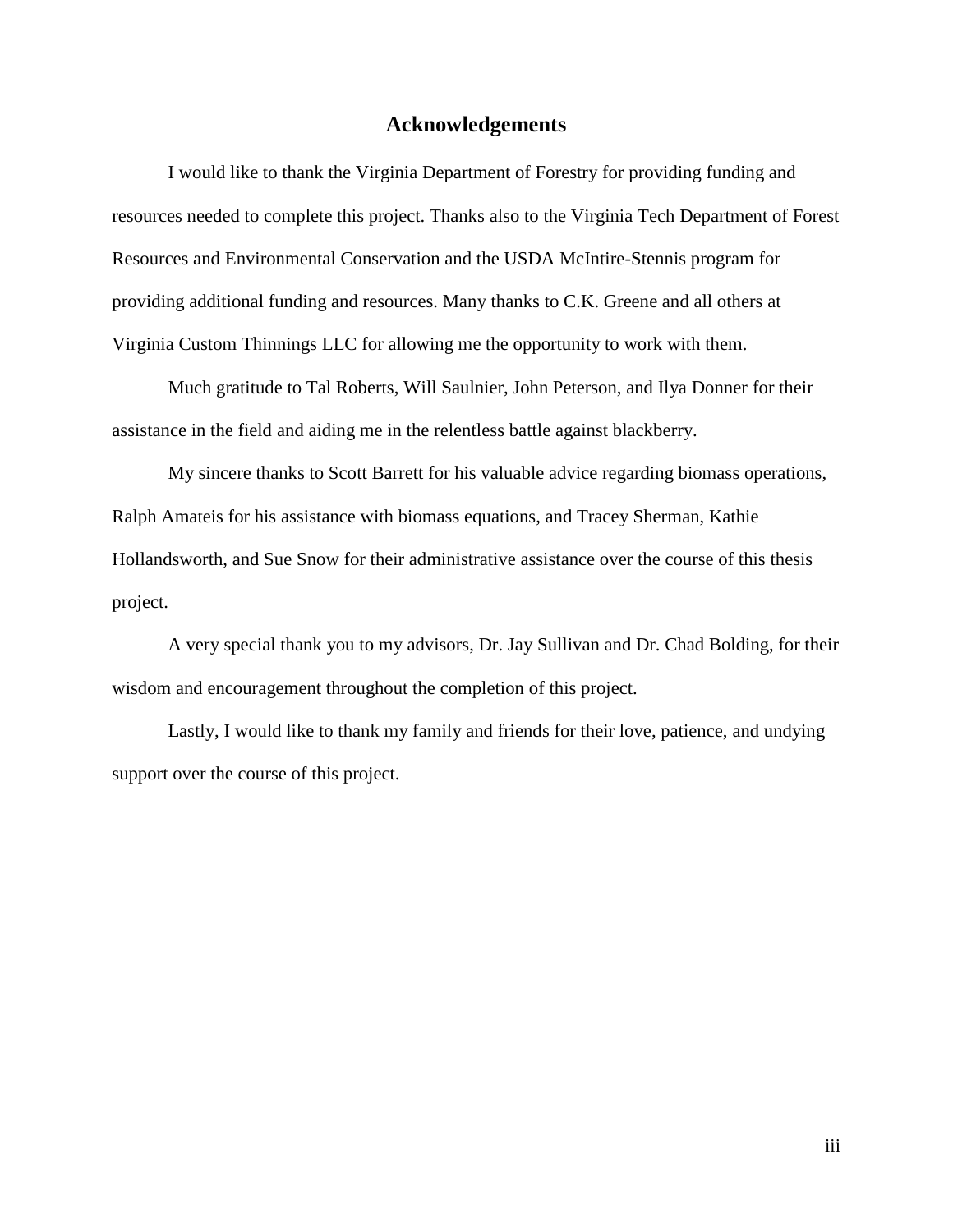## Acknowledgements

I would like to thank the Virginia Department of Forestry for providing funding and resources needed to complete this project. Thanks also to the Virginia Tech Department of Forest Resources and Environmental Conservation and the USDA McIntire-Stennis program for providing additional funding and resources. Many thanks to C.K. Greene and all others at Virginia Custom Thinnings LLC for allowing me the opportunity to work with them.

Much gratitude to Tal Roberts, Will Saulnier, John Peterson, and Ilya Donner for their assistance in the field and aiding me in the relentless battle against blackberry.

My sincere thanks to Scott Barrett for his valuable advice regarding biomass operations, Ralph Amateis for his assistance with biomass equations, and Tracey Sherman, Kathie Hollandsworth, and Sue Snow for their administrative assistance over the course of this thesis project.

A very special thank you to my advisors, Dr. Jay Sullivan and Dr. Chad Bolding, for their wisdom and encouragement throughout the completion of this project.

Lastly, I would like to thank my family and friends for their love, patience, and undying support over the course of this project.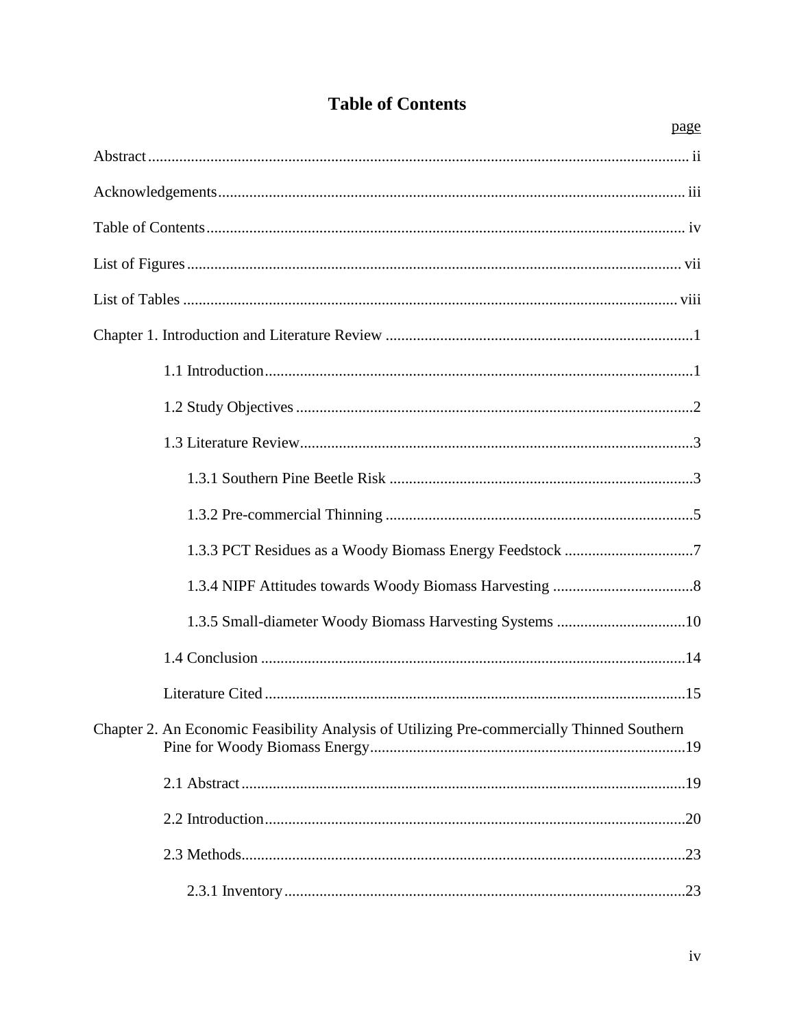# Table of Contents

page

Abstract ..... ii

Acknowledgements ..... iii

Table of Contents ..... iv

List of Figures ..... vii

List of Tables ..... viii

Chapter 1. Introduction and Literature Review ..... 1

- 1.1 Introduction ..... 1
- 1.2 Study Objectives ..... 2
- 1.3 Literature Review ..... 3
  - 1.3.1 Southern Pine Beetle Risk ..... 3
  - 1.3.2 Pre-commercial Thinning ..... 5
  - 1.3.3 PCT Residues as a Woody Biomass Energy Feedstock ..... 7
  - 1.3.4 NIPF Attitudes towards Woody Biomass Harvesting ..... 8
  - 1.3.5 Small-diameter Woody Biomass Harvesting Systems ..... 10
- 1.4 Conclusion ..... 14
- Literature Cited ..... 15

Chapter 2. An Economic Feasibility Analysis of Utilizing Pre-commercially Thinned Southern Pine for Woody Biomass Energy ..... 19

- 2.1 Abstract ..... 19
- 2.2 Introduction ..... 20
- 2.3 Methods ..... 23
  - 2.3.1 Inventory ..... 23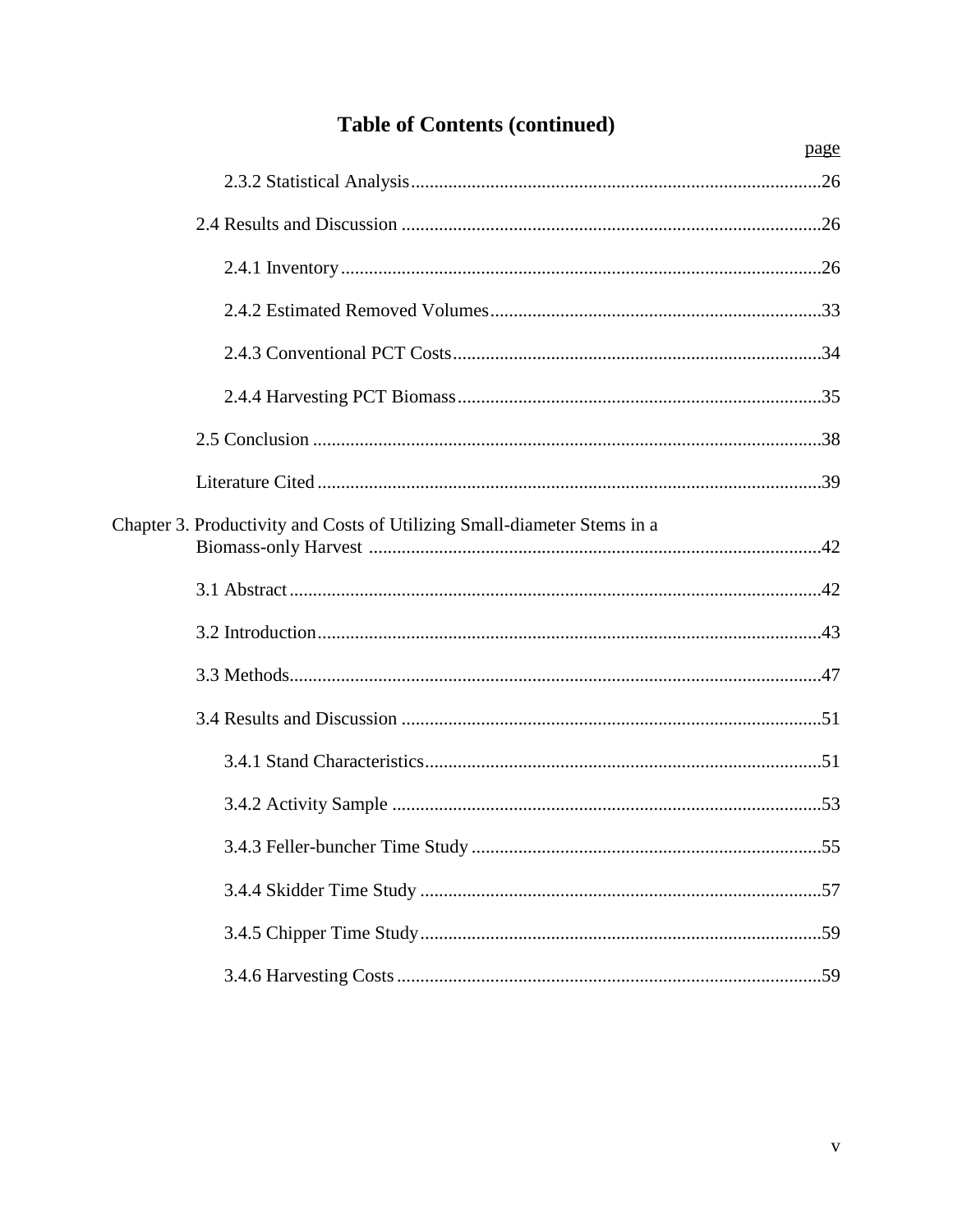# Table of Contents (continued)

page

2.3.2 Statistical Analysis....................26

2.4 Results and Discussion....................26

2.4.1 Inventory....................26

2.4.2 Estimated Removed Volumes....................33

2.4.3 Conventional PCT Costs....................34

2.4.4 Harvesting PCT Biomass....................35

2.5 Conclusion....................38

Literature Cited....................39

Chapter 3. Productivity and Costs of Utilizing Small-diameter Stems in a Biomass-only Harvest....................42

3.1 Abstract....................42

3.2 Introduction....................43

3.3 Methods....................47

3.4 Results and Discussion....................51

3.4.1 Stand Characteristics....................51

3.4.2 Activity Sample....................53

3.4.3 Feller-buncher Time Study....................55

3.4.4 Skidder Time Study....................57

3.4.5 Chipper Time Study....................59

3.4.6 Harvesting Costs....................59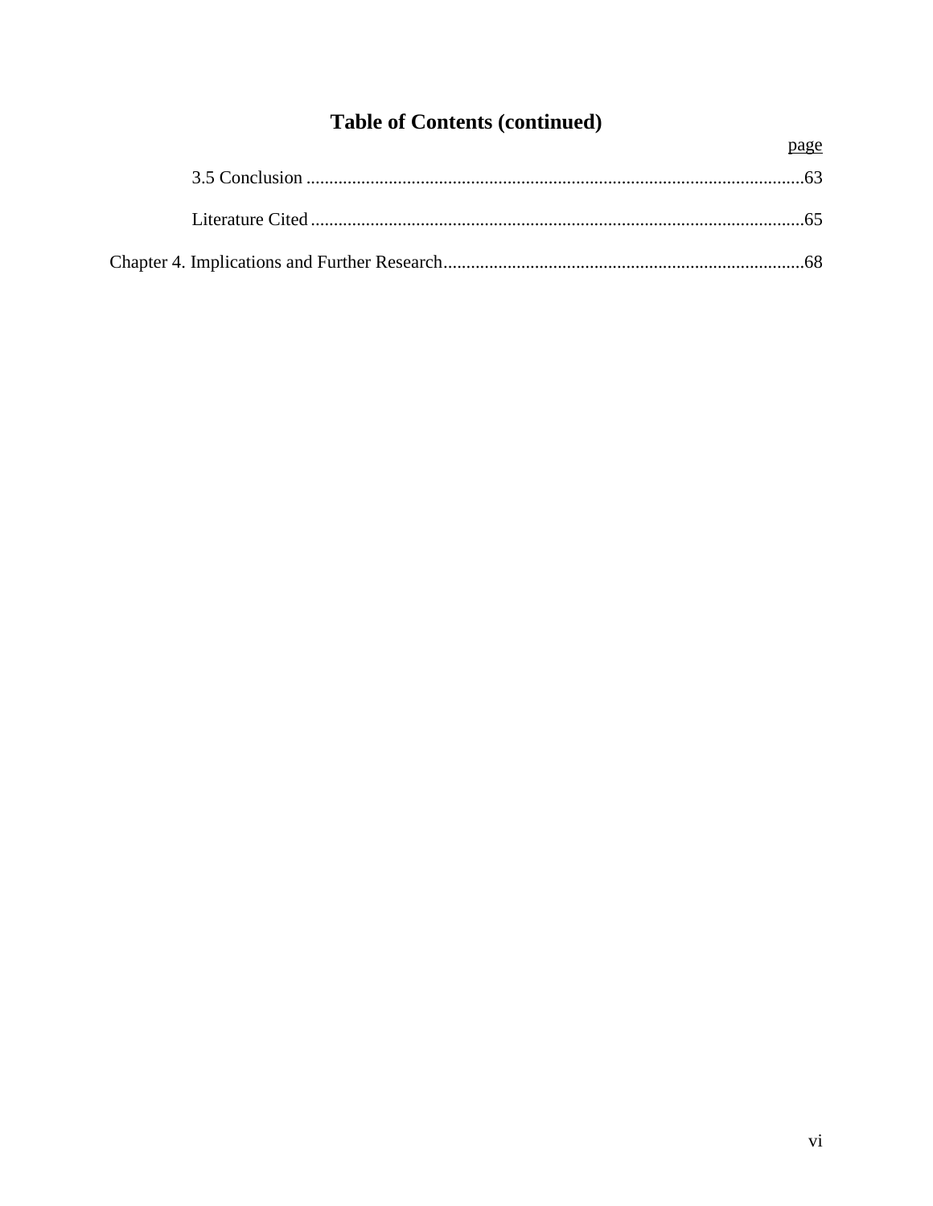# Table of Contents (continued)

page

3.5 Conclusion ....................................................................................................................63

Literature Cited ...................................................................................................................65

Chapter 4. Implications and Further Research.....................................................................68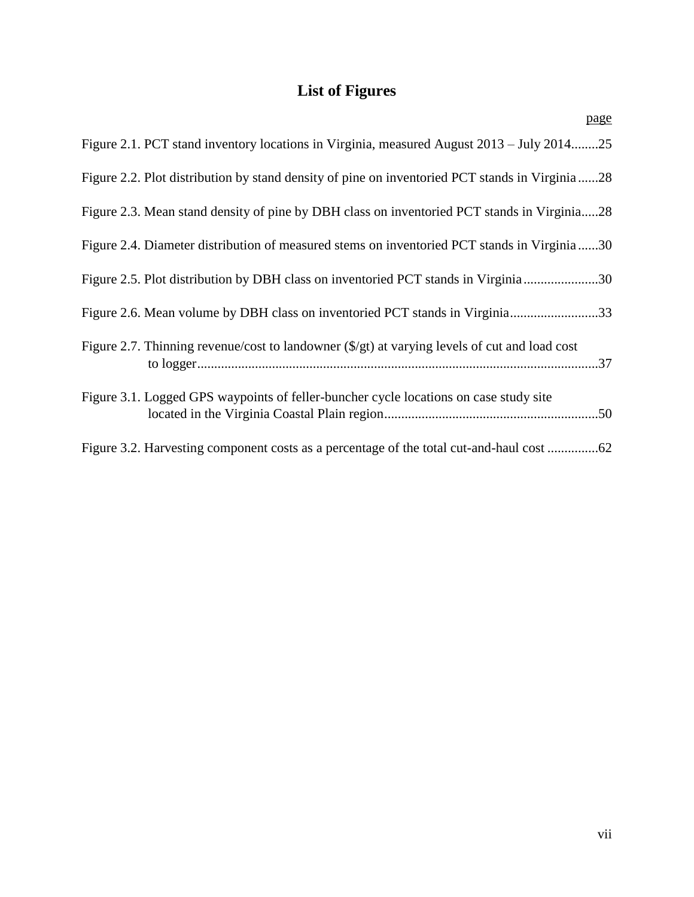# List of Figures

page

Figure 2.1. PCT stand inventory locations in Virginia, measured August 2013 – July 2014........25

Figure 2.2. Plot distribution by stand density of pine on inventoried PCT stands in Virginia......28

Figure 2.3. Mean stand density of pine by DBH class on inventoried PCT stands in Virginia.....28

Figure 2.4. Diameter distribution of measured stems on inventoried PCT stands in Virginia......30

Figure 2.5. Plot distribution by DBH class on inventoried PCT stands in Virginia......................30

Figure 2.6. Mean volume by DBH class on inventoried PCT stands in Virginia..........................33

Figure 2.7. Thinning revenue/cost to landowner ($/gt) at varying levels of cut and load cost to logger......................................................................................................................37

Figure 3.1. Logged GPS waypoints of feller-buncher cycle locations on case study site located in the Virginia Coastal Plain region...............................................................50

Figure 3.2. Harvesting component costs as a percentage of the total cut-and-haul cost ...............62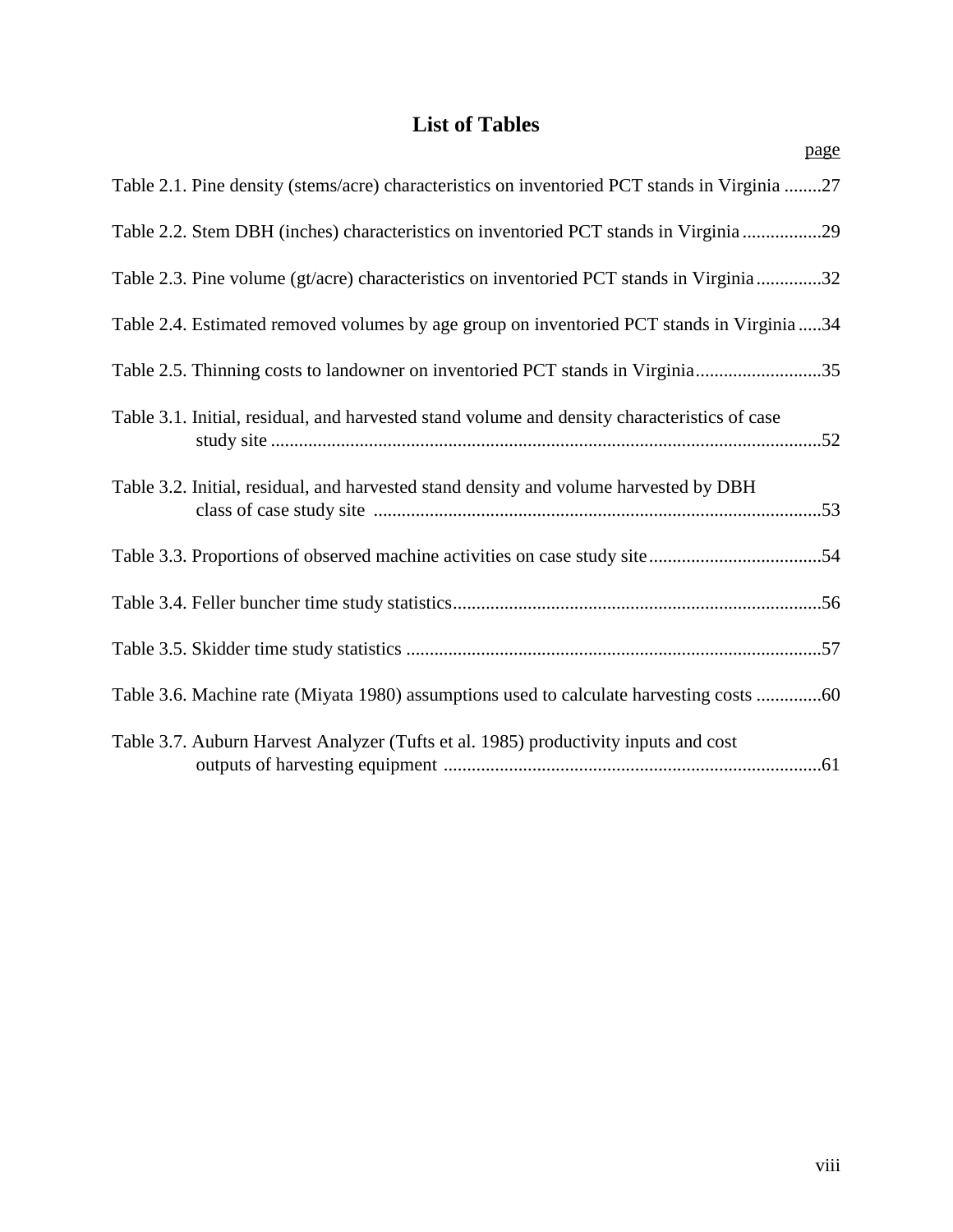# List of Tables

page

Table 2.1. Pine density (stems/acre) characteristics on inventoried PCT stands in Virginia ........27

Table 2.2. Stem DBH (inches) characteristics on inventoried PCT stands in Virginia .................29

Table 2.3. Pine volume (gt/acre) characteristics on inventoried PCT stands in Virginia ..............32

Table 2.4. Estimated removed volumes by age group on inventoried PCT stands in Virginia .....34

Table 2.5. Thinning costs to landowner on inventoried PCT stands in Virginia...........................35

Table 3.1. Initial, residual, and harvested stand volume and density characteristics of case study site ......................................................................................................................52

Table 3.2. Initial, residual, and harvested stand density and volume harvested by DBH class of case study site ................................................................................................53

Table 3.3. Proportions of observed machine activities on case study site.....................................54

Table 3.4. Feller buncher time study statistics...............................................................................56

Table 3.5. Skidder time study statistics .........................................................................................57

Table 3.6. Machine rate (Miyata 1980) assumptions used to calculate harvesting costs ..............60

Table 3.7. Auburn Harvest Analyzer (Tufts et al. 1985) productivity inputs and cost outputs of harvesting equipment .................................................................................61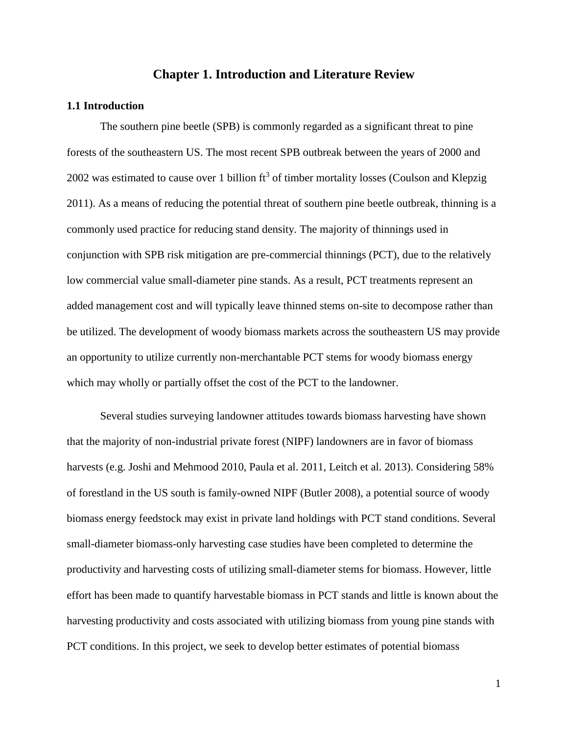# Chapter 1. Introduction and Literature Review

## 1.1 Introduction

The southern pine beetle (SPB) is commonly regarded as a significant threat to pine forests of the southeastern US. The most recent SPB outbreak between the years of 2000 and 2002 was estimated to cause over 1 billion $ft^3$ of timber mortality losses (Coulson and Klepzig 2011). As a means of reducing the potential threat of southern pine beetle outbreak, thinning is a commonly used practice for reducing stand density. The majority of thinnings used in conjunction with SPB risk mitigation are pre-commercial thinnings (PCT), due to the relatively low commercial value small-diameter pine stands. As a result, PCT treatments represent an added management cost and will typically leave thinned stems on-site to decompose rather than be utilized. The development of woody biomass markets across the southeastern US may provide an opportunity to utilize currently non-merchantable PCT stems for woody biomass energy which may wholly or partially offset the cost of the PCT to the landowner.

Several studies surveying landowner attitudes towards biomass harvesting have shown that the majority of non-industrial private forest (NIPF) landowners are in favor of biomass harvests (e.g. Joshi and Mehmood 2010, Paula et al. 2011, Leitch et al. 2013). Considering 58% of forestland in the US south is family-owned NIPF (Butler 2008), a potential source of woody biomass energy feedstock may exist in private land holdings with PCT stand conditions. Several small-diameter biomass-only harvesting case studies have been completed to determine the productivity and harvesting costs of utilizing small-diameter stems for biomass. However, little effort has been made to quantify harvestable biomass in PCT stands and little is known about the harvesting productivity and costs associated with utilizing biomass from young pine stands with PCT conditions. In this project, we seek to develop better estimates of potential biomass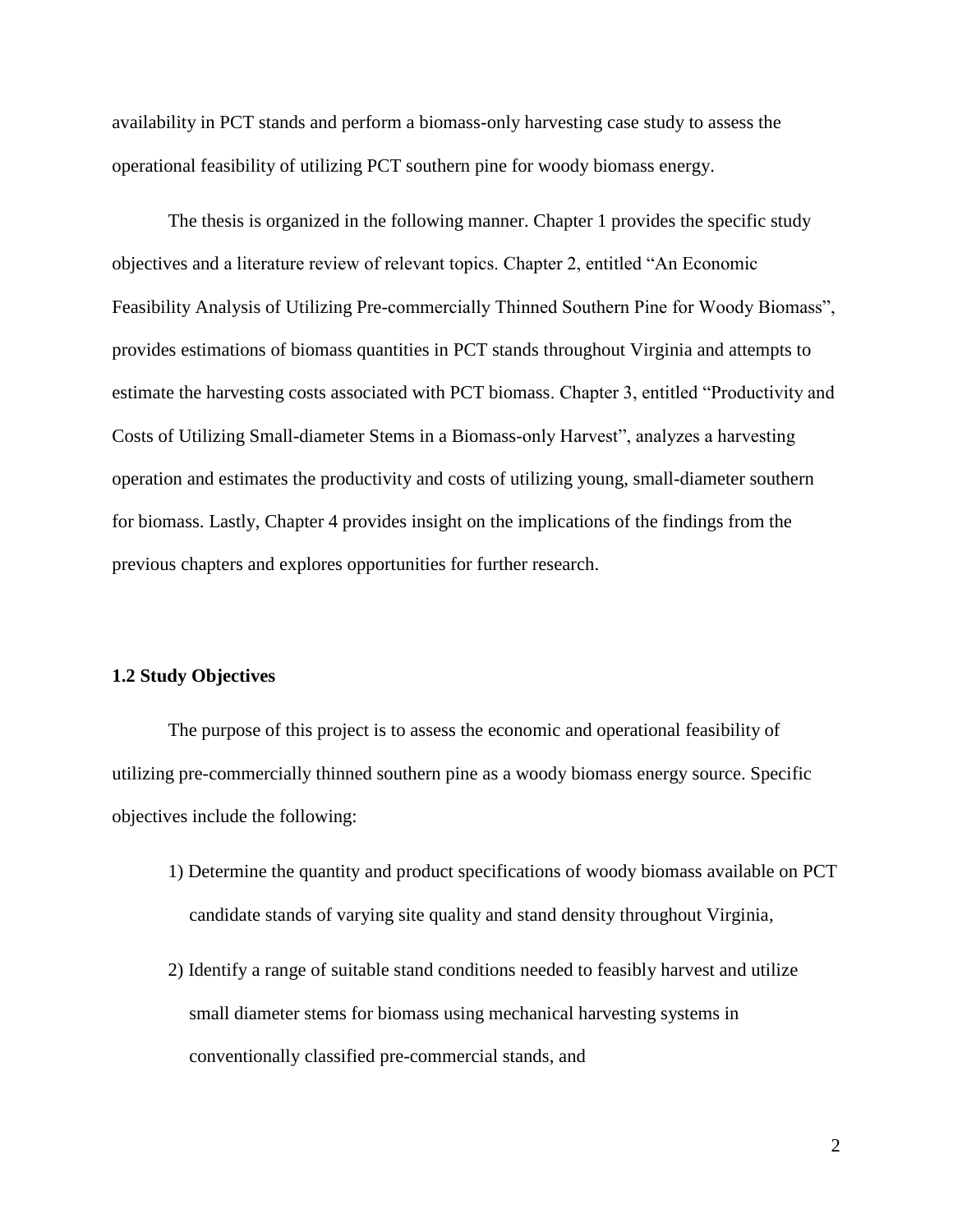availability in PCT stands and perform a biomass-only harvesting case study to assess the operational feasibility of utilizing PCT southern pine for woody biomass energy.

The thesis is organized in the following manner. Chapter 1 provides the specific study objectives and a literature review of relevant topics. Chapter 2, entitled "An Economic Feasibility Analysis of Utilizing Pre-commercially Thinned Southern Pine for Woody Biomass", provides estimations of biomass quantities in PCT stands throughout Virginia and attempts to estimate the harvesting costs associated with PCT biomass. Chapter 3, entitled "Productivity and Costs of Utilizing Small-diameter Stems in a Biomass-only Harvest", analyzes a harvesting operation and estimates the productivity and costs of utilizing young, small-diameter southern for biomass. Lastly, Chapter 4 provides insight on the implications of the findings from the previous chapters and explores opportunities for further research.

### 1.2 Study Objectives

The purpose of this project is to assess the economic and operational feasibility of utilizing pre-commercially thinned southern pine as a woody biomass energy source. Specific objectives include the following:

1) Determine the quantity and product specifications of woody biomass available on PCT candidate stands of varying site quality and stand density throughout Virginia,
2) Identify a range of suitable stand conditions needed to feasibly harvest and utilize small diameter stems for biomass using mechanical harvesting systems in conventionally classified pre-commercial stands, and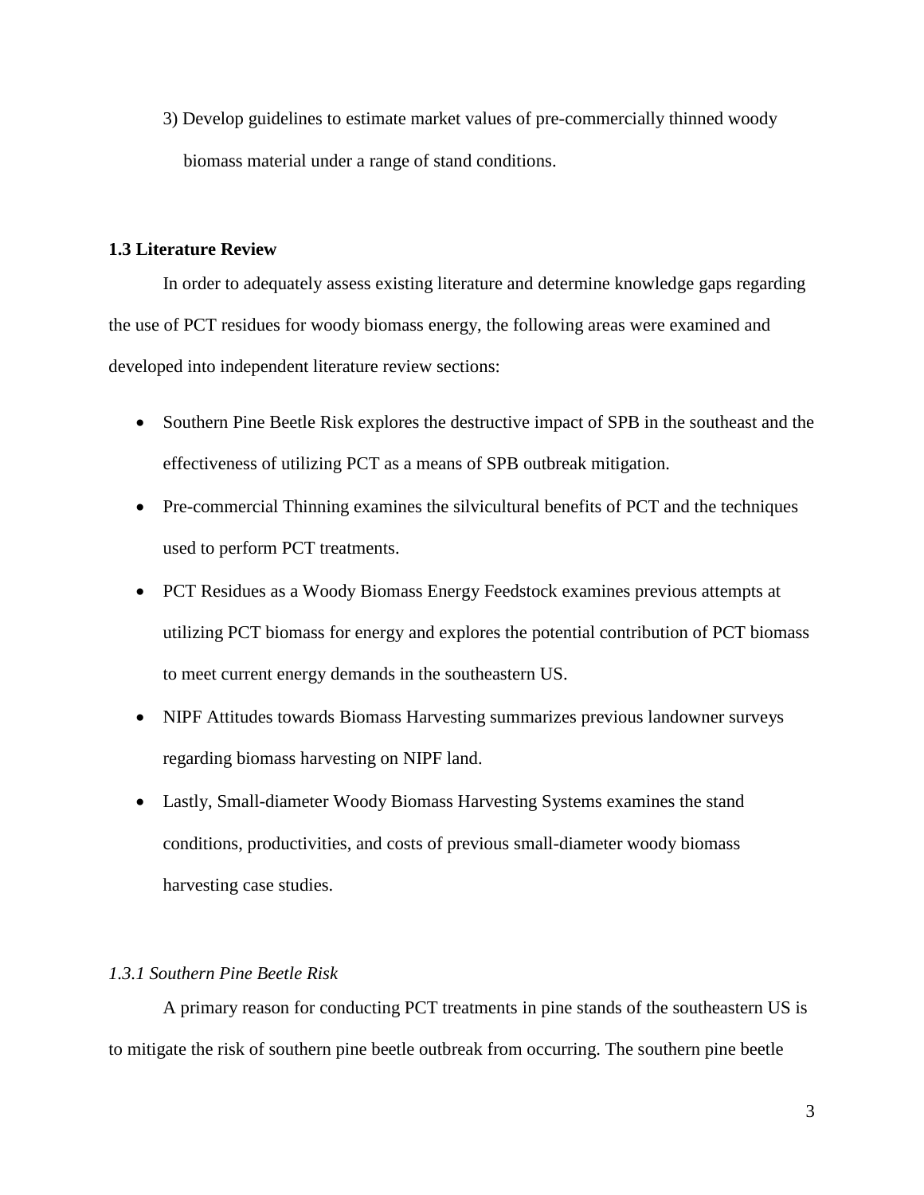3) Develop guidelines to estimate market values of pre-commercially thinned woody biomass material under a range of stand conditions.

## 1.3 Literature Review

In order to adequately assess existing literature and determine knowledge gaps regarding the use of PCT residues for woody biomass energy, the following areas were examined and developed into independent literature review sections:

- Southern Pine Beetle Risk explores the destructive impact of SPB in the southeast and the effectiveness of utilizing PCT as a means of SPB outbreak mitigation.
- Pre-commercial Thinning examines the silvicultural benefits of PCT and the techniques used to perform PCT treatments.
- PCT Residues as a Woody Biomass Energy Feedstock examines previous attempts at utilizing PCT biomass for energy and explores the potential contribution of PCT biomass to meet current energy demands in the southeastern US.
- NIPF Attitudes towards Biomass Harvesting summarizes previous landowner surveys regarding biomass harvesting on NIPF land.
- Lastly, Small-diameter Woody Biomass Harvesting Systems examines the stand conditions, productivities, and costs of previous small-diameter woody biomass harvesting case studies.

### *1.3.1 Southern Pine Beetle Risk*

A primary reason for conducting PCT treatments in pine stands of the southeastern US is to mitigate the risk of southern pine beetle outbreak from occurring. The southern pine beetle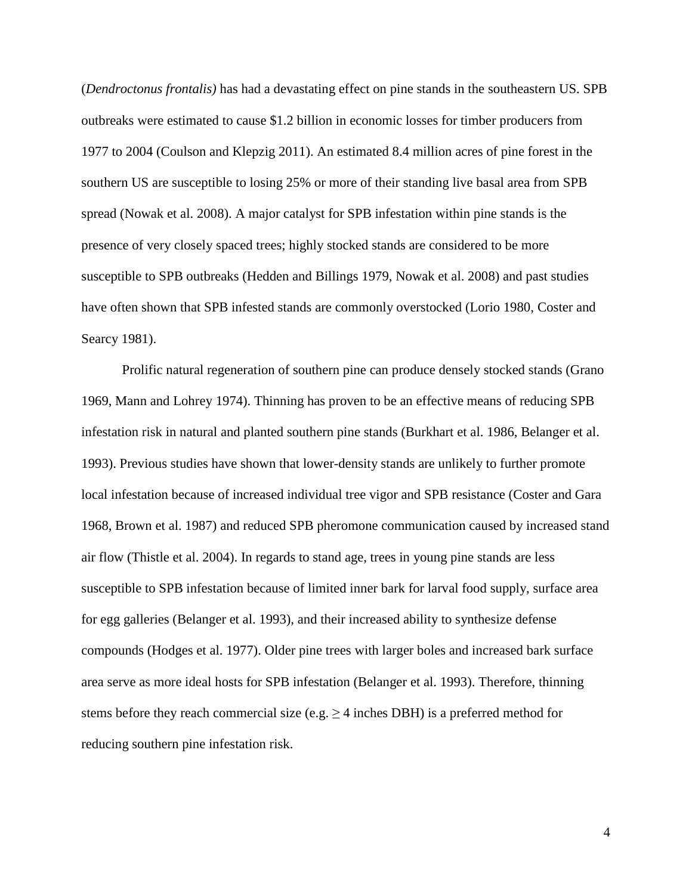(*Dendroctonus frontalis)* has had a devastating effect on pine stands in the southeastern US. SPB outbreaks were estimated to cause $1.2 billion in economic losses for timber producers from 1977 to 2004 (Coulson and Klepzig 2011). An estimated 8.4 million acres of pine forest in the southern US are susceptible to losing 25% or more of their standing live basal area from SPB spread (Nowak et al. 2008). A major catalyst for SPB infestation within pine stands is the presence of very closely spaced trees; highly stocked stands are considered to be more susceptible to SPB outbreaks (Hedden and Billings 1979, Nowak et al. 2008) and past studies have often shown that SPB infested stands are commonly overstocked (Lorio 1980, Coster and Searcy 1981).

Prolific natural regeneration of southern pine can produce densely stocked stands (Grano 1969, Mann and Lohrey 1974). Thinning has proven to be an effective means of reducing SPB infestation risk in natural and planted southern pine stands (Burkhart et al. 1986, Belanger et al. 1993). Previous studies have shown that lower-density stands are unlikely to further promote local infestation because of increased individual tree vigor and SPB resistance (Coster and Gara 1968, Brown et al. 1987) and reduced SPB pheromone communication caused by increased stand air flow (Thistle et al. 2004). In regards to stand age, trees in young pine stands are less susceptible to SPB infestation because of limited inner bark for larval food supply, surface area for egg galleries (Belanger et al. 1993), and their increased ability to synthesize defense compounds (Hodges et al. 1977). Older pine trees with larger boles and increased bark surface area serve as more ideal hosts for SPB infestation (Belanger et al. 1993). Therefore, thinning stems before they reach commercial size (e.g. ≥ 4 inches DBH) is a preferred method for reducing southern pine infestation risk.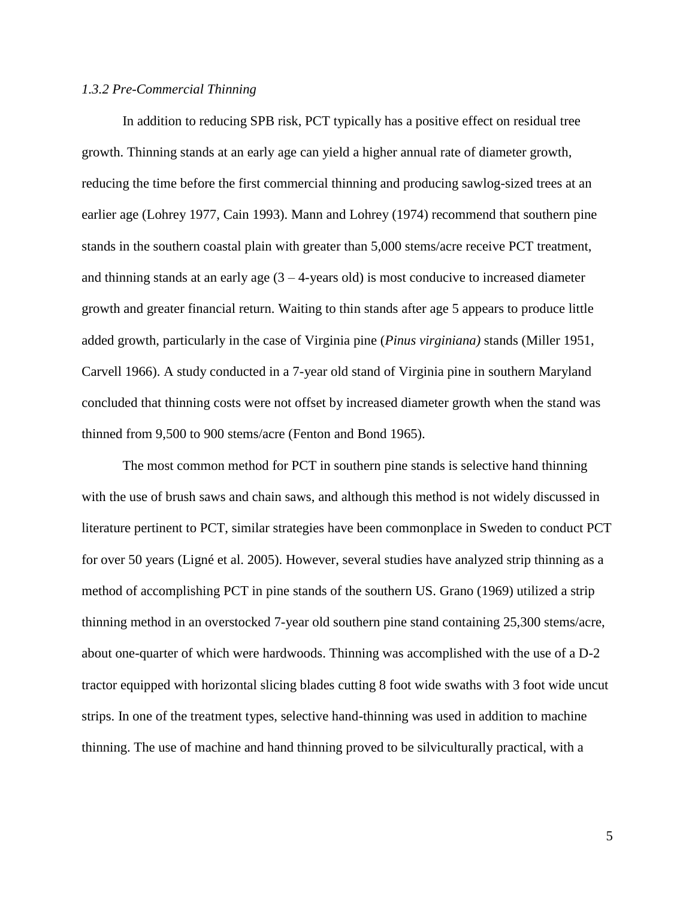### *1.3.2 Pre-Commercial Thinning*

In addition to reducing SPB risk, PCT typically has a positive effect on residual tree growth. Thinning stands at an early age can yield a higher annual rate of diameter growth, reducing the time before the first commercial thinning and producing sawlog-sized trees at an earlier age (Lohrey 1977, Cain 1993). Mann and Lohrey (1974) recommend that southern pine stands in the southern coastal plain with greater than 5,000 stems/acre receive PCT treatment, and thinning stands at an early age (3 – 4-years old) is most conducive to increased diameter growth and greater financial return. Waiting to thin stands after age 5 appears to produce little added growth, particularly in the case of Virginia pine (*Pinus virginiana)* stands (Miller 1951, Carvell 1966). A study conducted in a 7-year old stand of Virginia pine in southern Maryland concluded that thinning costs were not offset by increased diameter growth when the stand was thinned from 9,500 to 900 stems/acre (Fenton and Bond 1965).

The most common method for PCT in southern pine stands is selective hand thinning with the use of brush saws and chain saws, and although this method is not widely discussed in literature pertinent to PCT, similar strategies have been commonplace in Sweden to conduct PCT for over 50 years (Ligné et al. 2005). However, several studies have analyzed strip thinning as a method of accomplishing PCT in pine stands of the southern US. Grano (1969) utilized a strip thinning method in an overstocked 7-year old southern pine stand containing 25,300 stems/acre, about one-quarter of which were hardwoods. Thinning was accomplished with the use of a D-2 tractor equipped with horizontal slicing blades cutting 8 foot wide swaths with 3 foot wide uncut strips. In one of the treatment types, selective hand-thinning was used in addition to machine thinning. The use of machine and hand thinning proved to be silviculturally practical, with a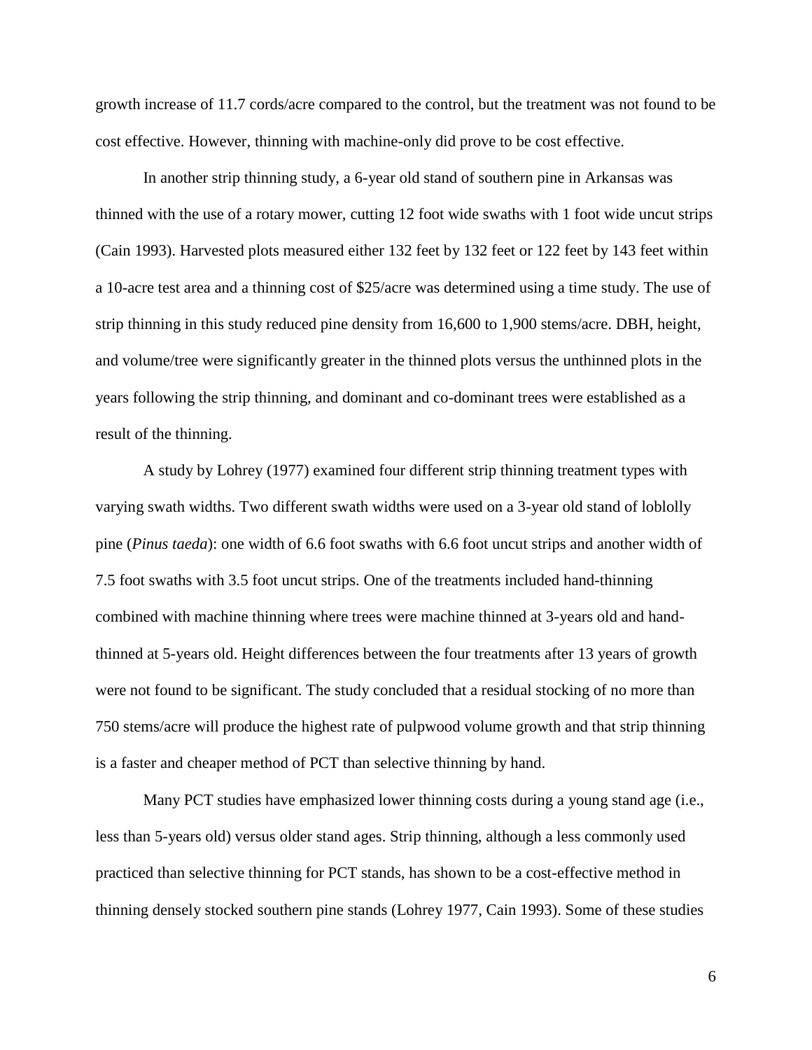growth increase of 11.7 cords/acre compared to the control, but the treatment was not found to be cost effective. However, thinning with machine-only did prove to be cost effective.

In another strip thinning study, a 6-year old stand of southern pine in Arkansas was thinned with the use of a rotary mower, cutting 12 foot wide swaths with 1 foot wide uncut strips (Cain 1993). Harvested plots measured either 132 feet by 132 feet or 122 feet by 143 feet within a 10-acre test area and a thinning cost of $25/acre was determined using a time study. The use of strip thinning in this study reduced pine density from 16,600 to 1,900 stems/acre. DBH, height, and volume/tree were significantly greater in the thinned plots versus the unthinned plots in the years following the strip thinning, and dominant and co-dominant trees were established as a result of the thinning.

A study by Lohrey (1977) examined four different strip thinning treatment types with varying swath widths. Two different swath widths were used on a 3-year old stand of loblolly pine (*Pinus taeda*): one width of 6.6 foot swaths with 6.6 foot uncut strips and another width of 7.5 foot swaths with 3.5 foot uncut strips. One of the treatments included hand-thinning combined with machine thinning where trees were machine thinned at 3-years old and hand-thinned at 5-years old. Height differences between the four treatments after 13 years of growth were not found to be significant. The study concluded that a residual stocking of no more than 750 stems/acre will produce the highest rate of pulpwood volume growth and that strip thinning is a faster and cheaper method of PCT than selective thinning by hand.

Many PCT studies have emphasized lower thinning costs during a young stand age (i.e., less than 5-years old) versus older stand ages. Strip thinning, although a less commonly used practiced than selective thinning for PCT stands, has shown to be a cost-effective method in thinning densely stocked southern pine stands (Lohrey 1977, Cain 1993). Some of these studies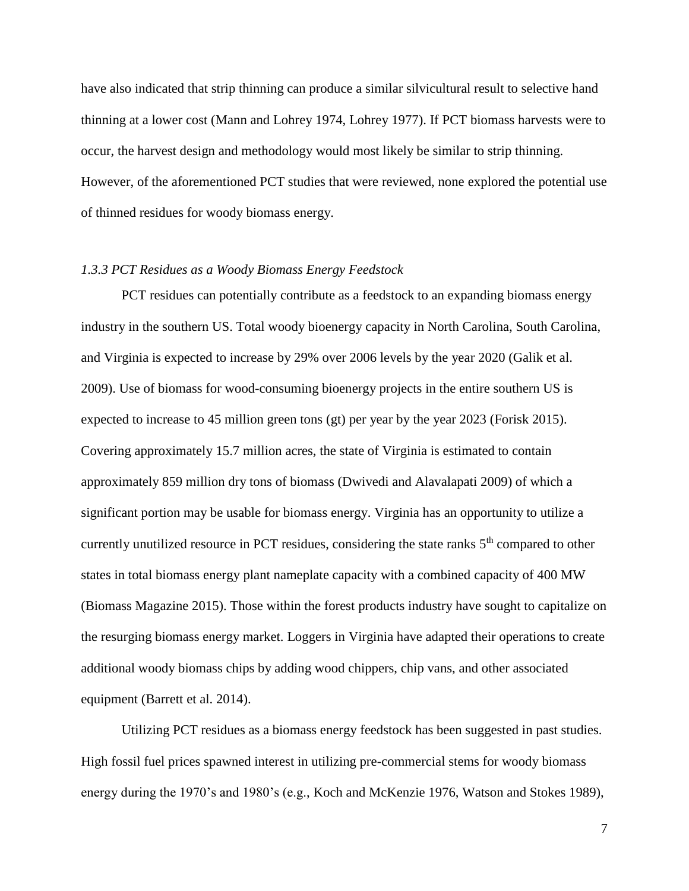have also indicated that strip thinning can produce a similar silvicultural result to selective hand thinning at a lower cost (Mann and Lohrey 1974, Lohrey 1977). If PCT biomass harvests were to occur, the harvest design and methodology would most likely be similar to strip thinning. However, of the aforementioned PCT studies that were reviewed, none explored the potential use of thinned residues for woody biomass energy.

### *1.3.3 PCT Residues as a Woody Biomass Energy Feedstock*

PCT residues can potentially contribute as a feedstock to an expanding biomass energy industry in the southern US. Total woody bioenergy capacity in North Carolina, South Carolina, and Virginia is expected to increase by 29% over 2006 levels by the year 2020 (Galik et al. 2009). Use of biomass for wood-consuming bioenergy projects in the entire southern US is expected to increase to 45 million green tons (gt) per year by the year 2023 (Forisk 2015). Covering approximately 15.7 million acres, the state of Virginia is estimated to contain approximately 859 million dry tons of biomass (Dwivedi and Alavalapati 2009) of which a significant portion may be usable for biomass energy. Virginia has an opportunity to utilize a currently unutilized resource in PCT residues, considering the state ranks 5th compared to other states in total biomass energy plant nameplate capacity with a combined capacity of 400 MW (Biomass Magazine 2015). Those within the forest products industry have sought to capitalize on the resurging biomass energy market. Loggers in Virginia have adapted their operations to create additional woody biomass chips by adding wood chippers, chip vans, and other associated equipment (Barrett et al. 2014).

Utilizing PCT residues as a biomass energy feedstock has been suggested in past studies. High fossil fuel prices spawned interest in utilizing pre-commercial stems for woody biomass energy during the 1970's and 1980's (e.g., Koch and McKenzie 1976, Watson and Stokes 1989),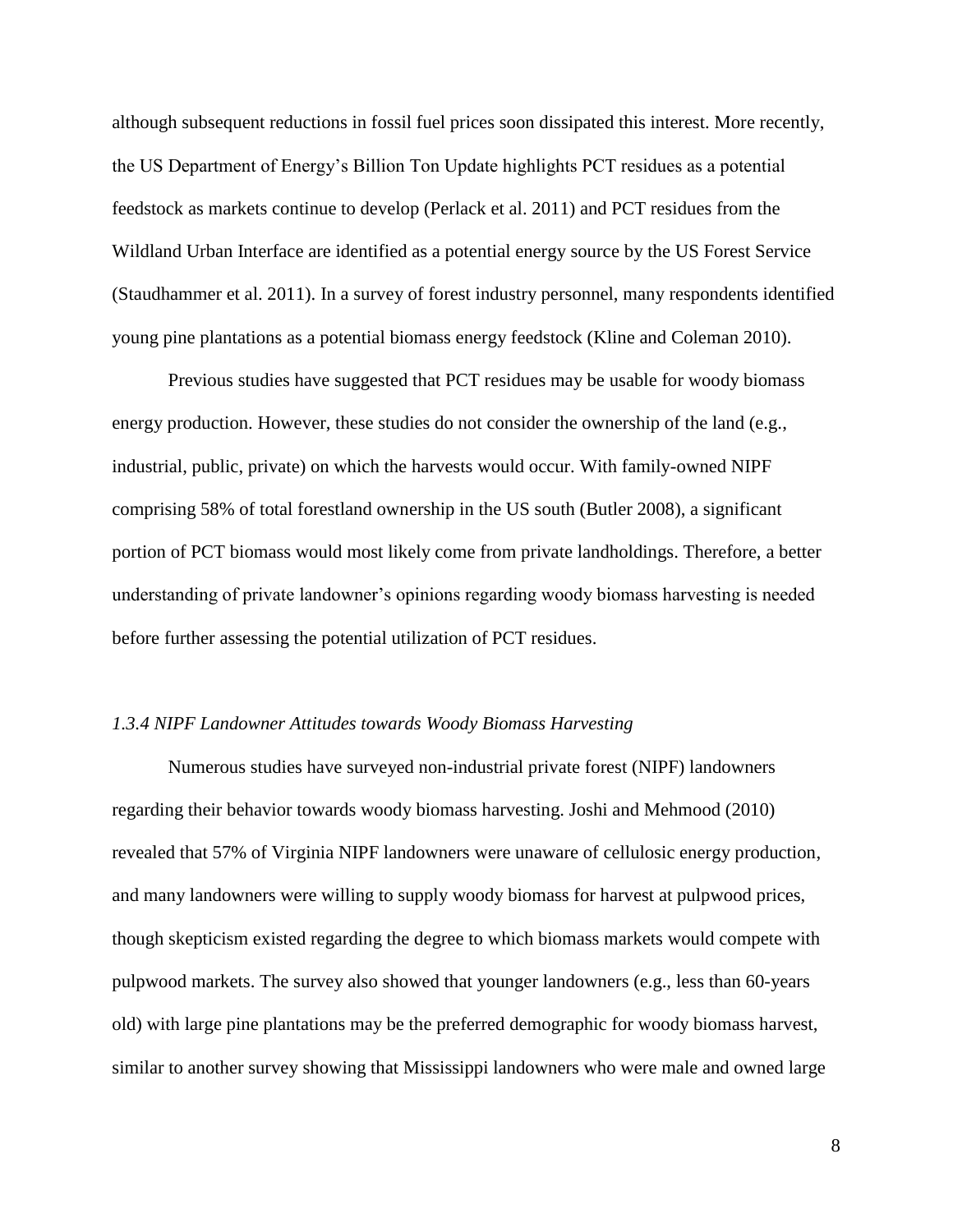although subsequent reductions in fossil fuel prices soon dissipated this interest. More recently, the US Department of Energy's Billion Ton Update highlights PCT residues as a potential feedstock as markets continue to develop (Perlack et al. 2011) and PCT residues from the Wildland Urban Interface are identified as a potential energy source by the US Forest Service (Staudhammer et al. 2011). In a survey of forest industry personnel, many respondents identified young pine plantations as a potential biomass energy feedstock (Kline and Coleman 2010).

Previous studies have suggested that PCT residues may be usable for woody biomass energy production. However, these studies do not consider the ownership of the land (e.g., industrial, public, private) on which the harvests would occur. With family-owned NIPF comprising 58% of total forestland ownership in the US south (Butler 2008), a significant portion of PCT biomass would most likely come from private landholdings. Therefore, a better understanding of private landowner's opinions regarding woody biomass harvesting is needed before further assessing the potential utilization of PCT residues.

#### *1.3.4 NIPF Landowner Attitudes towards Woody Biomass Harvesting*

Numerous studies have surveyed non-industrial private forest (NIPF) landowners regarding their behavior towards woody biomass harvesting. Joshi and Mehmood (2010) revealed that 57% of Virginia NIPF landowners were unaware of cellulosic energy production, and many landowners were willing to supply woody biomass for harvest at pulpwood prices, though skepticism existed regarding the degree to which biomass markets would compete with pulpwood markets. The survey also showed that younger landowners (e.g., less than 60-years old) with large pine plantations may be the preferred demographic for woody biomass harvest, similar to another survey showing that Mississippi landowners who were male and owned large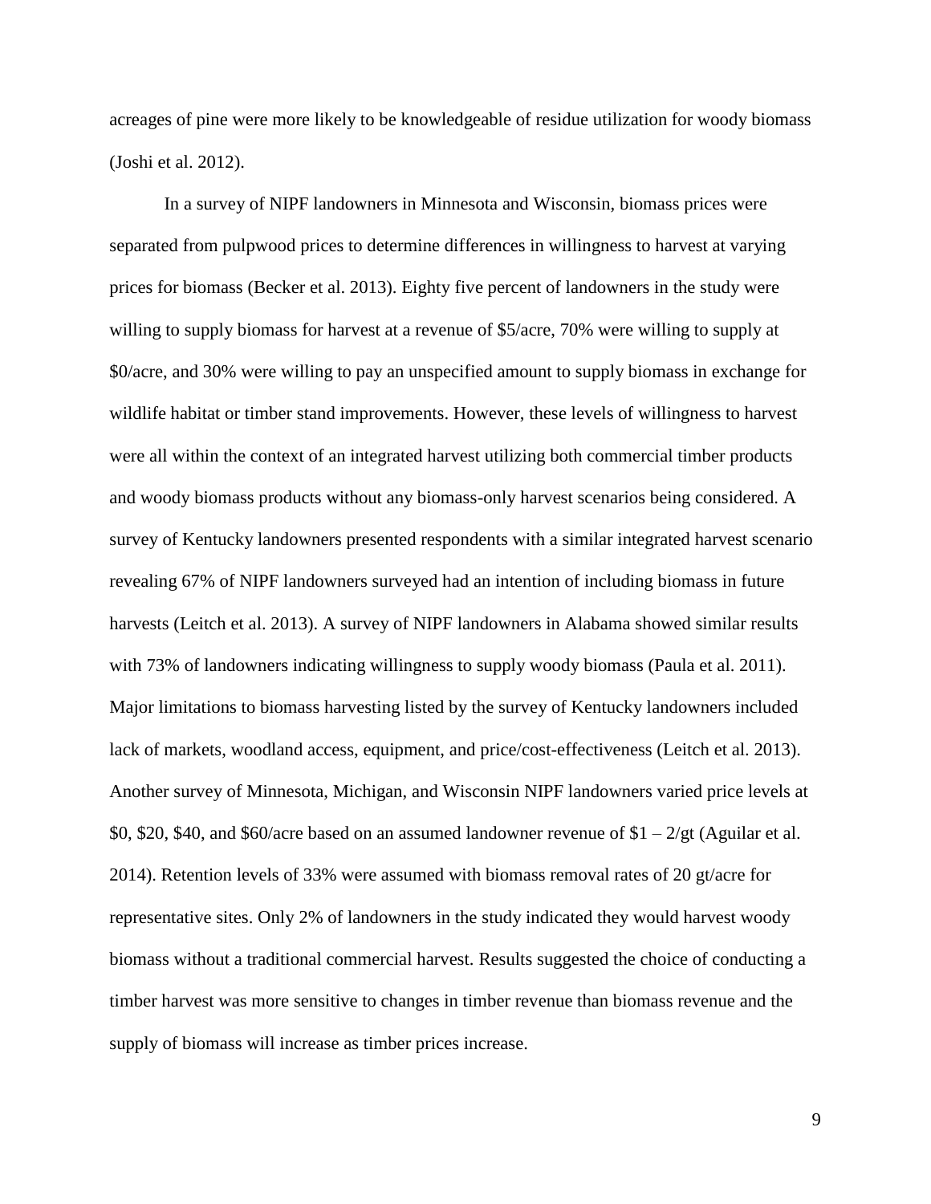acreages of pine were more likely to be knowledgeable of residue utilization for woody biomass (Joshi et al. 2012).

In a survey of NIPF landowners in Minnesota and Wisconsin, biomass prices were separated from pulpwood prices to determine differences in willingness to harvest at varying prices for biomass (Becker et al. 2013). Eighty five percent of landowners in the study were willing to supply biomass for harvest at a revenue of \$5/acre, 70% were willing to supply at \$0/acre, and 30% were willing to pay an unspecified amount to supply biomass in exchange for wildlife habitat or timber stand improvements. However, these levels of willingness to harvest were all within the context of an integrated harvest utilizing both commercial timber products and woody biomass products without any biomass-only harvest scenarios being considered. A survey of Kentucky landowners presented respondents with a similar integrated harvest scenario revealing 67% of NIPF landowners surveyed had an intention of including biomass in future harvests (Leitch et al. 2013). A survey of NIPF landowners in Alabama showed similar results with 73% of landowners indicating willingness to supply woody biomass (Paula et al. 2011). Major limitations to biomass harvesting listed by the survey of Kentucky landowners included lack of markets, woodland access, equipment, and price/cost-effectiveness (Leitch et al. 2013). Another survey of Minnesota, Michigan, and Wisconsin NIPF landowners varied price levels at \$0, \$20, \$40, and \$60/acre based on an assumed landowner revenue of \$1 – 2/gt (Aguilar et al. 2014). Retention levels of 33% were assumed with biomass removal rates of 20 gt/acre for representative sites. Only 2% of landowners in the study indicated they would harvest woody biomass without a traditional commercial harvest. Results suggested the choice of conducting a timber harvest was more sensitive to changes in timber revenue than biomass revenue and the supply of biomass will increase as timber prices increase.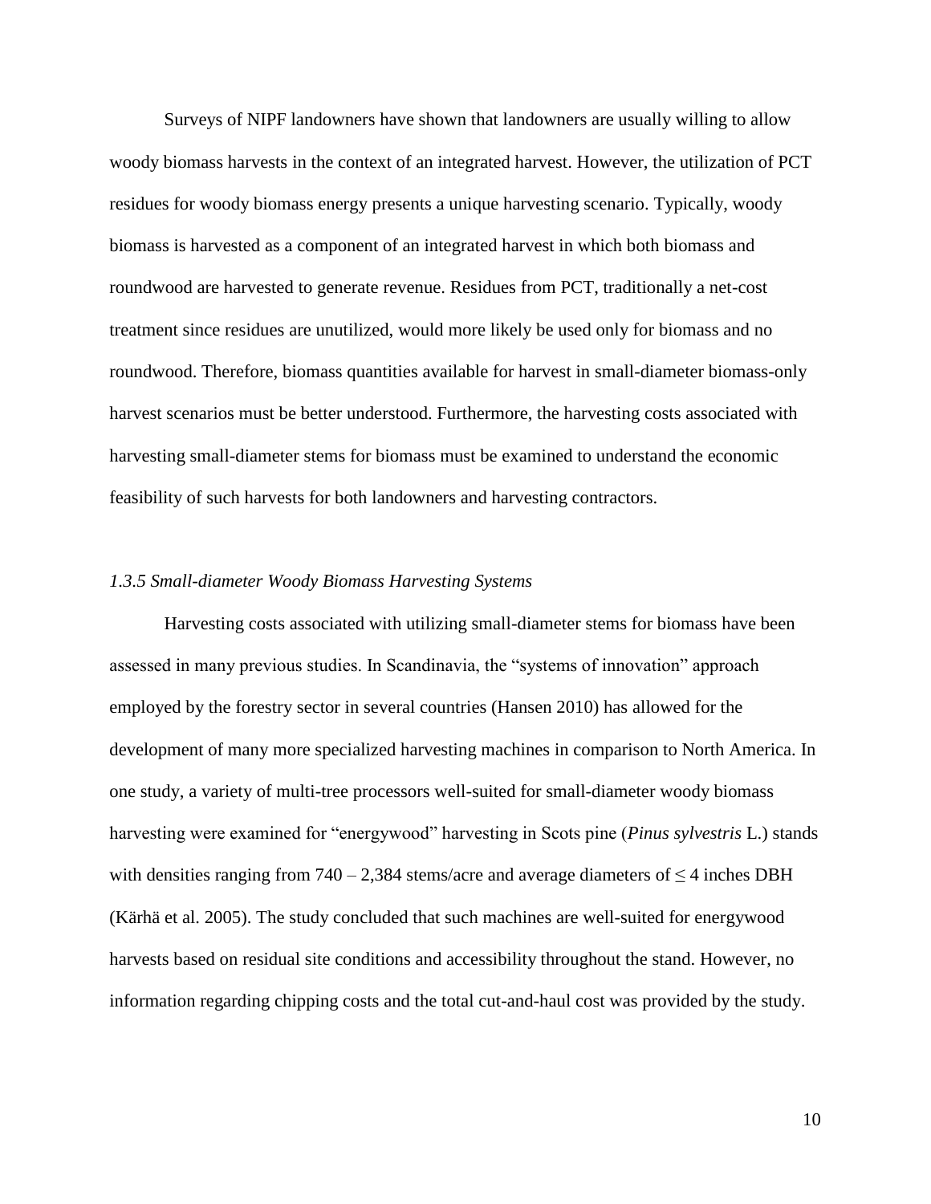Surveys of NIPF landowners have shown that landowners are usually willing to allow woody biomass harvests in the context of an integrated harvest. However, the utilization of PCT residues for woody biomass energy presents a unique harvesting scenario. Typically, woody biomass is harvested as a component of an integrated harvest in which both biomass and roundwood are harvested to generate revenue. Residues from PCT, traditionally a net-cost treatment since residues are unutilized, would more likely be used only for biomass and no roundwood. Therefore, biomass quantities available for harvest in small-diameter biomass-only harvest scenarios must be better understood. Furthermore, the harvesting costs associated with harvesting small-diameter stems for biomass must be examined to understand the economic feasibility of such harvests for both landowners and harvesting contractors.

### *1.3.5 Small-diameter Woody Biomass Harvesting Systems*

Harvesting costs associated with utilizing small-diameter stems for biomass have been assessed in many previous studies. In Scandinavia, the "systems of innovation" approach employed by the forestry sector in several countries (Hansen 2010) has allowed for the development of many more specialized harvesting machines in comparison to North America. In one study, a variety of multi-tree processors well-suited for small-diameter woody biomass harvesting were examined for "energywood" harvesting in Scots pine (*Pinus sylvestris* L.) stands with densities ranging from 740 – 2,384 stems/acre and average diameters of ≤ 4 inches DBH (Kärhä et al. 2005). The study concluded that such machines are well-suited for energywood harvests based on residual site conditions and accessibility throughout the stand. However, no information regarding chipping costs and the total cut-and-haul cost was provided by the study.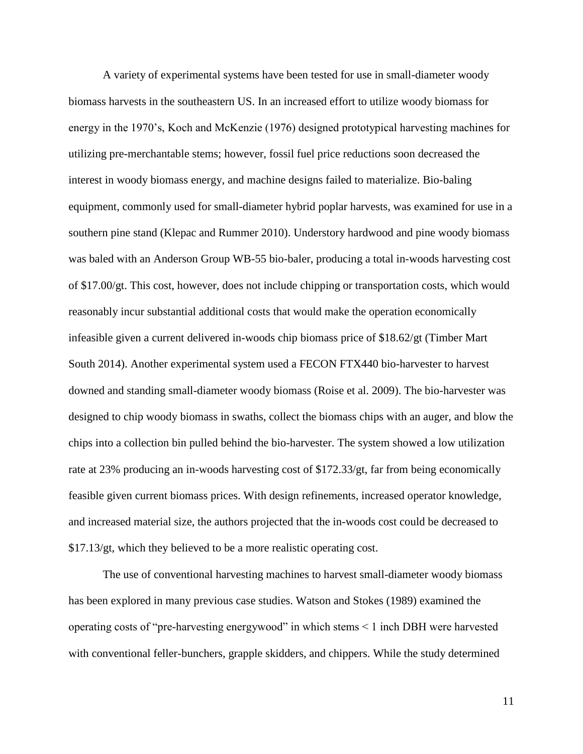A variety of experimental systems have been tested for use in small-diameter woody biomass harvests in the southeastern US. In an increased effort to utilize woody biomass for energy in the 1970's, Koch and McKenzie (1976) designed prototypical harvesting machines for utilizing pre-merchantable stems; however, fossil fuel price reductions soon decreased the interest in woody biomass energy, and machine designs failed to materialize. Bio-baling equipment, commonly used for small-diameter hybrid poplar harvests, was examined for use in a southern pine stand (Klepac and Rummer 2010). Understory hardwood and pine woody biomass was baled with an Anderson Group WB-55 bio-baler, producing a total in-woods harvesting cost of $17.00/gt. This cost, however, does not include chipping or transportation costs, which would reasonably incur substantial additional costs that would make the operation economically infeasible given a current delivered in-woods chip biomass price of $18.62/gt (Timber Mart South 2014). Another experimental system used a FECON FTX440 bio-harvester to harvest downed and standing small-diameter woody biomass (Roise et al. 2009). The bio-harvester was designed to chip woody biomass in swaths, collect the biomass chips with an auger, and blow the chips into a collection bin pulled behind the bio-harvester. The system showed a low utilization rate at 23% producing an in-woods harvesting cost of $172.33/gt, far from being economically feasible given current biomass prices. With design refinements, increased operator knowledge, and increased material size, the authors projected that the in-woods cost could be decreased to $17.13/gt, which they believed to be a more realistic operating cost.

The use of conventional harvesting machines to harvest small-diameter woody biomass has been explored in many previous case studies. Watson and Stokes (1989) examined the operating costs of "pre-harvesting energywood" in which stems < 1 inch DBH were harvested with conventional feller-bunchers, grapple skidders, and chippers. While the study determined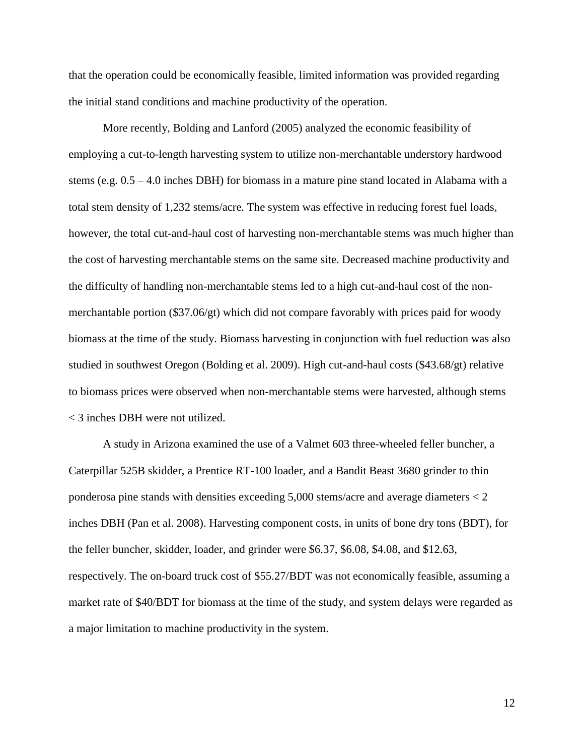that the operation could be economically feasible, limited information was provided regarding the initial stand conditions and machine productivity of the operation.

More recently, Bolding and Lanford (2005) analyzed the economic feasibility of employing a cut-to-length harvesting system to utilize non-merchantable understory hardwood stems (e.g. 0.5 – 4.0 inches DBH) for biomass in a mature pine stand located in Alabama with a total stem density of 1,232 stems/acre. The system was effective in reducing forest fuel loads, however, the total cut-and-haul cost of harvesting non-merchantable stems was much higher than the cost of harvesting merchantable stems on the same site. Decreased machine productivity and the difficulty of handling non-merchantable stems led to a high cut-and-haul cost of the non-merchantable portion ($37.06/gt) which did not compare favorably with prices paid for woody biomass at the time of the study. Biomass harvesting in conjunction with fuel reduction was also studied in southwest Oregon (Bolding et al. 2009). High cut-and-haul costs ($43.68/gt) relative to biomass prices were observed when non-merchantable stems were harvested, although stems < 3 inches DBH were not utilized.

A study in Arizona examined the use of a Valmet 603 three-wheeled feller buncher, a Caterpillar 525B skidder, a Prentice RT-100 loader, and a Bandit Beast 3680 grinder to thin ponderosa pine stands with densities exceeding 5,000 stems/acre and average diameters < 2 inches DBH (Pan et al. 2008). Harvesting component costs, in units of bone dry tons (BDT), for the feller buncher, skidder, loader, and grinder were $6.37, $6.08, $4.08, and $12.63, respectively. The on-board truck cost of $55.27/BDT was not economically feasible, assuming a market rate of $40/BDT for biomass at the time of the study, and system delays were regarded as a major limitation to machine productivity in the system.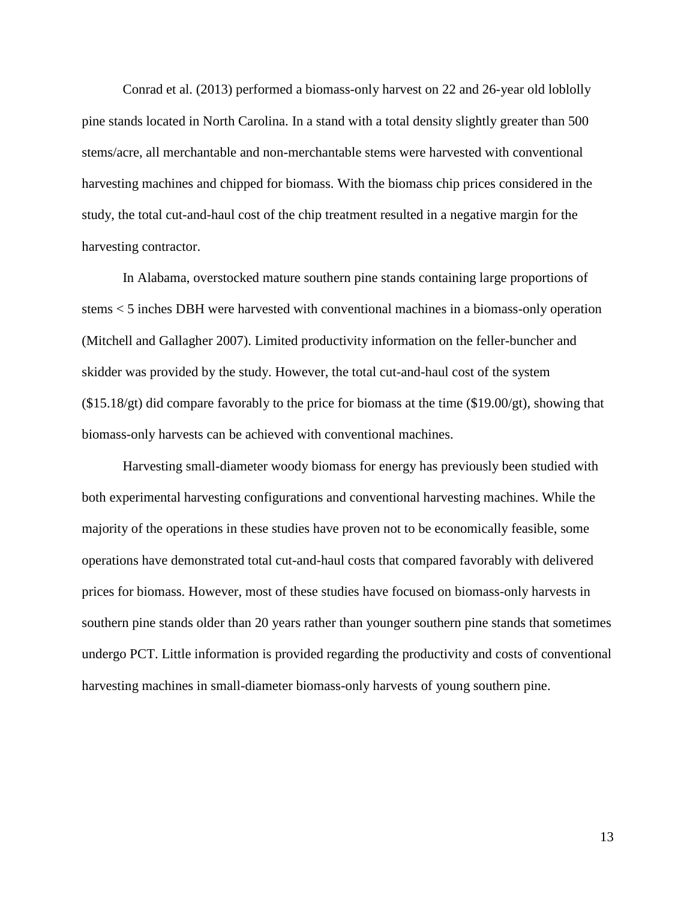Conrad et al. (2013) performed a biomass-only harvest on 22 and 26-year old loblolly pine stands located in North Carolina. In a stand with a total density slightly greater than 500 stems/acre, all merchantable and non-merchantable stems were harvested with conventional harvesting machines and chipped for biomass. With the biomass chip prices considered in the study, the total cut-and-haul cost of the chip treatment resulted in a negative margin for the harvesting contractor.

In Alabama, overstocked mature southern pine stands containing large proportions of stems < 5 inches DBH were harvested with conventional machines in a biomass-only operation (Mitchell and Gallagher 2007). Limited productivity information on the feller-buncher and skidder was provided by the study. However, the total cut-and-haul cost of the system ($15.18/gt) did compare favorably to the price for biomass at the time ($19.00/gt), showing that biomass-only harvests can be achieved with conventional machines.

Harvesting small-diameter woody biomass for energy has previously been studied with both experimental harvesting configurations and conventional harvesting machines. While the majority of the operations in these studies have proven not to be economically feasible, some operations have demonstrated total cut-and-haul costs that compared favorably with delivered prices for biomass. However, most of these studies have focused on biomass-only harvests in southern pine stands older than 20 years rather than younger southern pine stands that sometimes undergo PCT. Little information is provided regarding the productivity and costs of conventional harvesting machines in small-diameter biomass-only harvests of young southern pine.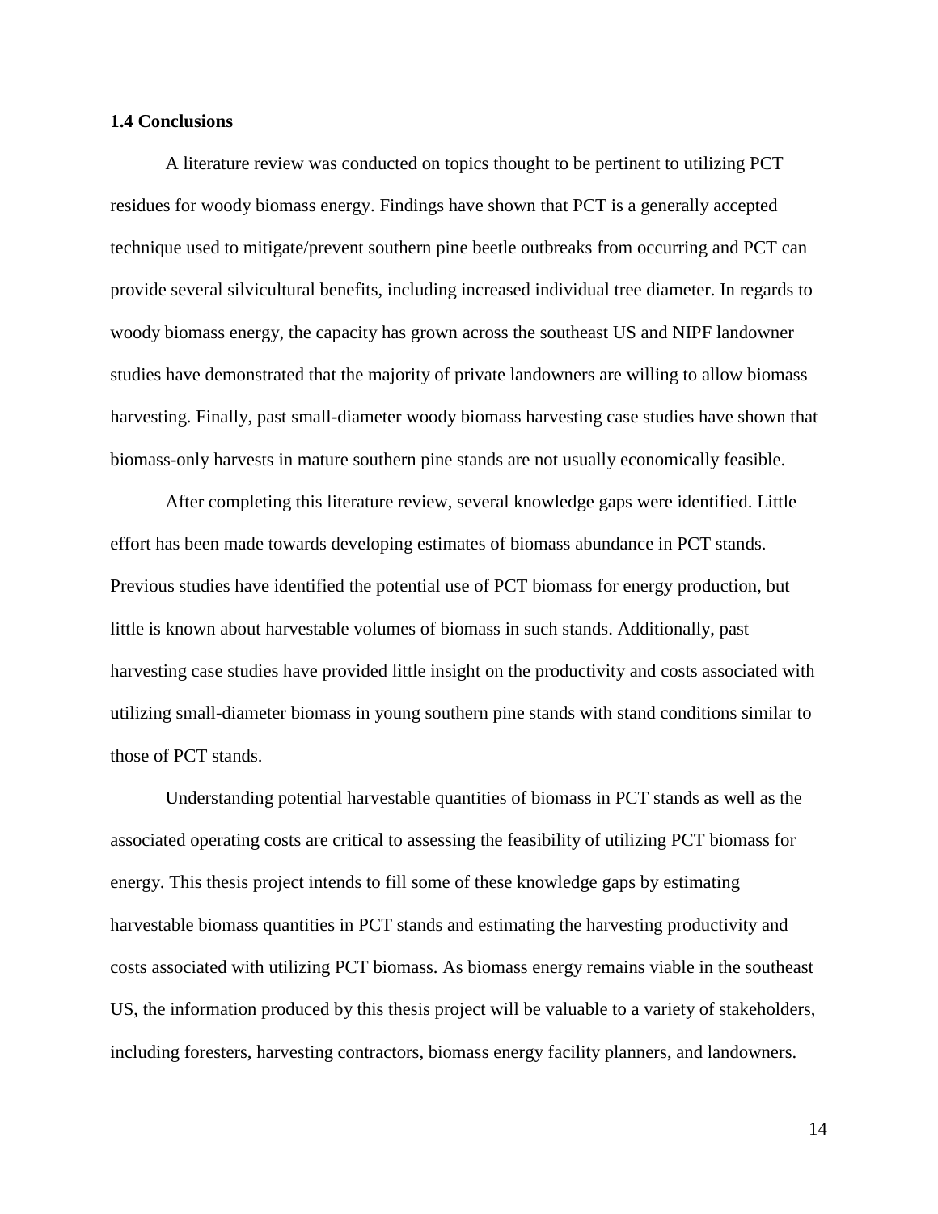### 1.4 Conclusions

A literature review was conducted on topics thought to be pertinent to utilizing PCT residues for woody biomass energy. Findings have shown that PCT is a generally accepted technique used to mitigate/prevent southern pine beetle outbreaks from occurring and PCT can provide several silvicultural benefits, including increased individual tree diameter. In regards to woody biomass energy, the capacity has grown across the southeast US and NIPF landowner studies have demonstrated that the majority of private landowners are willing to allow biomass harvesting. Finally, past small-diameter woody biomass harvesting case studies have shown that biomass-only harvests in mature southern pine stands are not usually economically feasible.

After completing this literature review, several knowledge gaps were identified. Little effort has been made towards developing estimates of biomass abundance in PCT stands. Previous studies have identified the potential use of PCT biomass for energy production, but little is known about harvestable volumes of biomass in such stands. Additionally, past harvesting case studies have provided little insight on the productivity and costs associated with utilizing small-diameter biomass in young southern pine stands with stand conditions similar to those of PCT stands.

Understanding potential harvestable quantities of biomass in PCT stands as well as the associated operating costs are critical to assessing the feasibility of utilizing PCT biomass for energy. This thesis project intends to fill some of these knowledge gaps by estimating harvestable biomass quantities in PCT stands and estimating the harvesting productivity and costs associated with utilizing PCT biomass. As biomass energy remains viable in the southeast US, the information produced by this thesis project will be valuable to a variety of stakeholders, including foresters, harvesting contractors, biomass energy facility planners, and landowners.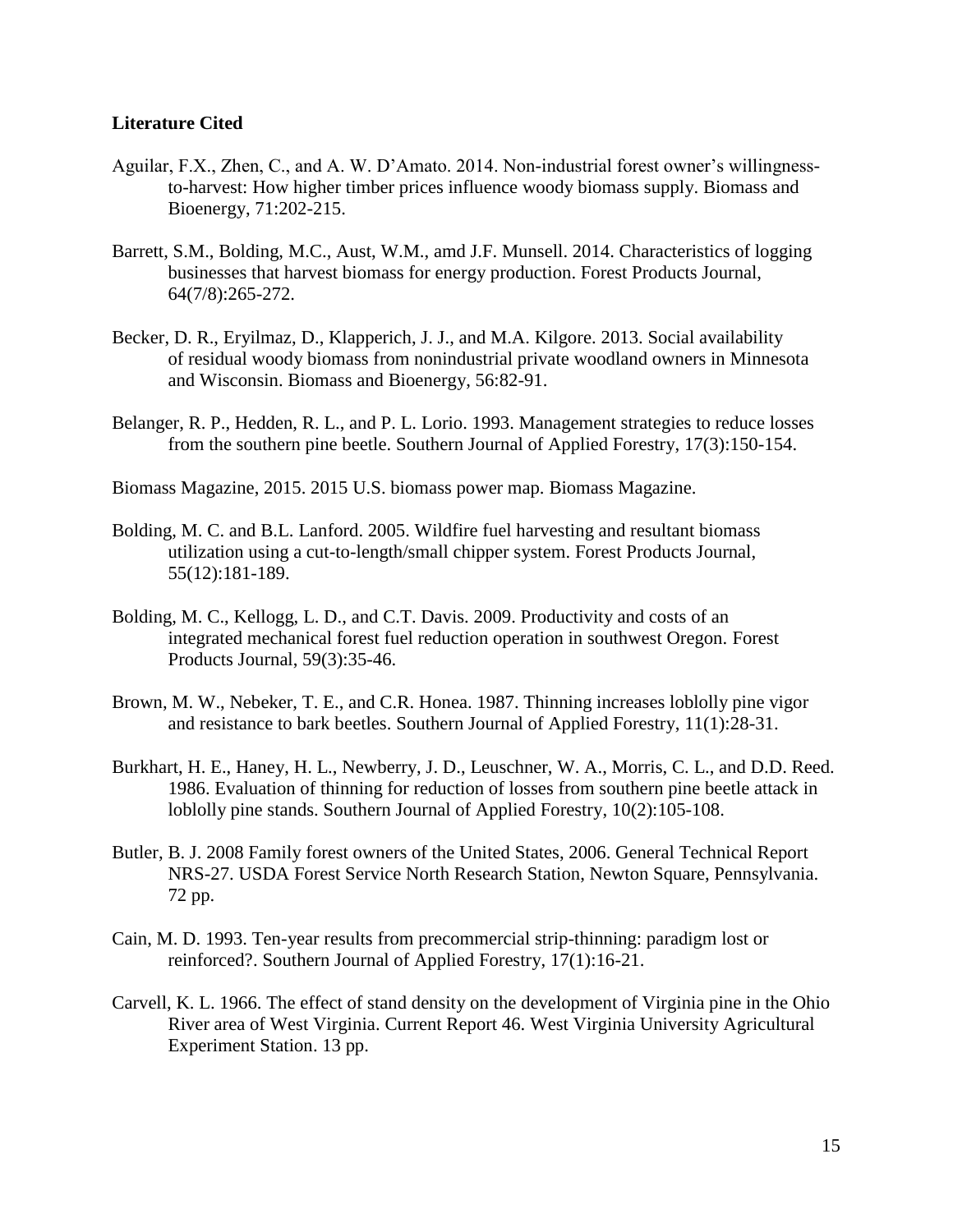**Literature Cited**

Aguilar, F.X., Zhen, C., and A. W. D'Amato. 2014. Non-industrial forest owner's willingness-to-harvest: How higher timber prices influence woody biomass supply. Biomass and Bioenergy, 71:202-215.

Barrett, S.M., Bolding, M.C., Aust, W.M., amd J.F. Munsell. 2014. Characteristics of logging businesses that harvest biomass for energy production. Forest Products Journal, 64(7/8):265-272.

Becker, D. R., Eryilmaz, D., Klapperich, J. J., and M.A. Kilgore. 2013. Social availability of residual woody biomass from nonindustrial private woodland owners in Minnesota and Wisconsin. Biomass and Bioenergy, 56:82-91.

Belanger, R. P., Hedden, R. L., and P. L. Lorio. 1993. Management strategies to reduce losses from the southern pine beetle. Southern Journal of Applied Forestry, 17(3):150-154.

Biomass Magazine, 2015. 2015 U.S. biomass power map. Biomass Magazine.

Bolding, M. C. and B.L. Lanford. 2005. Wildfire fuel harvesting and resultant biomass utilization using a cut-to-length/small chipper system. Forest Products Journal, 55(12):181-189.

Bolding, M. C., Kellogg, L. D., and C.T. Davis. 2009. Productivity and costs of an integrated mechanical forest fuel reduction operation in southwest Oregon. Forest Products Journal, 59(3):35-46.

Brown, M. W., Nebeker, T. E., and C.R. Honea. 1987. Thinning increases loblolly pine vigor and resistance to bark beetles. Southern Journal of Applied Forestry, 11(1):28-31.

Burkhart, H. E., Haney, H. L., Newberry, J. D., Leuschner, W. A., Morris, C. L., and D.D. Reed. 1986. Evaluation of thinning for reduction of losses from southern pine beetle attack in loblolly pine stands. Southern Journal of Applied Forestry, 10(2):105-108.

Butler, B. J. 2008 Family forest owners of the United States, 2006. General Technical Report NRS-27. USDA Forest Service North Research Station, Newton Square, Pennsylvania. 72 pp.

Cain, M. D. 1993. Ten-year results from precommercial strip-thinning: paradigm lost or reinforced?. Southern Journal of Applied Forestry, 17(1):16-21.

Carvell, K. L. 1966. The effect of stand density on the development of Virginia pine in the Ohio River area of West Virginia. Current Report 46. West Virginia University Agricultural Experiment Station. 13 pp.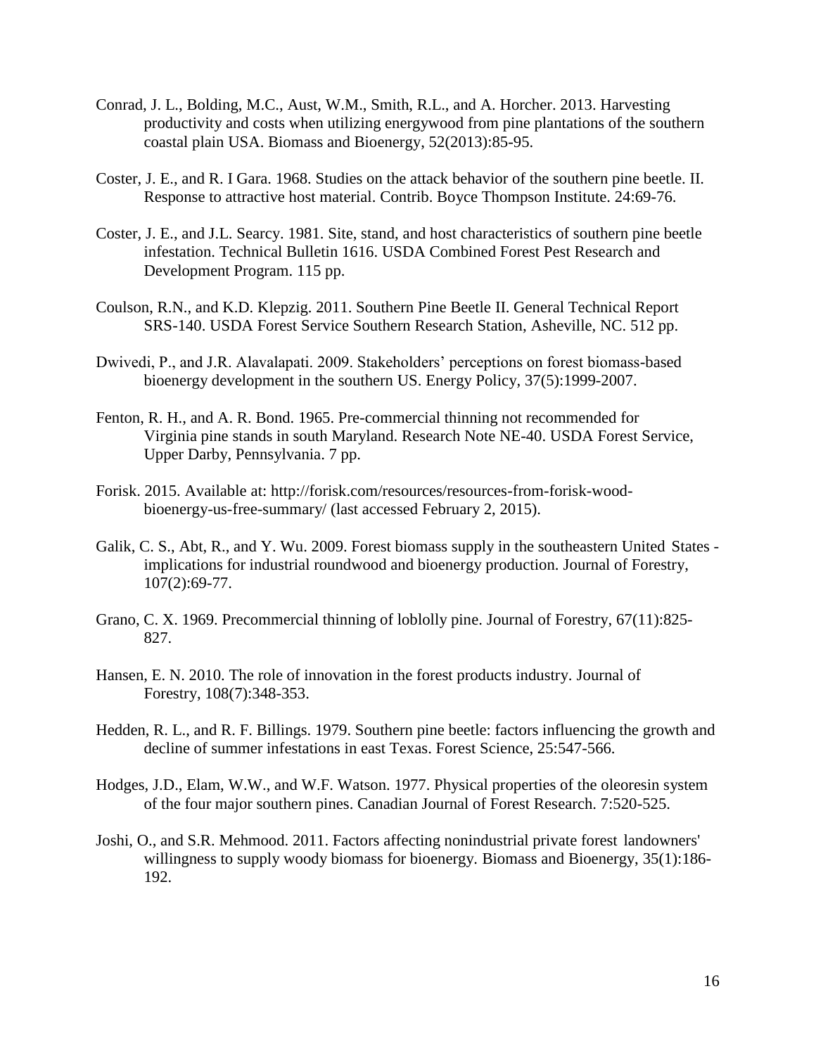Conrad, J. L., Bolding, M.C., Aust, W.M., Smith, R.L., and A. Horcher. 2013. Harvesting productivity and costs when utilizing energywood from pine plantations of the southern coastal plain USA. Biomass and Bioenergy, 52(2013):85-95.

Coster, J. E., and R. I Gara. 1968. Studies on the attack behavior of the southern pine beetle. II. Response to attractive host material. Contrib. Boyce Thompson Institute. 24:69-76.

Coster, J. E., and J.L. Searcy. 1981. Site, stand, and host characteristics of southern pine beetle infestation. Technical Bulletin 1616. USDA Combined Forest Pest Research and Development Program. 115 pp.

Coulson, R.N., and K.D. Klepzig. 2011. Southern Pine Beetle II. General Technical Report SRS-140. USDA Forest Service Southern Research Station, Asheville, NC. 512 pp.

Dwivedi, P., and J.R. Alavalapati. 2009. Stakeholders' perceptions on forest biomass-based bioenergy development in the southern US. Energy Policy, 37(5):1999-2007.

Fenton, R. H., and A. R. Bond. 1965. Pre-commercial thinning not recommended for Virginia pine stands in south Maryland. Research Note NE-40. USDA Forest Service, Upper Darby, Pennsylvania. 7 pp.

Forisk. 2015. Available at: http://forisk.com/resources/resources-from-forisk-wood-bioenergy-us-free-summary/ (last accessed February 2, 2015).

Galik, C. S., Abt, R., and Y. Wu. 2009. Forest biomass supply in the southeastern United States - implications for industrial roundwood and bioenergy production. Journal of Forestry, 107(2):69-77.

Grano, C. X. 1969. Precommercial thinning of loblolly pine. Journal of Forestry, 67(11):825-827.

Hansen, E. N. 2010. The role of innovation in the forest products industry. Journal of Forestry, 108(7):348-353.

Hedden, R. L., and R. F. Billings. 1979. Southern pine beetle: factors influencing the growth and decline of summer infestations in east Texas. Forest Science, 25:547-566.

Hodges, J.D., Elam, W.W., and W.F. Watson. 1977. Physical properties of the oleoresin system of the four major southern pines. Canadian Journal of Forest Research. 7:520-525.

Joshi, O., and S.R. Mehmood. 2011. Factors affecting nonindustrial private forest landowners' willingness to supply woody biomass for bioenergy. Biomass and Bioenergy, 35(1):186-192.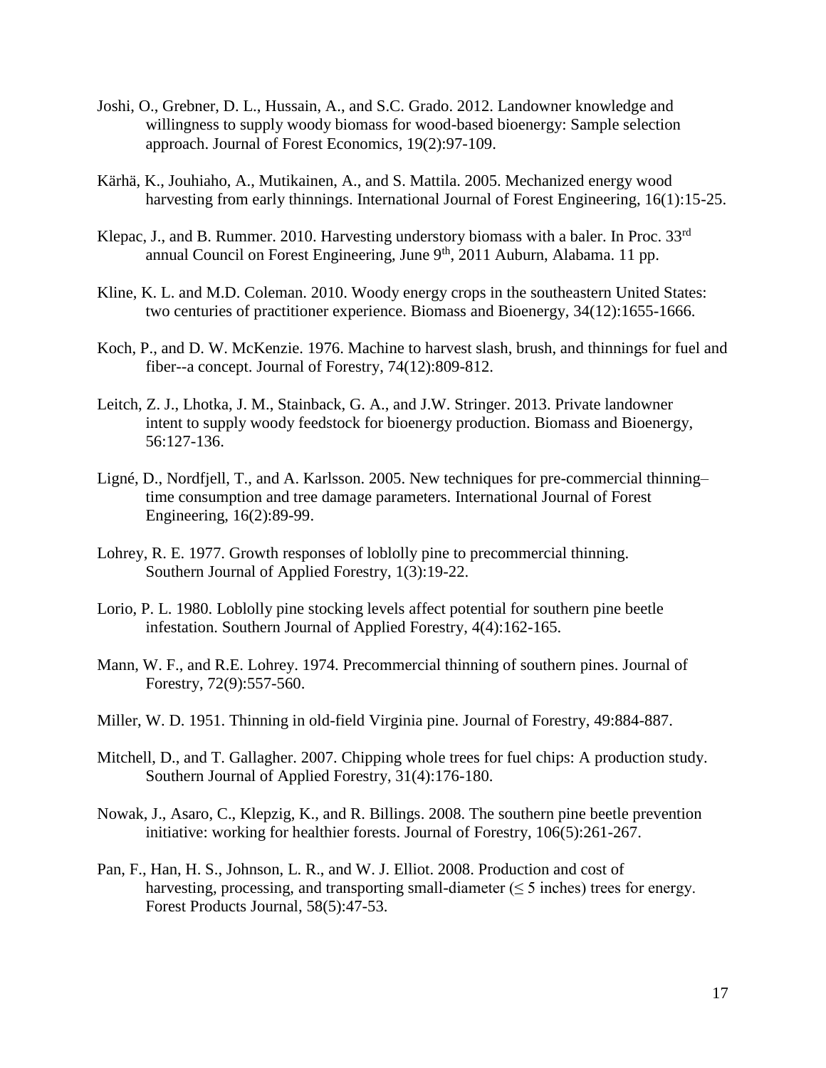Joshi, O., Grebner, D. L., Hussain, A., and S.C. Grado. 2012. Landowner knowledge and willingness to supply woody biomass for wood-based bioenergy: Sample selection approach. Journal of Forest Economics, 19(2):97-109.

Kärhä, K., Jouhiaho, A., Mutikainen, A., and S. Mattila. 2005. Mechanized energy wood harvesting from early thinnings. International Journal of Forest Engineering, 16(1):15-25.

Klepac, J., and B. Rummer. 2010. Harvesting understory biomass with a baler. In Proc. 33rd annual Council on Forest Engineering, June 9th, 2011 Auburn, Alabama. 11 pp.

Kline, K. L. and M.D. Coleman. 2010. Woody energy crops in the southeastern United States: two centuries of practitioner experience. Biomass and Bioenergy, 34(12):1655-1666.

Koch, P., and D. W. McKenzie. 1976. Machine to harvest slash, brush, and thinnings for fuel and fiber--a concept. Journal of Forestry, 74(12):809-812.

Leitch, Z. J., Lhotka, J. M., Stainback, G. A., and J.W. Stringer. 2013. Private landowner intent to supply woody feedstock for bioenergy production. Biomass and Bioenergy, 56:127-136.

Ligné, D., Nordfjell, T., and A. Karlsson. 2005. New techniques for pre-commercial thinning–time consumption and tree damage parameters. International Journal of Forest Engineering, 16(2):89-99.

Lohrey, R. E. 1977. Growth responses of loblolly pine to precommercial thinning. Southern Journal of Applied Forestry, 1(3):19-22.

Lorio, P. L. 1980. Loblolly pine stocking levels affect potential for southern pine beetle infestation. Southern Journal of Applied Forestry, 4(4):162-165.

Mann, W. F., and R.E. Lohrey. 1974. Precommercial thinning of southern pines. Journal of Forestry, 72(9):557-560.

Miller, W. D. 1951. Thinning in old-field Virginia pine. Journal of Forestry, 49:884-887.

Mitchell, D., and T. Gallagher. 2007. Chipping whole trees for fuel chips: A production study. Southern Journal of Applied Forestry, 31(4):176-180.

Nowak, J., Asaro, C., Klepzig, K., and R. Billings. 2008. The southern pine beetle prevention initiative: working for healthier forests. Journal of Forestry, 106(5):261-267.

Pan, F., Han, H. S., Johnson, L. R., and W. J. Elliot. 2008. Production and cost of harvesting, processing, and transporting small-diameter ($\leq$ 5 inches) trees for energy. Forest Products Journal, 58(5):47-53.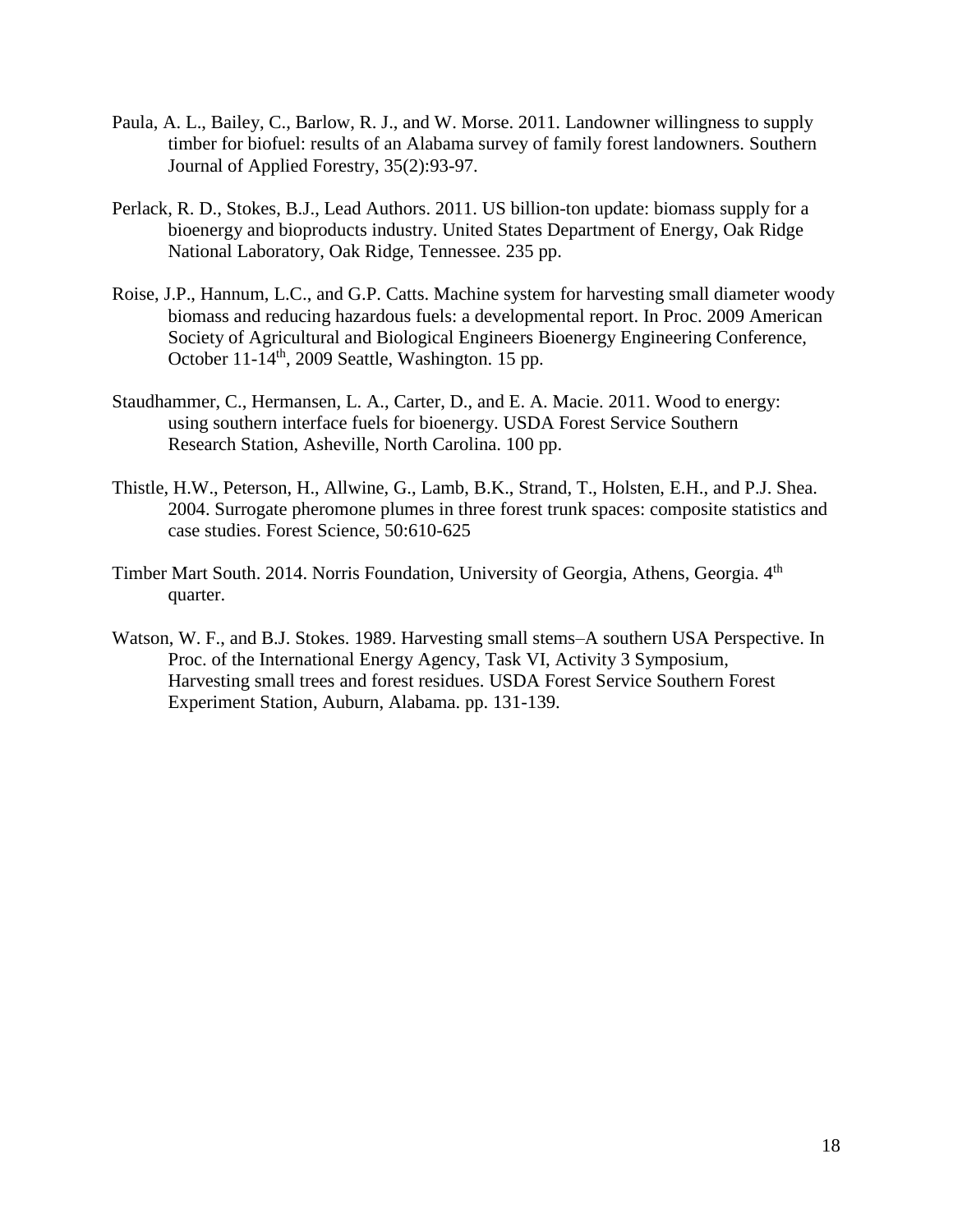Paula, A. L., Bailey, C., Barlow, R. J., and W. Morse. 2011. Landowner willingness to supply timber for biofuel: results of an Alabama survey of family forest landowners. Southern Journal of Applied Forestry, 35(2):93-97.

Perlack, R. D., Stokes, B.J., Lead Authors. 2011. US billion-ton update: biomass supply for a bioenergy and bioproducts industry. United States Department of Energy, Oak Ridge National Laboratory, Oak Ridge, Tennessee. 235 pp.

Roise, J.P., Hannum, L.C., and G.P. Catts. Machine system for harvesting small diameter woody biomass and reducing hazardous fuels: a developmental report. In Proc. 2009 American Society of Agricultural and Biological Engineers Bioenergy Engineering Conference, October 11-14th, 2009 Seattle, Washington. 15 pp.

Staudhammer, C., Hermansen, L. A., Carter, D., and E. A. Macie. 2011. Wood to energy: using southern interface fuels for bioenergy. USDA Forest Service Southern Research Station, Asheville, North Carolina. 100 pp.

Thistle, H.W., Peterson, H., Allwine, G., Lamb, B.K., Strand, T., Holsten, E.H., and P.J. Shea. 2004. Surrogate pheromone plumes in three forest trunk spaces: composite statistics and case studies. Forest Science, 50:610-625

Timber Mart South. 2014. Norris Foundation, University of Georgia, Athens, Georgia. 4th quarter.

Watson, W. F., and B.J. Stokes. 1989. Harvesting small stems–A southern USA Perspective. In Proc. of the International Energy Agency, Task VI, Activity 3 Symposium, Harvesting small trees and forest residues. USDA Forest Service Southern Forest Experiment Station, Auburn, Alabama. pp. 131-139.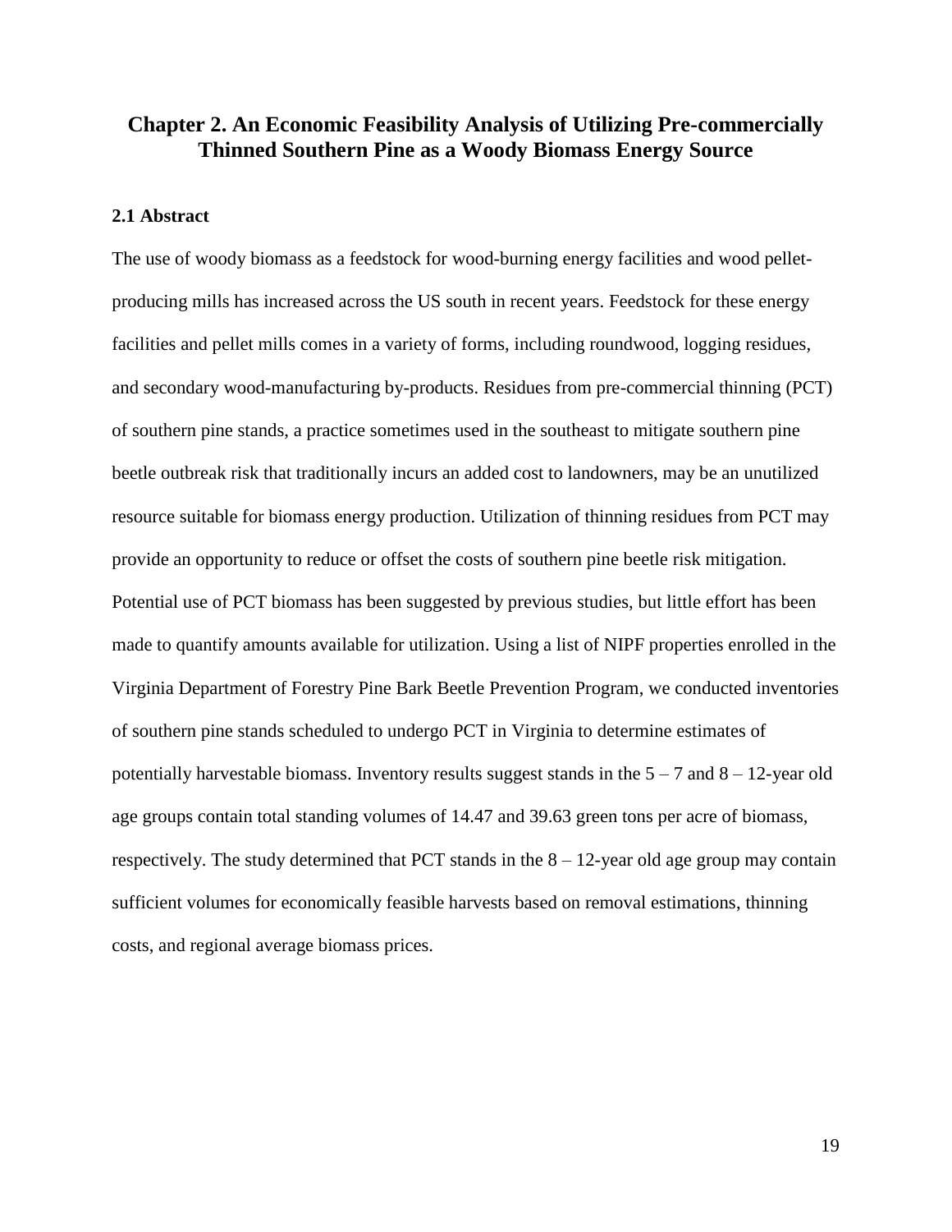# Chapter 2. An Economic Feasibility Analysis of Utilizing Pre-commercially Thinned Southern Pine as a Woody Biomass Energy Source

## 2.1 Abstract

The use of woody biomass as a feedstock for wood-burning energy facilities and wood pellet-producing mills has increased across the US south in recent years. Feedstock for these energy facilities and pellet mills comes in a variety of forms, including roundwood, logging residues, and secondary wood-manufacturing by-products. Residues from pre-commercial thinning (PCT) of southern pine stands, a practice sometimes used in the southeast to mitigate southern pine beetle outbreak risk that traditionally incurs an added cost to landowners, may be an unutilized resource suitable for biomass energy production. Utilization of thinning residues from PCT may provide an opportunity to reduce or offset the costs of southern pine beetle risk mitigation. Potential use of PCT biomass has been suggested by previous studies, but little effort has been made to quantify amounts available for utilization. Using a list of NIPF properties enrolled in the Virginia Department of Forestry Pine Bark Beetle Prevention Program, we conducted inventories of southern pine stands scheduled to undergo PCT in Virginia to determine estimates of potentially harvestable biomass. Inventory results suggest stands in the 5 – 7 and 8 – 12-year old age groups contain total standing volumes of 14.47 and 39.63 green tons per acre of biomass, respectively. The study determined that PCT stands in the 8 – 12-year old age group may contain sufficient volumes for economically feasible harvests based on removal estimations, thinning costs, and regional average biomass prices.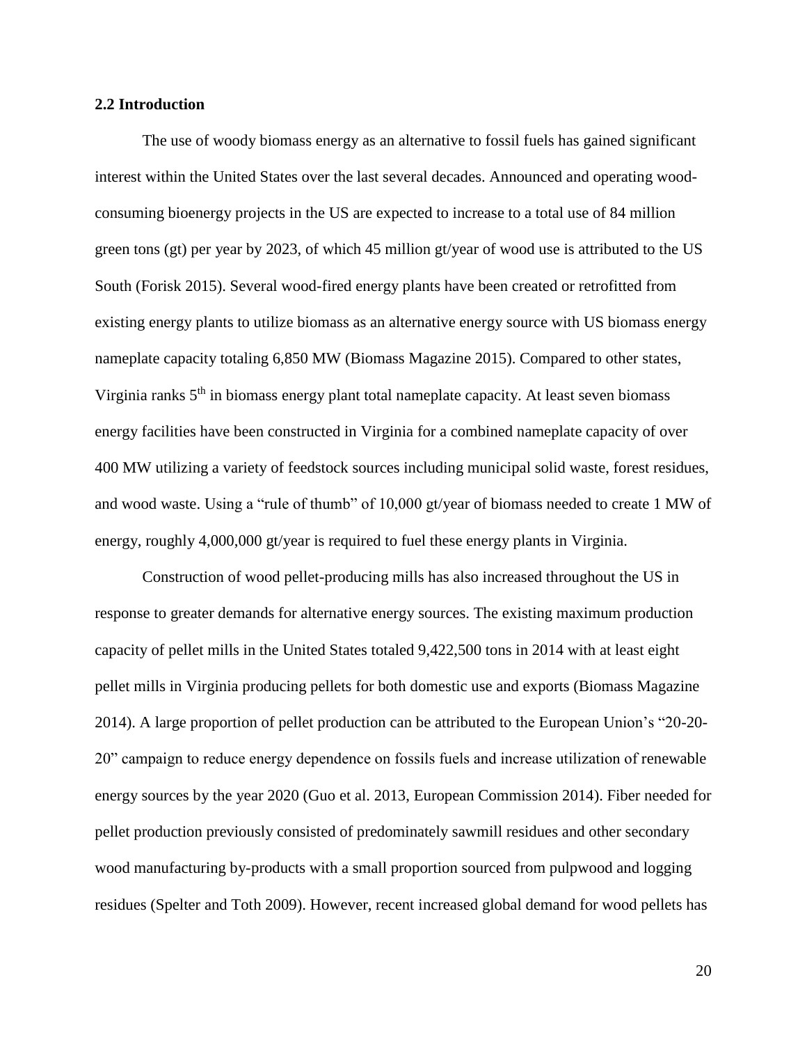### 2.2 Introduction

The use of woody biomass energy as an alternative to fossil fuels has gained significant interest within the United States over the last several decades. Announced and operating wood-consuming bioenergy projects in the US are expected to increase to a total use of 84 million green tons (gt) per year by 2023, of which 45 million gt/year of wood use is attributed to the US South (Forisk 2015). Several wood-fired energy plants have been created or retrofitted from existing energy plants to utilize biomass as an alternative energy source with US biomass energy nameplate capacity totaling 6,850 MW (Biomass Magazine 2015). Compared to other states, Virginia ranks 5th in biomass energy plant total nameplate capacity. At least seven biomass energy facilities have been constructed in Virginia for a combined nameplate capacity of over 400 MW utilizing a variety of feedstock sources including municipal solid waste, forest residues, and wood waste. Using a "rule of thumb" of 10,000 gt/year of biomass needed to create 1 MW of energy, roughly 4,000,000 gt/year is required to fuel these energy plants in Virginia.

Construction of wood pellet-producing mills has also increased throughout the US in response to greater demands for alternative energy sources. The existing maximum production capacity of pellet mills in the United States totaled 9,422,500 tons in 2014 with at least eight pellet mills in Virginia producing pellets for both domestic use and exports (Biomass Magazine 2014). A large proportion of pellet production can be attributed to the European Union's "20-20-20" campaign to reduce energy dependence on fossils fuels and increase utilization of renewable energy sources by the year 2020 (Guo et al. 2013, European Commission 2014). Fiber needed for pellet production previously consisted of predominately sawmill residues and other secondary wood manufacturing by-products with a small proportion sourced from pulpwood and logging residues (Spelter and Toth 2009). However, recent increased global demand for wood pellets has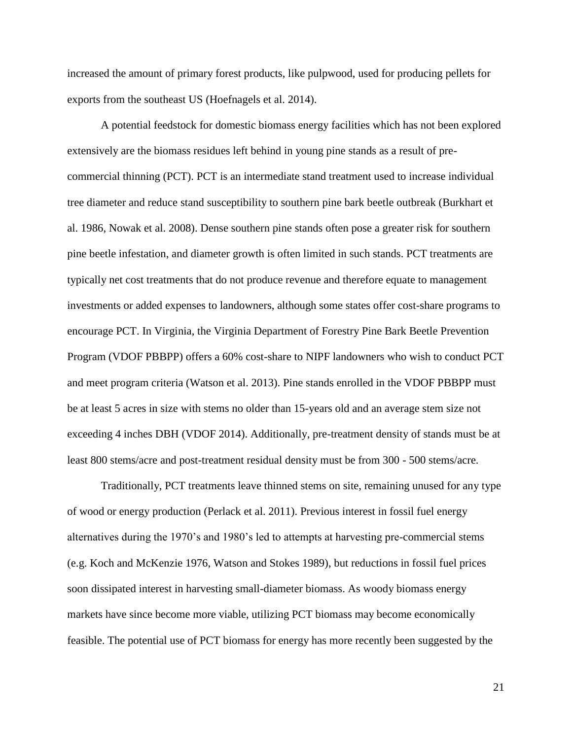increased the amount of primary forest products, like pulpwood, used for producing pellets for exports from the southeast US (Hoefnagels et al. 2014).

A potential feedstock for domestic biomass energy facilities which has not been explored extensively are the biomass residues left behind in young pine stands as a result of pre-commercial thinning (PCT). PCT is an intermediate stand treatment used to increase individual tree diameter and reduce stand susceptibility to southern pine bark beetle outbreak (Burkhart et al. 1986, Nowak et al. 2008). Dense southern pine stands often pose a greater risk for southern pine beetle infestation, and diameter growth is often limited in such stands. PCT treatments are typically net cost treatments that do not produce revenue and therefore equate to management investments or added expenses to landowners, although some states offer cost-share programs to encourage PCT. In Virginia, the Virginia Department of Forestry Pine Bark Beetle Prevention Program (VDOF PBBPP) offers a 60% cost-share to NIPF landowners who wish to conduct PCT and meet program criteria (Watson et al. 2013). Pine stands enrolled in the VDOF PBBPP must be at least 5 acres in size with stems no older than 15-years old and an average stem size not exceeding 4 inches DBH (VDOF 2014). Additionally, pre-treatment density of stands must be at least 800 stems/acre and post-treatment residual density must be from 300 - 500 stems/acre.

Traditionally, PCT treatments leave thinned stems on site, remaining unused for any type of wood or energy production (Perlack et al. 2011). Previous interest in fossil fuel energy alternatives during the 1970's and 1980's led to attempts at harvesting pre-commercial stems (e.g. Koch and McKenzie 1976, Watson and Stokes 1989), but reductions in fossil fuel prices soon dissipated interest in harvesting small-diameter biomass. As woody biomass energy markets have since become more viable, utilizing PCT biomass may become economically feasible. The potential use of PCT biomass for energy has more recently been suggested by the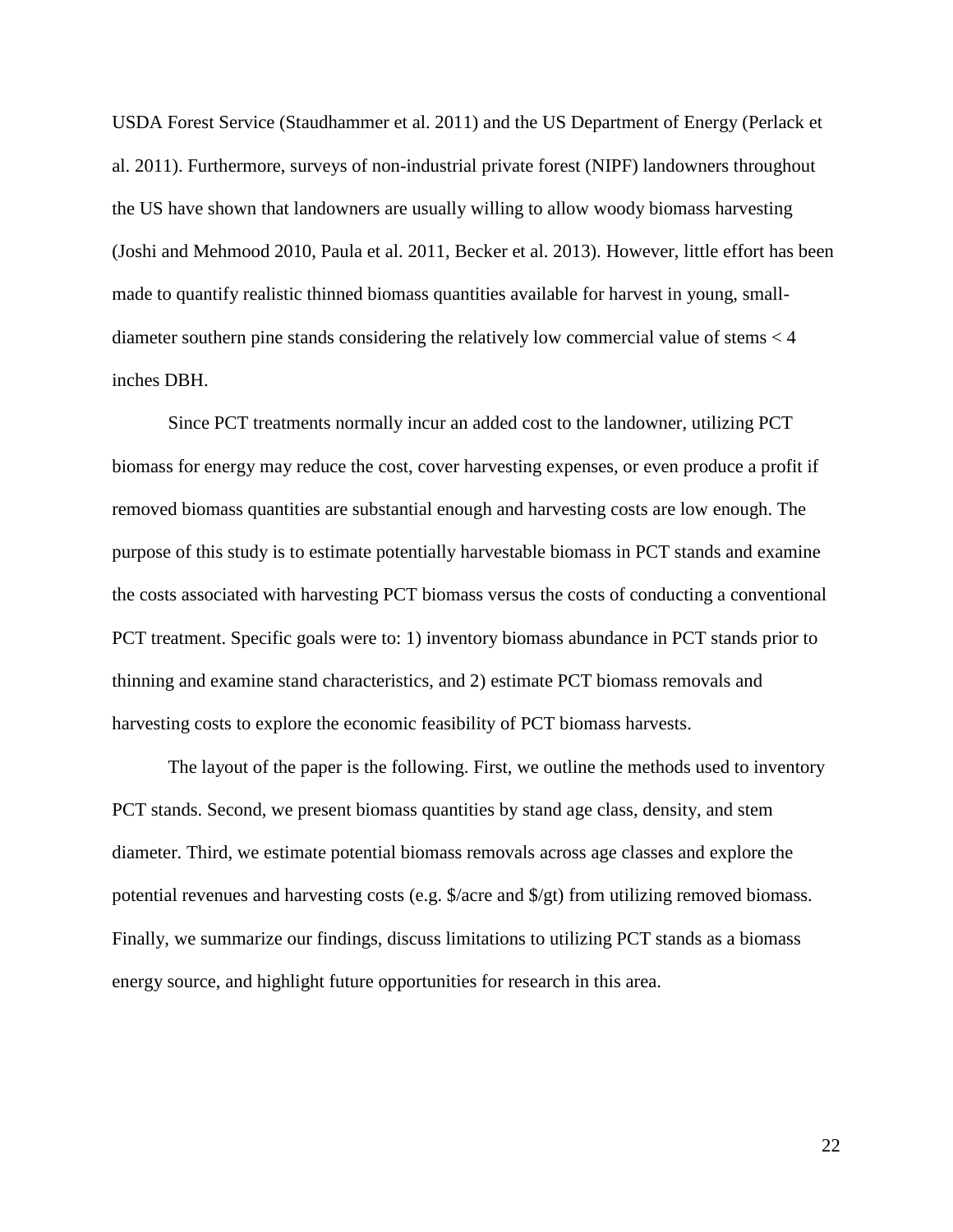USDA Forest Service (Staudhammer et al. 2011) and the US Department of Energy (Perlack et al. 2011). Furthermore, surveys of non-industrial private forest (NIPF) landowners throughout the US have shown that landowners are usually willing to allow woody biomass harvesting (Joshi and Mehmood 2010, Paula et al. 2011, Becker et al. 2013). However, little effort has been made to quantify realistic thinned biomass quantities available for harvest in young, small-diameter southern pine stands considering the relatively low commercial value of stems < 4 inches DBH.

Since PCT treatments normally incur an added cost to the landowner, utilizing PCT biomass for energy may reduce the cost, cover harvesting expenses, or even produce a profit if removed biomass quantities are substantial enough and harvesting costs are low enough. The purpose of this study is to estimate potentially harvestable biomass in PCT stands and examine the costs associated with harvesting PCT biomass versus the costs of conducting a conventional PCT treatment. Specific goals were to: 1) inventory biomass abundance in PCT stands prior to thinning and examine stand characteristics, and 2) estimate PCT biomass removals and harvesting costs to explore the economic feasibility of PCT biomass harvests.

The layout of the paper is the following. First, we outline the methods used to inventory PCT stands. Second, we present biomass quantities by stand age class, density, and stem diameter. Third, we estimate potential biomass removals across age classes and explore the potential revenues and harvesting costs (e.g. $/acre and $/gt) from utilizing removed biomass. Finally, we summarize our findings, discuss limitations to utilizing PCT stands as a biomass energy source, and highlight future opportunities for research in this area.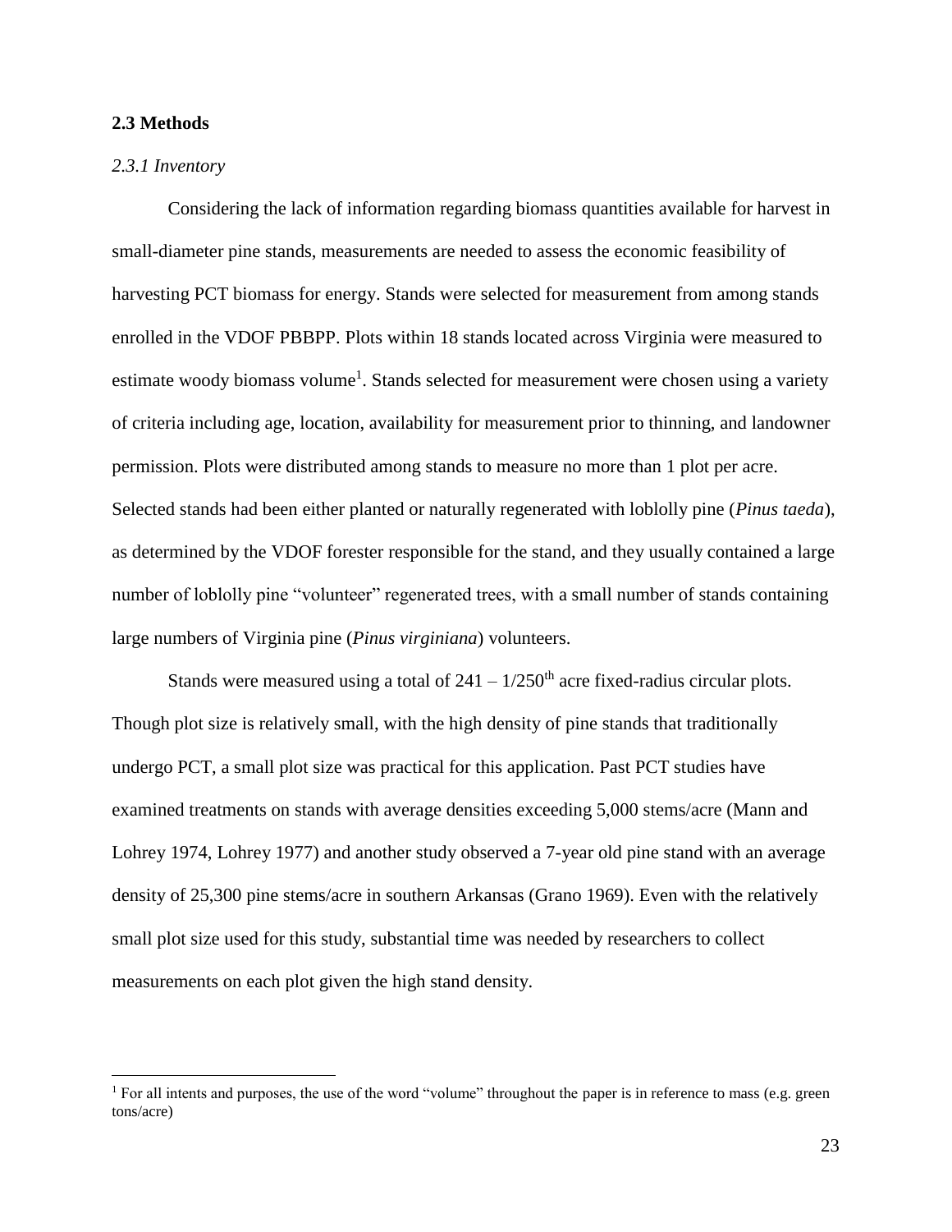## 2.3 Methods

### *2.3.1 Inventory*

Considering the lack of information regarding biomass quantities available for harvest in small-diameter pine stands, measurements are needed to assess the economic feasibility of harvesting PCT biomass for energy. Stands were selected for measurement from among stands enrolled in the VDOF PBBPP. Plots within 18 stands located across Virginia were measured to estimate woody biomass volume[1]. Stands selected for measurement were chosen using a variety of criteria including age, location, availability for measurement prior to thinning, and landowner permission. Plots were distributed among stands to measure no more than 1 plot per acre. Selected stands had been either planted or naturally regenerated with loblolly pine (*Pinus taeda*), as determined by the VDOF forester responsible for the stand, and they usually contained a large number of loblolly pine "volunteer" regenerated trees, with a small number of stands containing large numbers of Virginia pine (*Pinus virginiana*) volunteers.

Stands were measured using a total of 241 – 1/250$^{th}$ acre fixed-radius circular plots. Though plot size is relatively small, with the high density of pine stands that traditionally undergo PCT, a small plot size was practical for this application. Past PCT studies have examined treatments on stands with average densities exceeding 5,000 stems/acre (Mann and Lohrey 1974, Lohrey 1977) and another study observed a 7-year old pine stand with an average density of 25,300 pine stems/acre in southern Arkansas (Grano 1969). Even with the relatively small plot size used for this study, substantial time was needed by researchers to collect measurements on each plot given the high stand density.

[1] For all intents and purposes, the use of the word "volume" throughout the paper is in reference to mass (e.g. green tons/acre)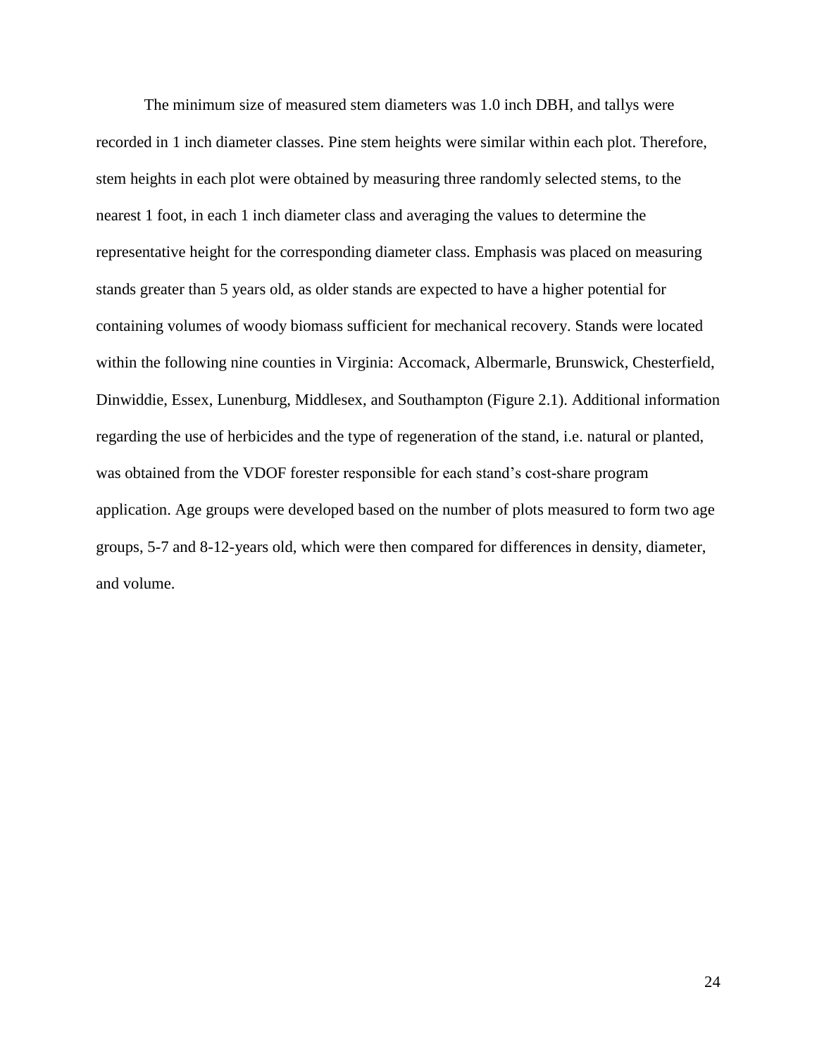The minimum size of measured stem diameters was 1.0 inch DBH, and tallys were recorded in 1 inch diameter classes. Pine stem heights were similar within each plot. Therefore, stem heights in each plot were obtained by measuring three randomly selected stems, to the nearest 1 foot, in each 1 inch diameter class and averaging the values to determine the representative height for the corresponding diameter class. Emphasis was placed on measuring stands greater than 5 years old, as older stands are expected to have a higher potential for containing volumes of woody biomass sufficient for mechanical recovery. Stands were located within the following nine counties in Virginia: Accomack, Albermarle, Brunswick, Chesterfield, Dinwiddie, Essex, Lunenburg, Middlesex, and Southampton (Figure 2.1). Additional information regarding the use of herbicides and the type of regeneration of the stand, i.e. natural or planted, was obtained from the VDOF forester responsible for each stand's cost-share program application. Age groups were developed based on the number of plots measured to form two age groups, 5-7 and 8-12-years old, which were then compared for differences in density, diameter, and volume.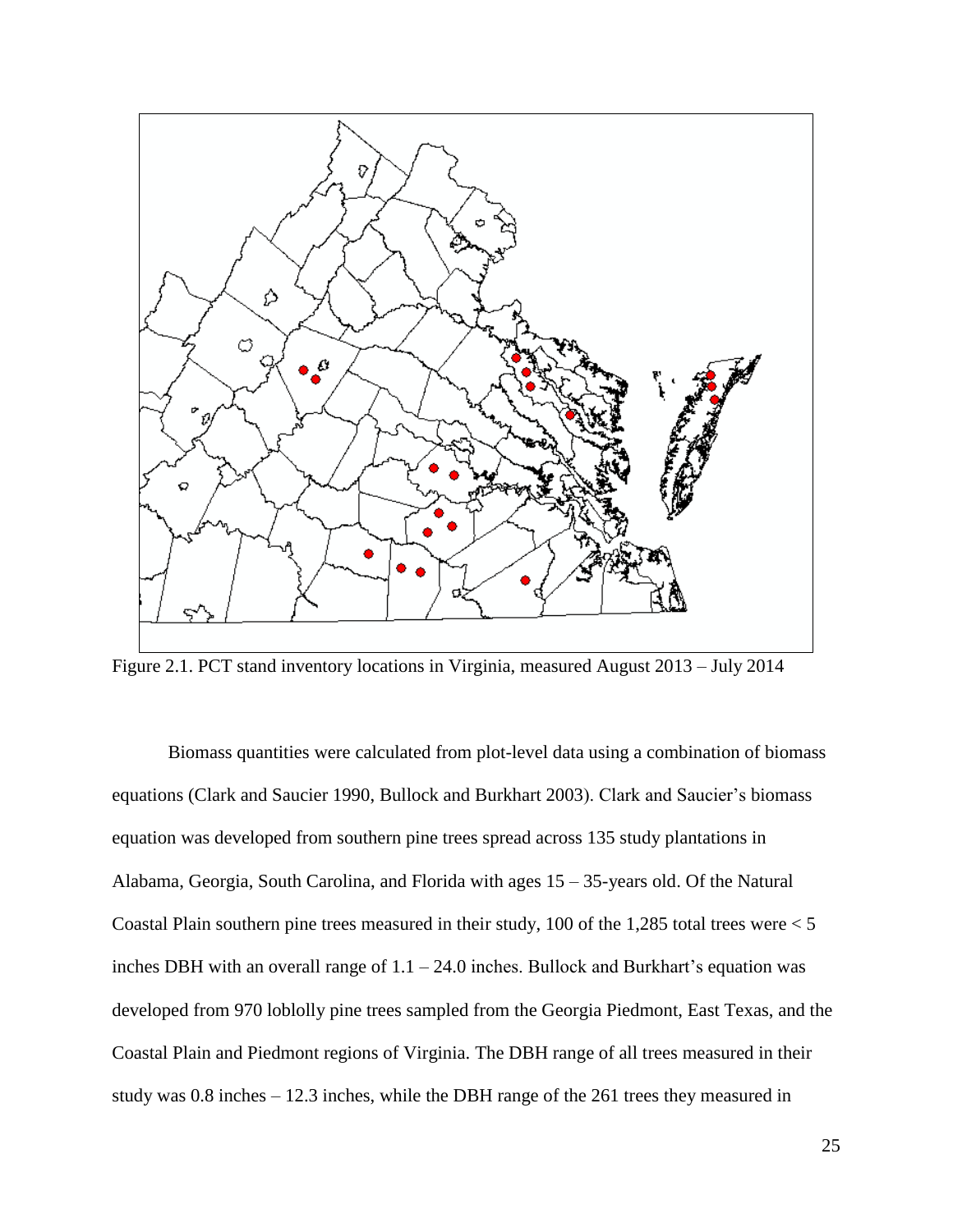Figure 2.1. PCT stand inventory locations in Virginia, measured August 2013 – July 2014

Biomass quantities were calculated from plot-level data using a combination of biomass equations (Clark and Saucier 1990, Bullock and Burkhart 2003). Clark and Saucier's biomass equation was developed from southern pine trees spread across 135 study plantations in Alabama, Georgia, South Carolina, and Florida with ages 15 – 35-years old. Of the Natural Coastal Plain southern pine trees measured in their study, 100 of the 1,285 total trees were < 5 inches DBH with an overall range of 1.1 – 24.0 inches. Bullock and Burkhart's equation was developed from 970 loblolly pine trees sampled from the Georgia Piedmont, East Texas, and the Coastal Plain and Piedmont regions of Virginia. The DBH range of all trees measured in their study was 0.8 inches – 12.3 inches, while the DBH range of the 261 trees they measured in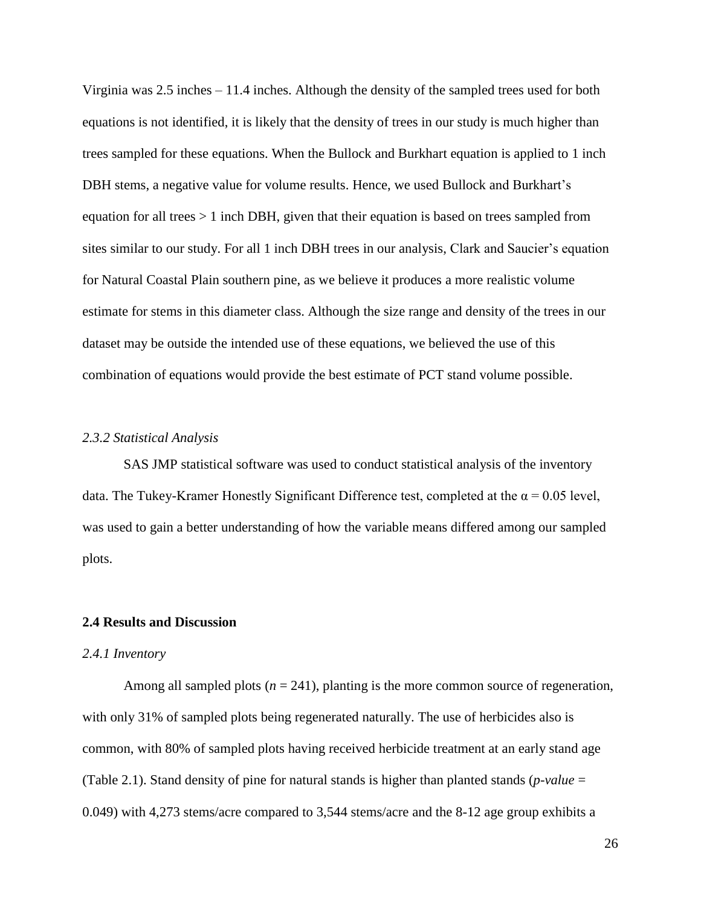Virginia was 2.5 inches – 11.4 inches. Although the density of the sampled trees used for both equations is not identified, it is likely that the density of trees in our study is much higher than trees sampled for these equations. When the Bullock and Burkhart equation is applied to 1 inch DBH stems, a negative value for volume results. Hence, we used Bullock and Burkhart's equation for all trees > 1 inch DBH, given that their equation is based on trees sampled from sites similar to our study. For all 1 inch DBH trees in our analysis, Clark and Saucier's equation for Natural Coastal Plain southern pine, as we believe it produces a more realistic volume estimate for stems in this diameter class. Although the size range and density of the trees in our dataset may be outside the intended use of these equations, we believed the use of this combination of equations would provide the best estimate of PCT stand volume possible.

### *2.3.2 Statistical Analysis*

SAS JMP statistical software was used to conduct statistical analysis of the inventory data. The Tukey-Kramer Honestly Significant Difference test, completed at the $\alpha = 0.05$ level, was used to gain a better understanding of how the variable means differed among our sampled plots.

## **2.4 Results and Discussion**

### *2.4.1 Inventory*

Among all sampled plots ($n = 241$), planting is the more common source of regeneration, with only 31% of sampled plots being regenerated naturally. The use of herbicides also is common, with 80% of sampled plots having received herbicide treatment at an early stand age (Table 2.1). Stand density of pine for natural stands is higher than planted stands (*p-value* = 0.049) with 4,273 stems/acre compared to 3,544 stems/acre and the 8-12 age group exhibits a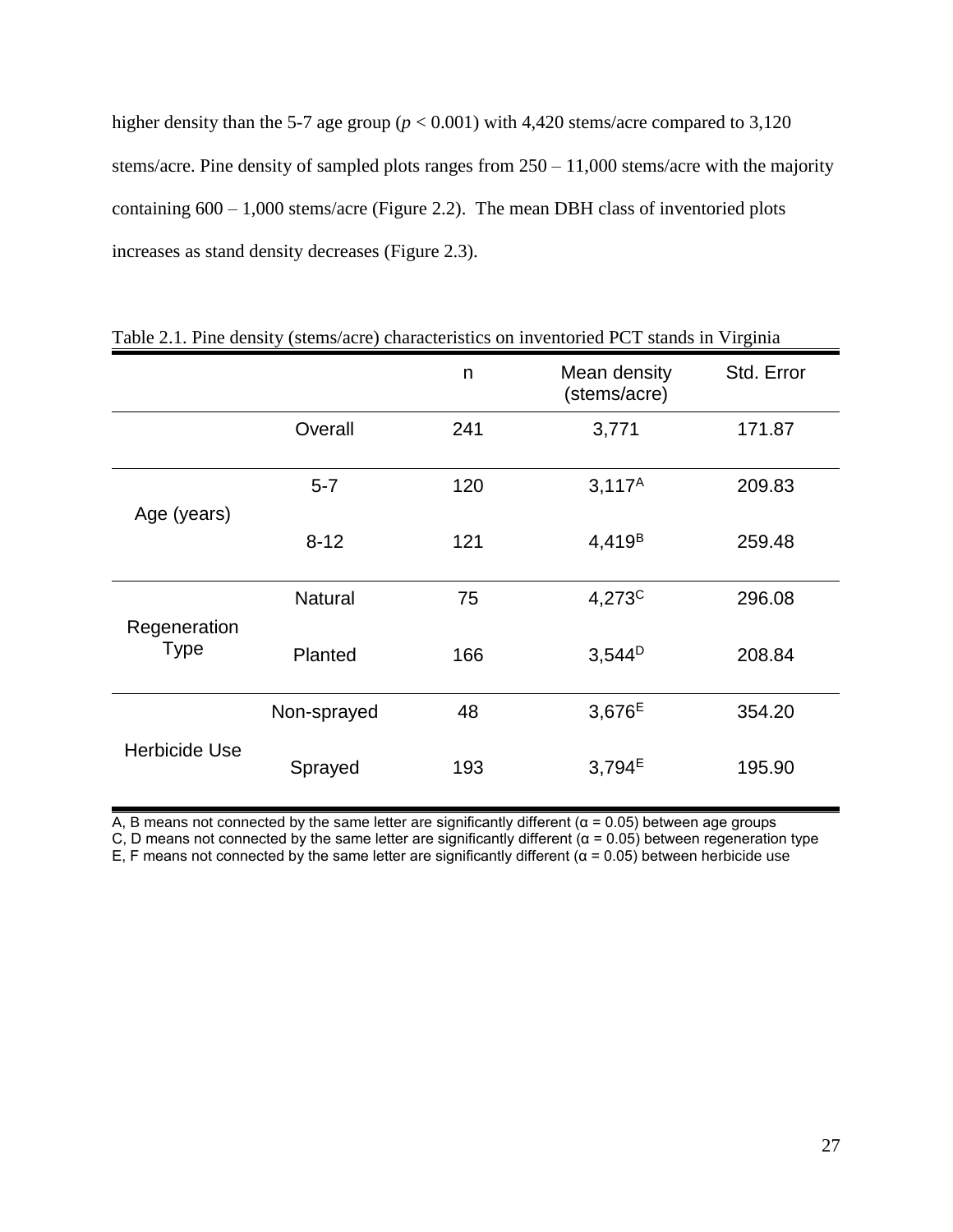higher density than the 5-7 age group ($p < 0.001$) with 4,420 stems/acre compared to 3,120 stems/acre. Pine density of sampled plots ranges from 250 – 11,000 stems/acre with the majority containing 600 – 1,000 stems/acre (Figure 2.2). The mean DBH class of inventoried plots increases as stand density decreases (Figure 2.3).

Table 2.1. Pine density (stems/acre) characteristics on inventoried PCT stands in Virginia

| | | n | Mean density (stems/acre) | Std. Error |
|---|---|---|---|---|
| | Overall | 241 | 3,771 | 171.87 |
| Age (years) | 5-7 | 120 | 3,117$^{A}$ | 209.83 |
| | 8-12 | 121 | 4,419$^{B}$ | 259.48 |
| Regeneration Type | Natural | 75 | 4,273$^{C}$ | 296.08 |
| | Planted | 166 | 3,544$^{D}$ | 208.84 |
| Herbicide Use | Non-sprayed | 48 | 3,676$^{E}$ | 354.20 |
| | Sprayed | 193 | 3,794$^{E}$ | 195.90 |

A, B means not connected by the same letter are significantly different ($\alpha = 0.05$) between age groups
C, D means not connected by the same letter are significantly different ($\alpha = 0.05$) between regeneration type
E, F means not connected by the same letter are significantly different ($\alpha = 0.05$) between herbicide use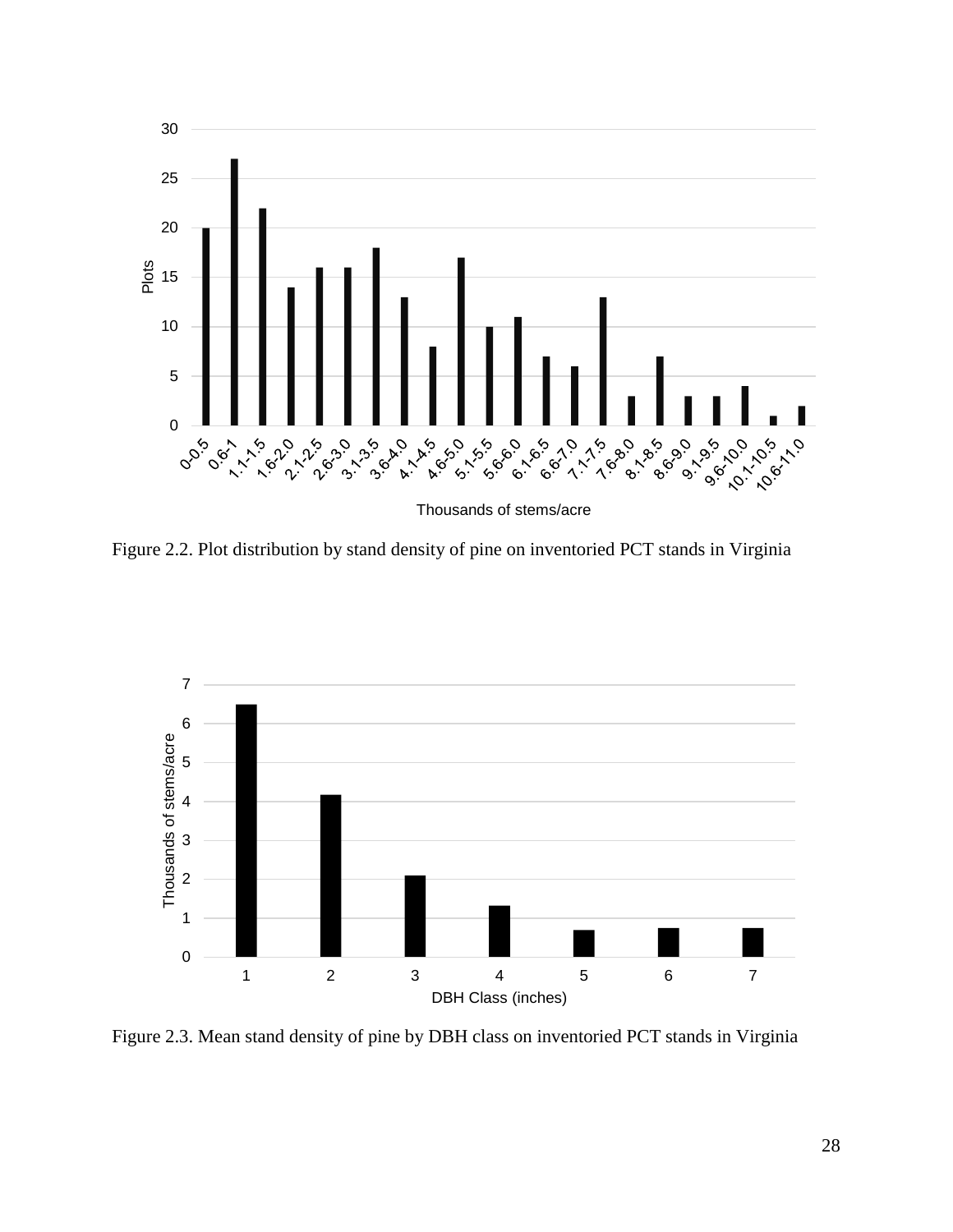30

25

20

15

10

5

0

Plots

0-0.5 0.6-1 1.1-1.5 1.6-2.0 2.1-2.5 2.6-3.0 3.1-3.5 3.6-4.0 4.1-4.5 4.6-5.0 5.1-5.5 5.6-6.0 6.1-6.5 6.6-7.0 7.1-7.5 7.6-8.0 8.1-8.5 8.6-9.0 9.1-9.5 9.6-10.0 10.1-10.5 10.6-11.0

Thousands of stems/acre

Figure 2.2. Plot distribution by stand density of pine on inventoried PCT stands in Virginia

7

6

5

4

3

2

1

0

Thousands of stems/acre

1 2 3 4 5 6 7

DBH Class (inches)

Figure 2.3. Mean stand density of pine by DBH class on inventoried PCT stands in Virginia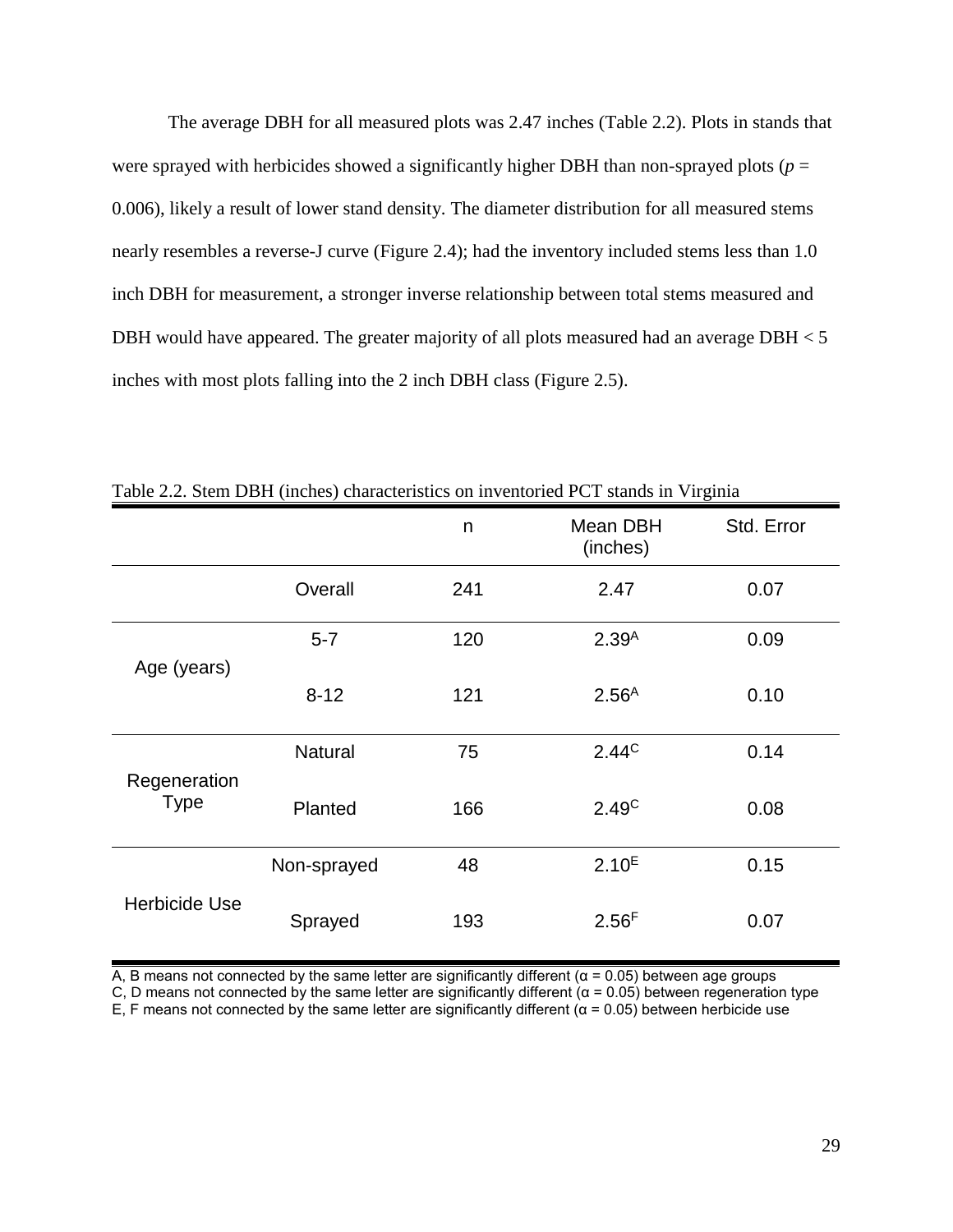The average DBH for all measured plots was 2.47 inches (Table 2.2). Plots in stands that were sprayed with herbicides showed a significantly higher DBH than non-sprayed plots (*p* = 0.006), likely a result of lower stand density. The diameter distribution for all measured stems nearly resembles a reverse-J curve (Figure 2.4); had the inventory included stems less than 1.0 inch DBH for measurement, a stronger inverse relationship between total stems measured and DBH would have appeared. The greater majority of all plots measured had an average DBH < 5 inches with most plots falling into the 2 inch DBH class (Figure 2.5).

Table 2.2. Stem DBH (inches) characteristics on inventoried PCT stands in Virginia

| | | n | Mean DBH (inches) | Std. Error |
|---|---|---|---|---|
| | Overall | 241 | 2.47 | 0.07 |
| Age (years) | 5-7 | 120 | $2.39^{A}$ | 0.09 |
| | 8-12 | 121 | $2.56^{A}$ | 0.10 |
| Regeneration Type | Natural | 75 | $2.44^{C}$ | 0.14 |
| | Planted | 166 | $2.49^{C}$ | 0.08 |
| Herbicide Use | Non-sprayed | 48 | $2.10^{E}$ | 0.15 |
| | Sprayed | 193 | $2.56^{F}$ | 0.07 |

A, B means not connected by the same letter are significantly different (α = 0.05) between age groups
C, D means not connected by the same letter are significantly different (α = 0.05) between regeneration type
E, F means not connected by the same letter are significantly different (α = 0.05) between herbicide use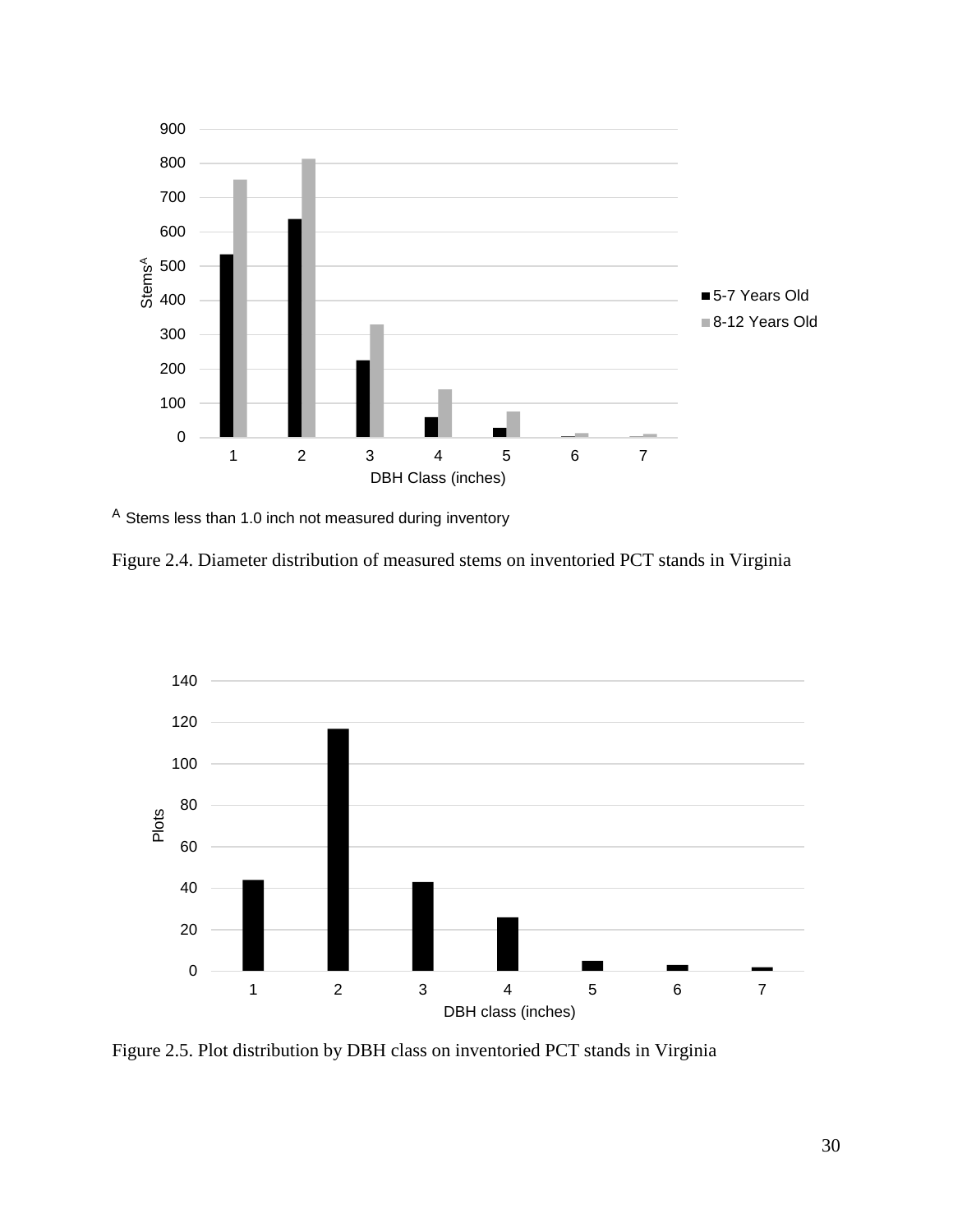900
800
700
600
500
400
300
200
100
0

Stems[A]

1 2 3 4 5 6 7

DBH Class (inches)

5-7 Years Old
8-12 Years Old

[A] Stems less than 1.0 inch not measured during inventory

Figure 2.4. Diameter distribution of measured stems on inventoried PCT stands in Virginia

140
120
100
80
60
40
20
0

Plots

1 2 3 4 5 6 7

DBH class (inches)

Figure 2.5. Plot distribution by DBH class on inventoried PCT stands in Virginia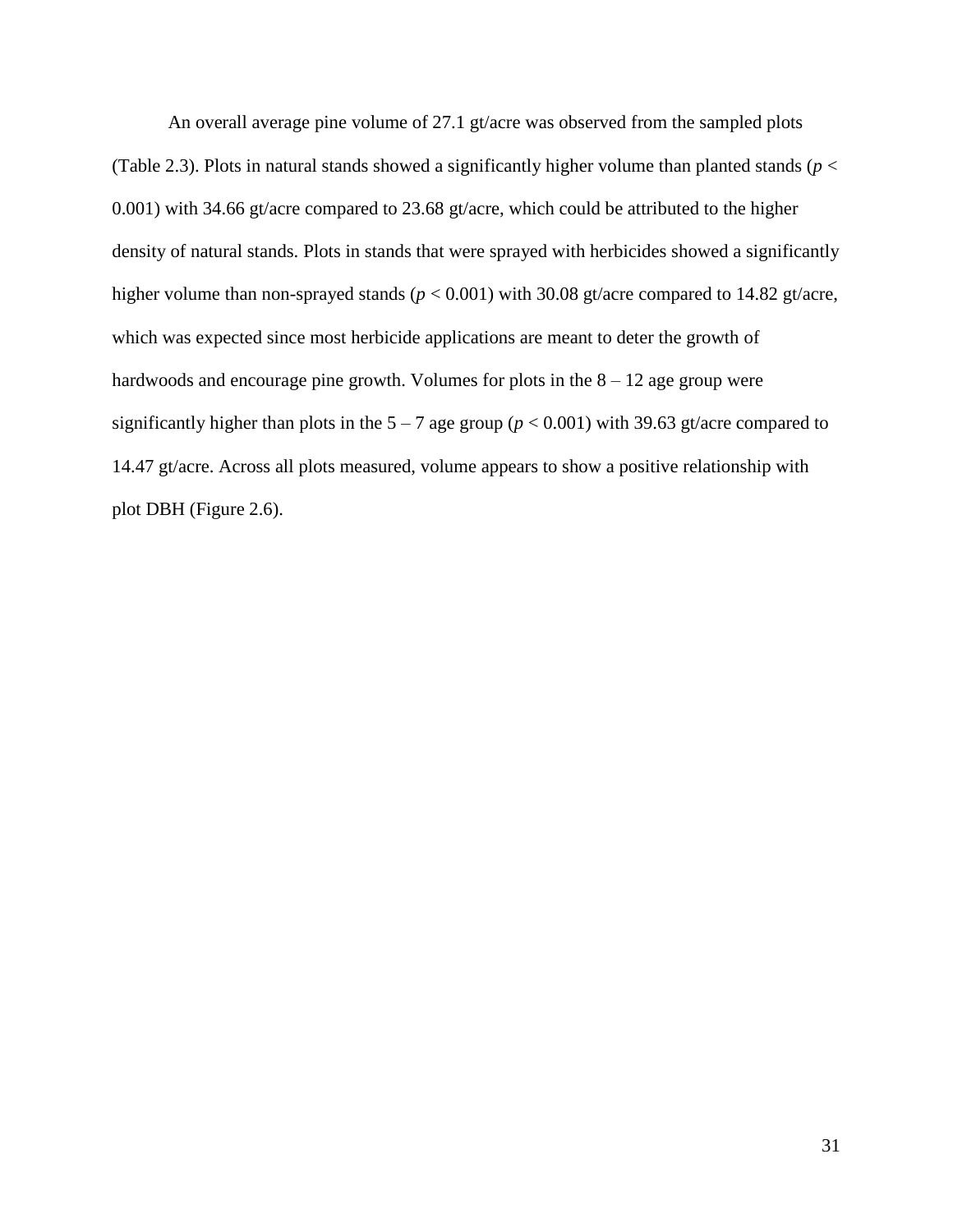An overall average pine volume of 27.1 gt/acre was observed from the sampled plots (Table 2.3). Plots in natural stands showed a significantly higher volume than planted stands ($p < 0.001$) with 34.66 gt/acre compared to 23.68 gt/acre, which could be attributed to the higher density of natural stands. Plots in stands that were sprayed with herbicides showed a significantly higher volume than non-sprayed stands ($p < 0.001$) with 30.08 gt/acre compared to 14.82 gt/acre, which was expected since most herbicide applications are meant to deter the growth of hardwoods and encourage pine growth. Volumes for plots in the 8 – 12 age group were significantly higher than plots in the 5 – 7 age group ($p < 0.001$) with 39.63 gt/acre compared to 14.47 gt/acre. Across all plots measured, volume appears to show a positive relationship with plot DBH (Figure 2.6).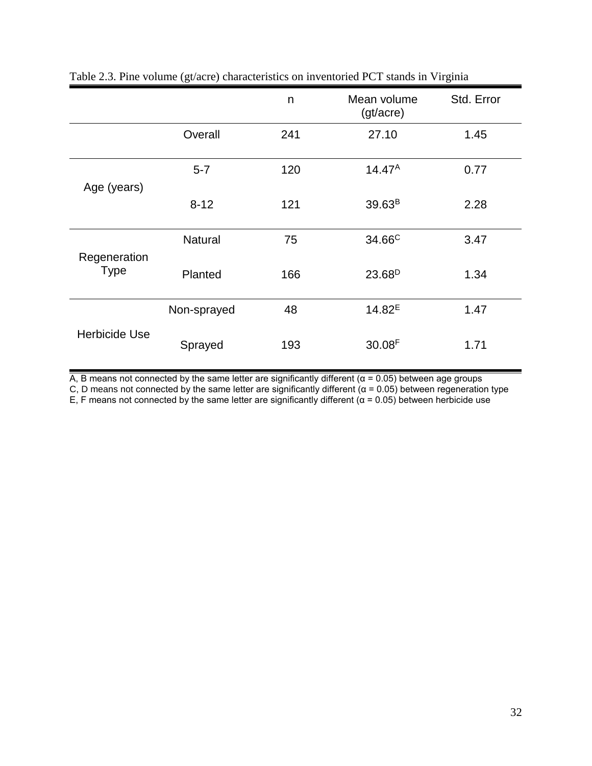Table 2.3. Pine volume (gt/acre) characteristics on inventoried PCT stands in Virginia

| | | n | Mean volume (gt/acre) | Std. Error |
|---|---|---|---|---|
| | Overall | 241 | 27.10 | 1.45 |
| Age (years) | 5-7 | 120 | $14.47^{A}$ | 0.77 |
| | 8-12 | 121 | $39.63^{B}$ | 2.28 |
| Regeneration Type | Natural | 75 | $34.66^{C}$ | 3.47 |
| | Planted | 166 | $23.68^{D}$ | 1.34 |
| Herbicide Use | Non-sprayed | 48 | $14.82^{E}$ | 1.47 |
| | Sprayed | 193 | $30.08^{F}$ | 1.71 |

A, B means not connected by the same letter are significantly different ($\alpha = 0.05$) between age groups
C, D means not connected by the same letter are significantly different ($\alpha = 0.05$) between regeneration type
E, F means not connected by the same letter are significantly different ($\alpha = 0.05$) between herbicide use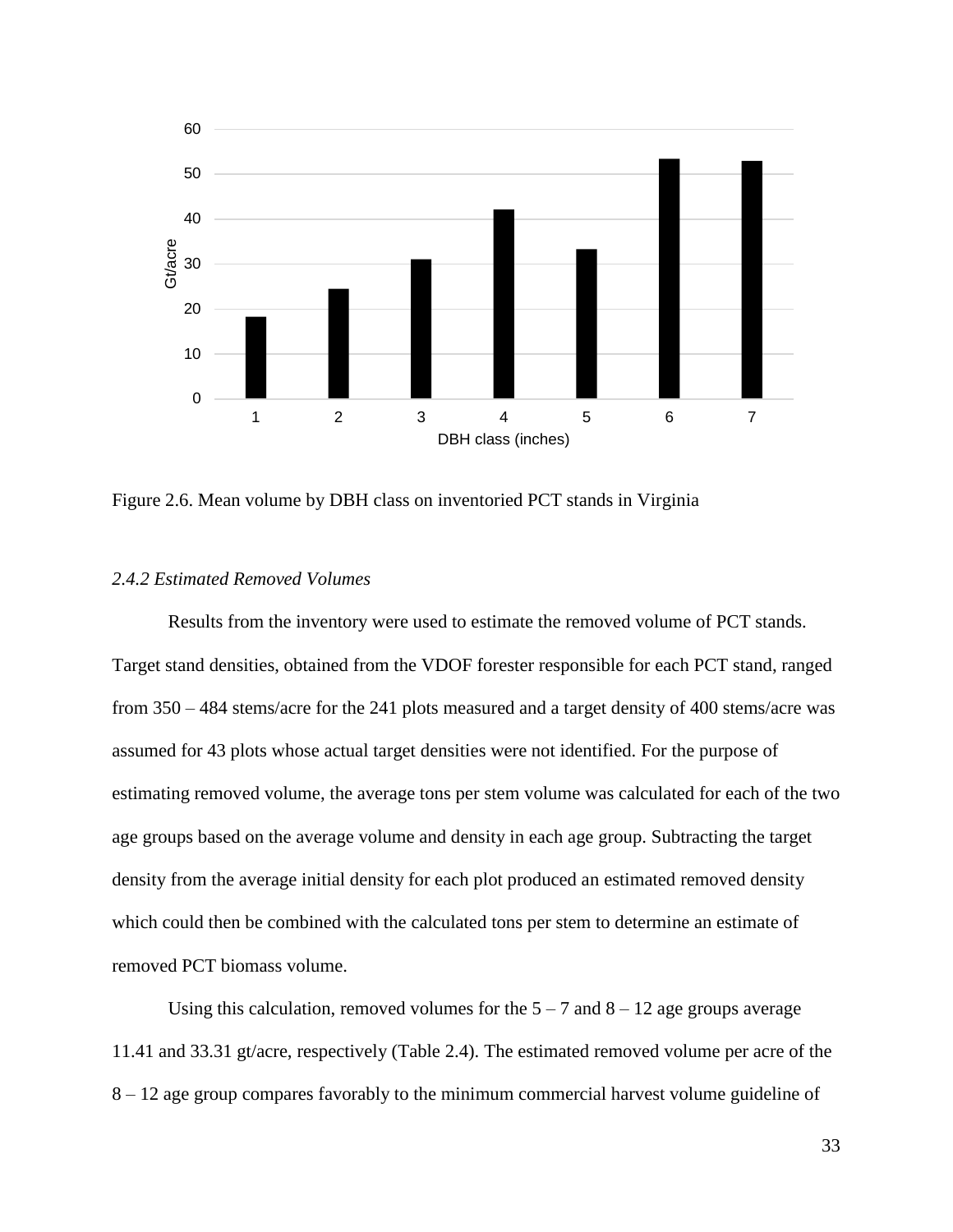60
50
40
30
20
10
0

Gt/acre

1 2 3 4 5 6 7

DBH class (inches)

Figure 2.6. Mean volume by DBH class on inventoried PCT stands in Virginia

### *2.4.2 Estimated Removed Volumes*

Results from the inventory were used to estimate the removed volume of PCT stands. Target stand densities, obtained from the VDOF forester responsible for each PCT stand, ranged from 350 – 484 stems/acre for the 241 plots measured and a target density of 400 stems/acre was assumed for 43 plots whose actual target densities were not identified. For the purpose of estimating removed volume, the average tons per stem volume was calculated for each of the two age groups based on the average volume and density in each age group. Subtracting the target density from the average initial density for each plot produced an estimated removed density which could then be combined with the calculated tons per stem to determine an estimate of removed PCT biomass volume.

Using this calculation, removed volumes for the 5 – 7 and 8 – 12 age groups average 11.41 and 33.31 gt/acre, respectively (Table 2.4). The estimated removed volume per acre of the 8 – 12 age group compares favorably to the minimum commercial harvest volume guideline of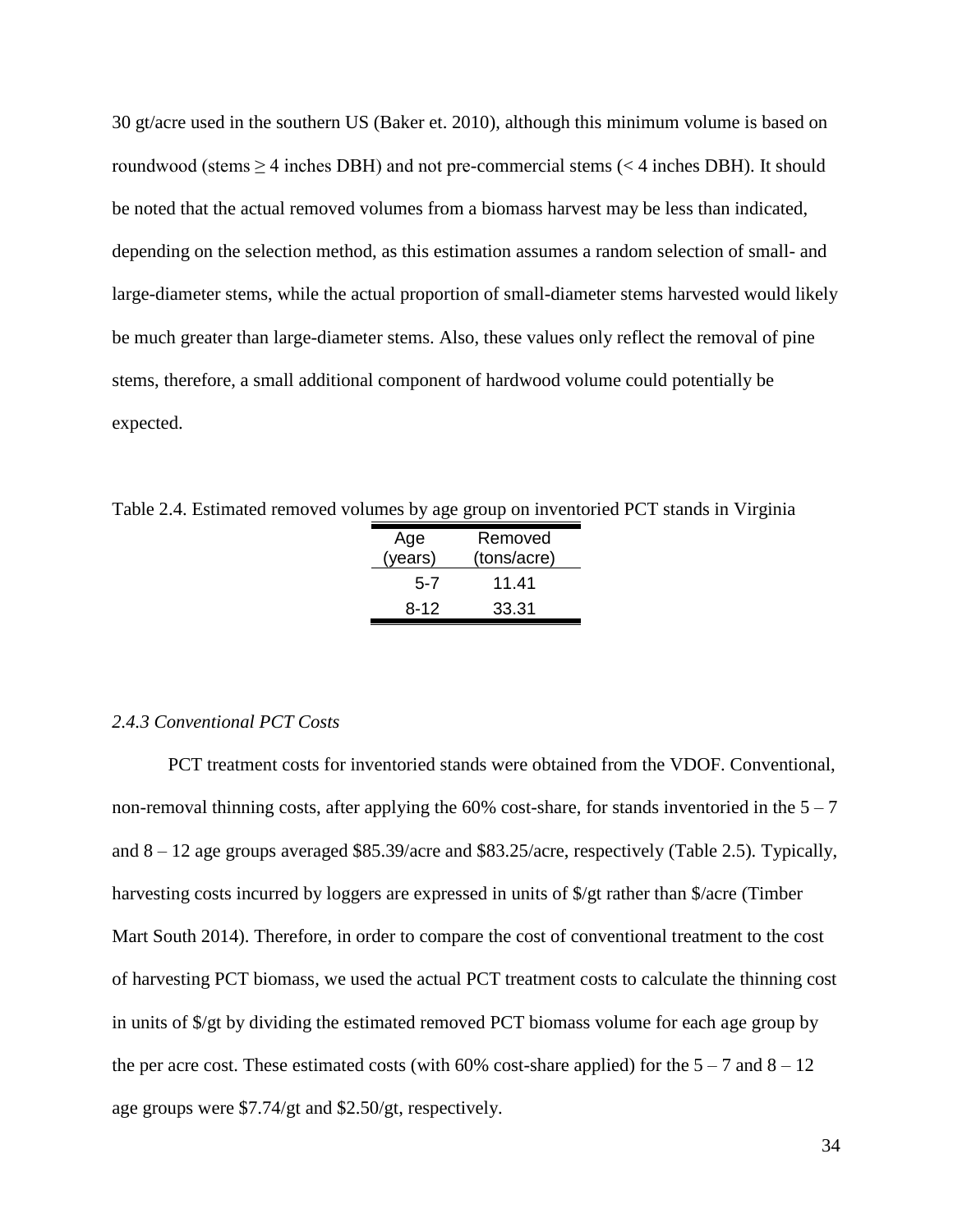30 gt/acre used in the southern US (Baker et. 2010), although this minimum volume is based on roundwood (stems ≥ 4 inches DBH) and not pre-commercial stems (< 4 inches DBH). It should be noted that the actual removed volumes from a biomass harvest may be less than indicated, depending on the selection method, as this estimation assumes a random selection of small- and large-diameter stems, while the actual proportion of small-diameter stems harvested would likely be much greater than large-diameter stems. Also, these values only reflect the removal of pine stems, therefore, a small additional component of hardwood volume could potentially be expected.

Table 2.4. Estimated removed volumes by age group on inventoried PCT stands in Virginia

| Age (years) | Removed (tons/acre) |
|---|---|
| 5-7 | 11.41 |
| 8-12 | 33.31 |

### *2.4.3 Conventional PCT Costs*

PCT treatment costs for inventoried stands were obtained from the VDOF. Conventional, non-removal thinning costs, after applying the 60% cost-share, for stands inventoried in the 5 – 7 and 8 – 12 age groups averaged \$85.39/acre and \$83.25/acre, respectively (Table 2.5). Typically, harvesting costs incurred by loggers are expressed in units of \$/gt rather than \$/acre (Timber Mart South 2014). Therefore, in order to compare the cost of conventional treatment to the cost of harvesting PCT biomass, we used the actual PCT treatment costs to calculate the thinning cost in units of \$/gt by dividing the estimated removed PCT biomass volume for each age group by the per acre cost. These estimated costs (with 60% cost-share applied) for the 5 – 7 and 8 – 12 age groups were \$7.74/gt and \$2.50/gt, respectively.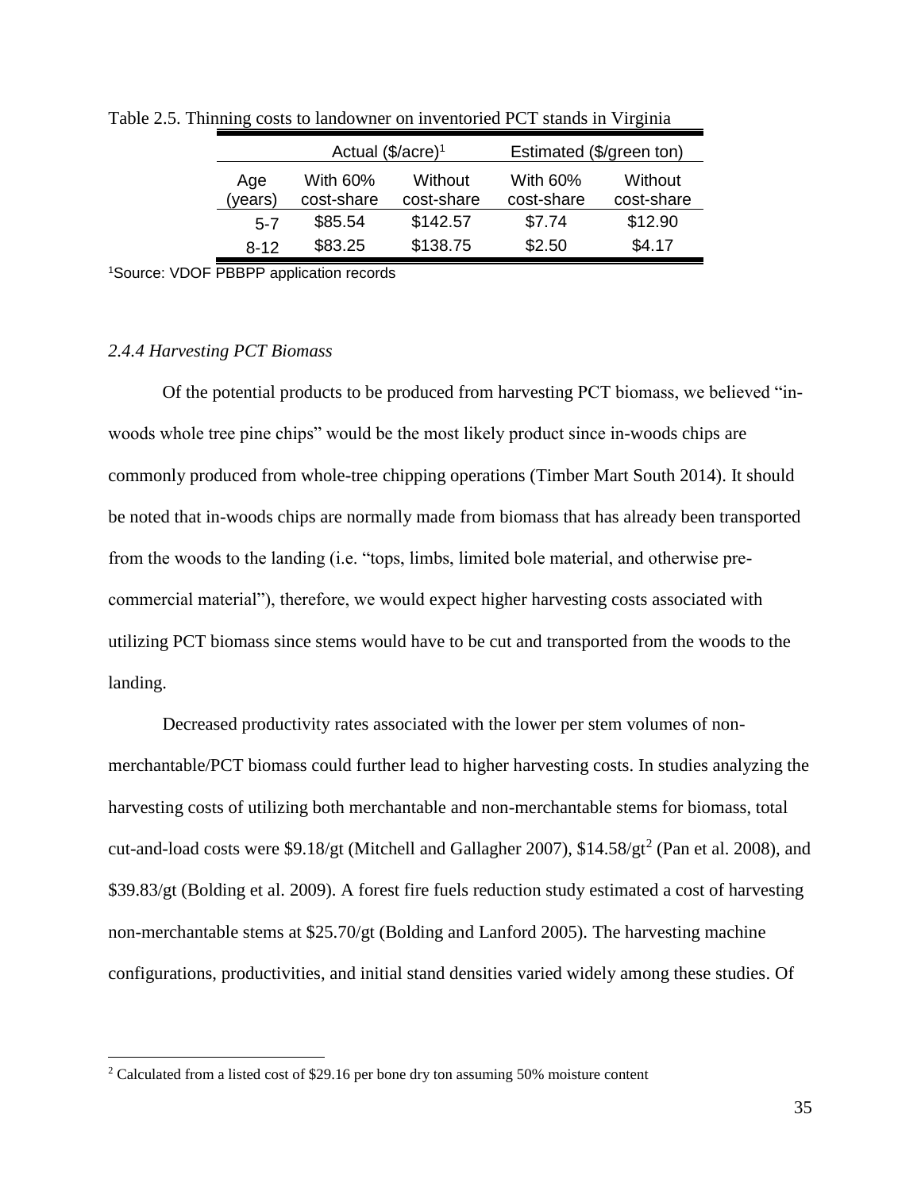Table 2.5. Thinning costs to landowner on inventoried PCT stands in Virginia

| | Actual ($/acre)[1] | | Estimated ($/green ton) | |
|---|---|---|---|---|
| Age (years) | With 60% cost-share | Without cost-share | With 60% cost-share | Without cost-share |
| 5-7 | $85.54 | $142.57 | $7.74 | $12.90 |
| 8-12 | $83.25 | $138.75 | $2.50 | $4.17 |

[1]Source: VDOF PBBPP application records

### *2.4.4 Harvesting PCT Biomass*

Of the potential products to be produced from harvesting PCT biomass, we believed "in-woods whole tree pine chips" would be the most likely product since in-woods chips are commonly produced from whole-tree chipping operations (Timber Mart South 2014). It should be noted that in-woods chips are normally made from biomass that has already been transported from the woods to the landing (i.e. "tops, limbs, limited bole material, and otherwise pre-commercial material"), therefore, we would expect higher harvesting costs associated with utilizing PCT biomass since stems would have to be cut and transported from the woods to the landing.

Decreased productivity rates associated with the lower per stem volumes of non-merchantable/PCT biomass could further lead to higher harvesting costs. In studies analyzing the harvesting costs of utilizing both merchantable and non-merchantable stems for biomass, total cut-and-load costs were $9.18/gt (Mitchell and Gallagher 2007), $14.58/gt[2] (Pan et al. 2008), and $39.83/gt (Bolding et al. 2009). A forest fire fuels reduction study estimated a cost of harvesting non-merchantable stems at $25.70/gt (Bolding and Lanford 2005). The harvesting machine configurations, productivities, and initial stand densities varied widely among these studies. Of

[2] Calculated from a listed cost of $29.16 per bone dry ton assuming 50% moisture content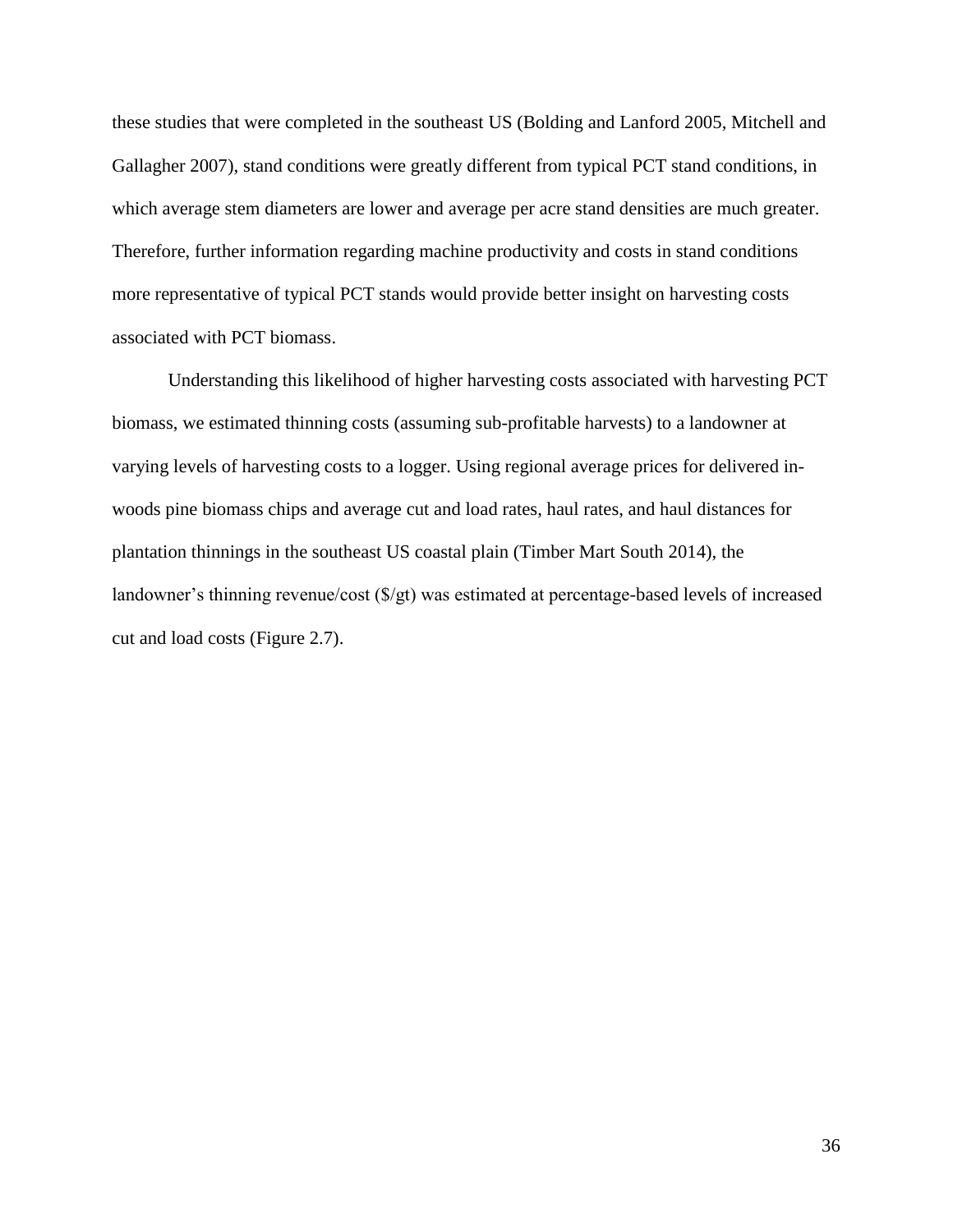these studies that were completed in the southeast US (Bolding and Lanford 2005, Mitchell and Gallagher 2007), stand conditions were greatly different from typical PCT stand conditions, in which average stem diameters are lower and average per acre stand densities are much greater. Therefore, further information regarding machine productivity and costs in stand conditions more representative of typical PCT stands would provide better insight on harvesting costs associated with PCT biomass.

Understanding this likelihood of higher harvesting costs associated with harvesting PCT biomass, we estimated thinning costs (assuming sub-profitable harvests) to a landowner at varying levels of harvesting costs to a logger. Using regional average prices for delivered in-woods pine biomass chips and average cut and load rates, haul rates, and haul distances for plantation thinnings in the southeast US coastal plain (Timber Mart South 2014), the landowner's thinning revenue/cost ($/gt) was estimated at percentage-based levels of increased cut and load costs (Figure 2.7).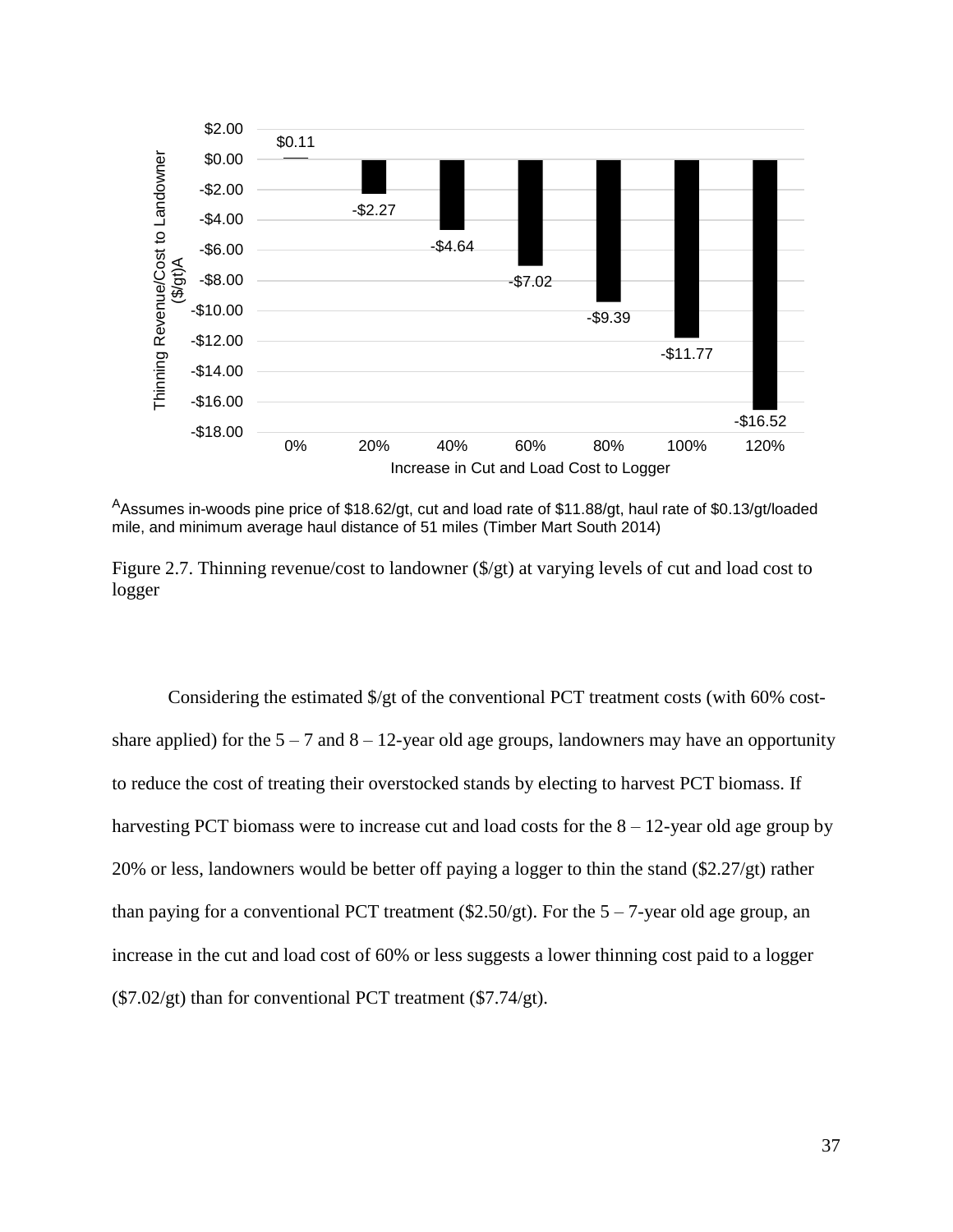$2.00
$0.00
-$2.00
-$4.00
-$6.00
-$8.00
-$10.00
-$12.00
-$14.00
-$16.00
-$18.00

$0.11
-$2.27
-$4.64
-$7.02
-$9.39
-$11.77
-$16.52

0% 20% 40% 60% 80% 100% 120%

Increase in Cut and Load Cost to Logger

Thinning Revenue/Cost to Landowner ($/gt)A

[A]Assumes in-woods pine price of $18.62/gt, cut and load rate of $11.88/gt, haul rate of $0.13/gt/loaded mile, and minimum average haul distance of 51 miles (Timber Mart South 2014)

Figure 2.7. Thinning revenue/cost to landowner ($/gt) at varying levels of cut and load cost to logger

Considering the estimated $/gt of the conventional PCT treatment costs (with 60% cost-share applied) for the 5 – 7 and 8 – 12-year old age groups, landowners may have an opportunity to reduce the cost of treating their overstocked stands by electing to harvest PCT biomass. If harvesting PCT biomass were to increase cut and load costs for the 8 – 12-year old age group by 20% or less, landowners would be better off paying a logger to thin the stand ($2.27/gt) rather than paying for a conventional PCT treatment ($2.50/gt). For the 5 – 7-year old age group, an increase in the cut and load cost of 60% or less suggests a lower thinning cost paid to a logger ($7.02/gt) than for conventional PCT treatment ($7.74/gt).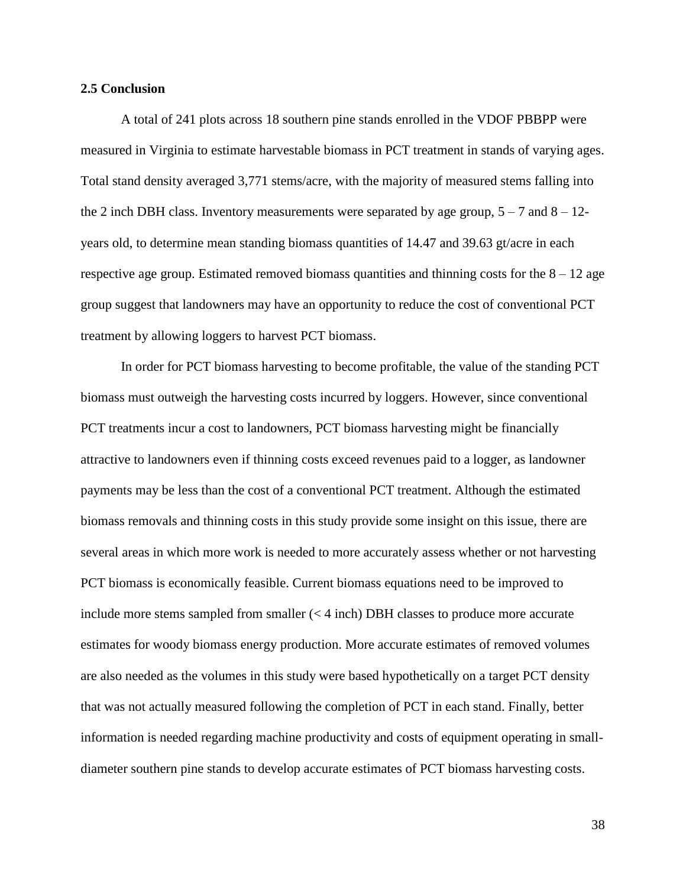### 2.5 Conclusion

A total of 241 plots across 18 southern pine stands enrolled in the VDOF PBBPP were measured in Virginia to estimate harvestable biomass in PCT treatment in stands of varying ages. Total stand density averaged 3,771 stems/acre, with the majority of measured stems falling into the 2 inch DBH class. Inventory measurements were separated by age group, 5 – 7 and 8 – 12-years old, to determine mean standing biomass quantities of 14.47 and 39.63 gt/acre in each respective age group. Estimated removed biomass quantities and thinning costs for the 8 – 12 age group suggest that landowners may have an opportunity to reduce the cost of conventional PCT treatment by allowing loggers to harvest PCT biomass.

In order for PCT biomass harvesting to become profitable, the value of the standing PCT biomass must outweigh the harvesting costs incurred by loggers. However, since conventional PCT treatments incur a cost to landowners, PCT biomass harvesting might be financially attractive to landowners even if thinning costs exceed revenues paid to a logger, as landowner payments may be less than the cost of a conventional PCT treatment. Although the estimated biomass removals and thinning costs in this study provide some insight on this issue, there are several areas in which more work is needed to more accurately assess whether or not harvesting PCT biomass is economically feasible. Current biomass equations need to be improved to include more stems sampled from smaller (< 4 inch) DBH classes to produce more accurate estimates for woody biomass energy production. More accurate estimates of removed volumes are also needed as the volumes in this study were based hypothetically on a target PCT density that was not actually measured following the completion of PCT in each stand. Finally, better information is needed regarding machine productivity and costs of equipment operating in small-diameter southern pine stands to develop accurate estimates of PCT biomass harvesting costs.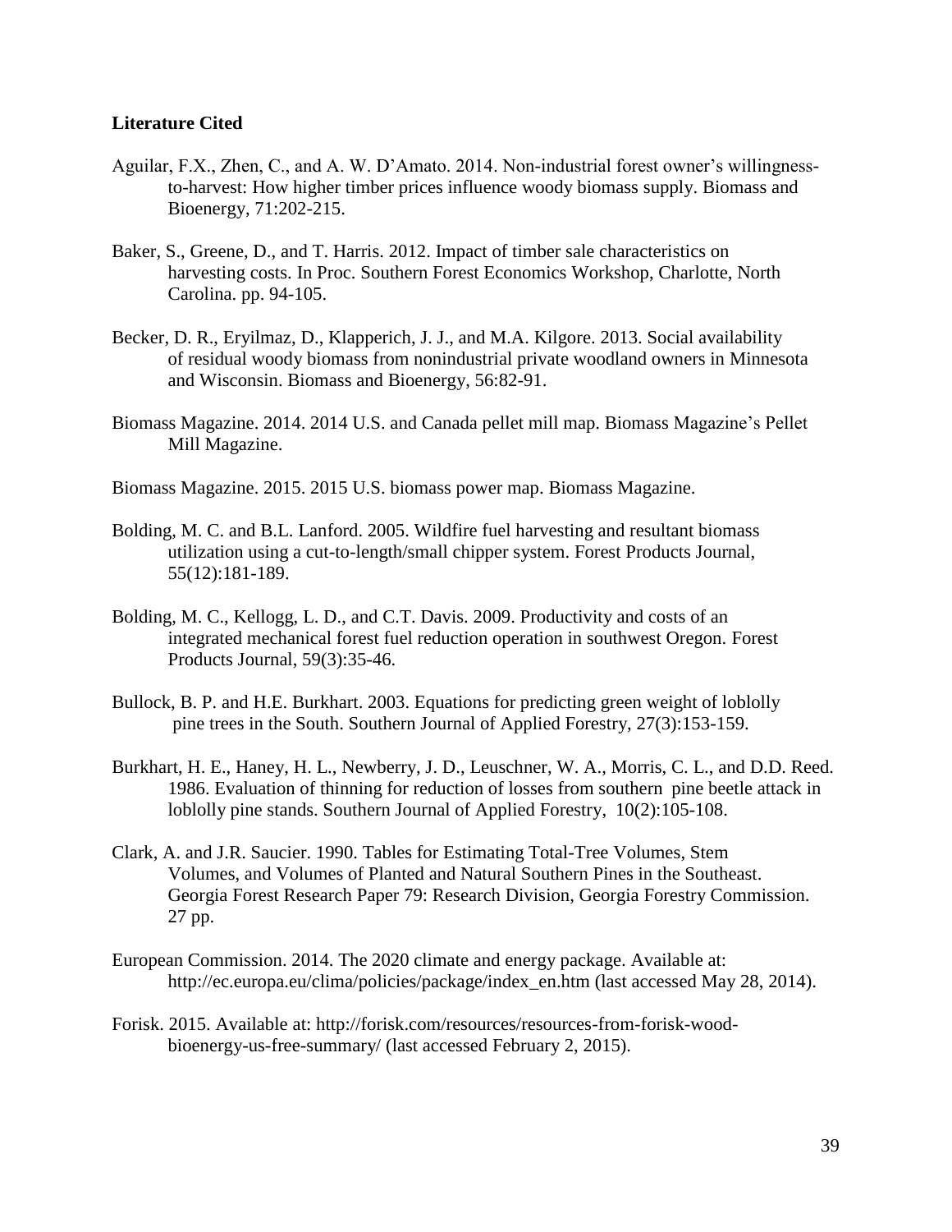**Literature Cited**

Aguilar, F.X., Zhen, C., and A. W. D'Amato. 2014. Non-industrial forest owner's willingness-to-harvest: How higher timber prices influence woody biomass supply. Biomass and Bioenergy, 71:202-215.

Baker, S., Greene, D., and T. Harris. 2012. Impact of timber sale characteristics on harvesting costs. In Proc. Southern Forest Economics Workshop, Charlotte, North Carolina. pp. 94-105.

Becker, D. R., Eryilmaz, D., Klapperich, J. J., and M.A. Kilgore. 2013. Social availability of residual woody biomass from nonindustrial private woodland owners in Minnesota and Wisconsin. Biomass and Bioenergy, 56:82-91.

Biomass Magazine. 2014. 2014 U.S. and Canada pellet mill map. Biomass Magazine's Pellet Mill Magazine.

Biomass Magazine. 2015. 2015 U.S. biomass power map. Biomass Magazine.

Bolding, M. C. and B.L. Lanford. 2005. Wildfire fuel harvesting and resultant biomass utilization using a cut-to-length/small chipper system. Forest Products Journal, 55(12):181-189.

Bolding, M. C., Kellogg, L. D., and C.T. Davis. 2009. Productivity and costs of an integrated mechanical forest fuel reduction operation in southwest Oregon. Forest Products Journal, 59(3):35-46.

Bullock, B. P. and H.E. Burkhart. 2003. Equations for predicting green weight of loblolly pine trees in the South. Southern Journal of Applied Forestry, 27(3):153-159.

Burkhart, H. E., Haney, H. L., Newberry, J. D., Leuschner, W. A., Morris, C. L., and D.D. Reed. 1986. Evaluation of thinning for reduction of losses from southern pine beetle attack in loblolly pine stands. Southern Journal of Applied Forestry, 10(2):105-108.

Clark, A. and J.R. Saucier. 1990. Tables for Estimating Total-Tree Volumes, Stem Volumes, and Volumes of Planted and Natural Southern Pines in the Southeast. Georgia Forest Research Paper 79: Research Division, Georgia Forestry Commission. 27 pp.

European Commission. 2014. The 2020 climate and energy package. Available at: http://ec.europa.eu/clima/policies/package/index_en.htm (last accessed May 28, 2014).

Forisk. 2015. Available at: http://forisk.com/resources/resources-from-forisk-wood-bioenergy-us-free-summary/ (last accessed February 2, 2015).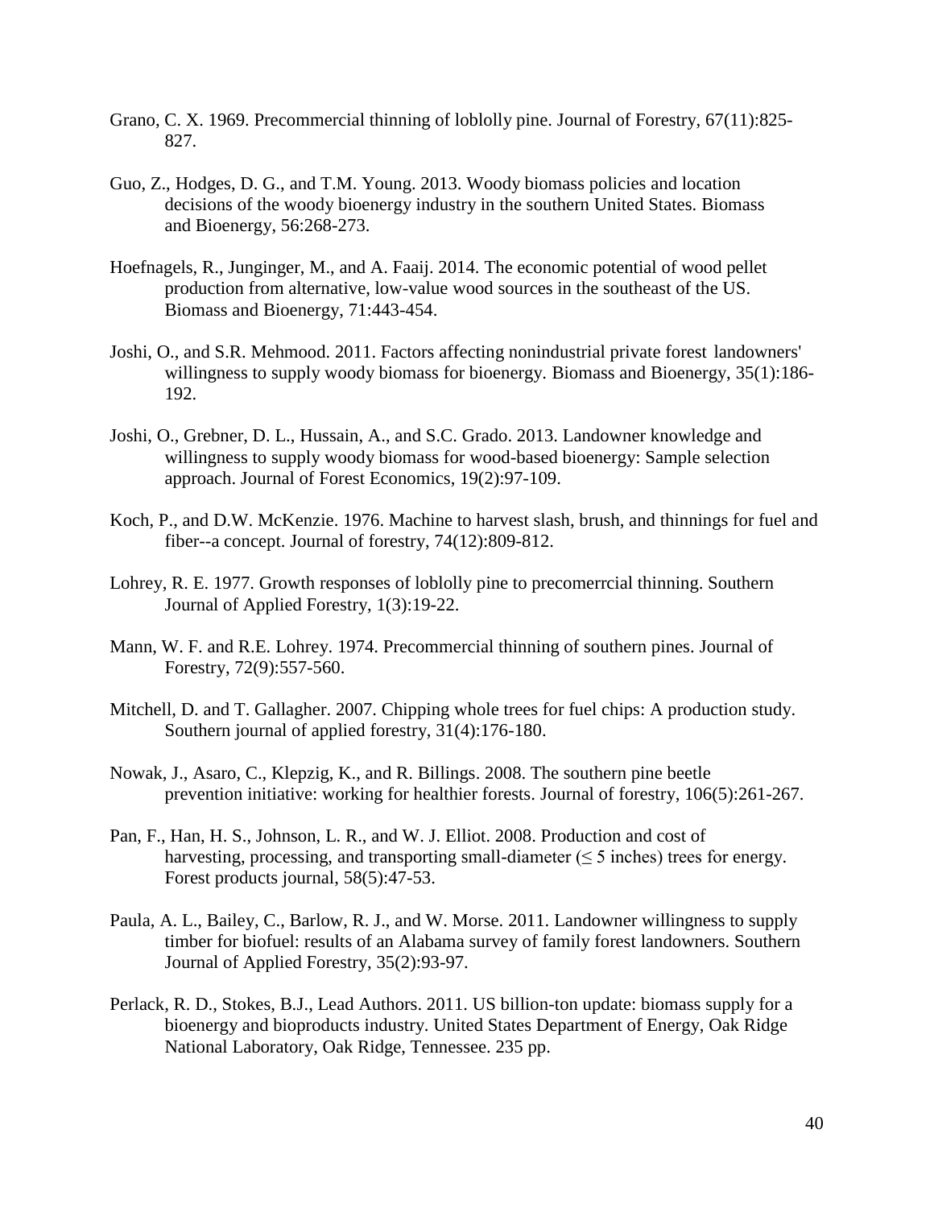Grano, C. X. 1969. Precommercial thinning of loblolly pine. Journal of Forestry, 67(11):825-827.

Guo, Z., Hodges, D. G., and T.M. Young. 2013. Woody biomass policies and location decisions of the woody bioenergy industry in the southern United States. Biomass and Bioenergy, 56:268-273.

Hoefnagels, R., Junginger, M., and A. Faaij. 2014. The economic potential of wood pellet production from alternative, low-value wood sources in the southeast of the US. Biomass and Bioenergy, 71:443-454.

Joshi, O., and S.R. Mehmood. 2011. Factors affecting nonindustrial private forest landowners' willingness to supply woody biomass for bioenergy. Biomass and Bioenergy, 35(1):186-192.

Joshi, O., Grebner, D. L., Hussain, A., and S.C. Grado. 2013. Landowner knowledge and willingness to supply woody biomass for wood-based bioenergy: Sample selection approach. Journal of Forest Economics, 19(2):97-109.

Koch, P., and D.W. McKenzie. 1976. Machine to harvest slash, brush, and thinnings for fuel and fiber--a concept. Journal of forestry, 74(12):809-812.

Lohrey, R. E. 1977. Growth responses of loblolly pine to precomerrcial thinning. Southern Journal of Applied Forestry, 1(3):19-22.

Mann, W. F. and R.E. Lohrey. 1974. Precommercial thinning of southern pines. Journal of Forestry, 72(9):557-560.

Mitchell, D. and T. Gallagher. 2007. Chipping whole trees for fuel chips: A production study. Southern journal of applied forestry, 31(4):176-180.

Nowak, J., Asaro, C., Klepzig, K., and R. Billings. 2008. The southern pine beetle prevention initiative: working for healthier forests. Journal of forestry, 106(5):261-267.

Pan, F., Han, H. S., Johnson, L. R., and W. J. Elliot. 2008. Production and cost of harvesting, processing, and transporting small-diameter ($\leq$ 5 inches) trees for energy. Forest products journal, 58(5):47-53.

Paula, A. L., Bailey, C., Barlow, R. J., and W. Morse. 2011. Landowner willingness to supply timber for biofuel: results of an Alabama survey of family forest landowners. Southern Journal of Applied Forestry, 35(2):93-97.

Perlack, R. D., Stokes, B.J., Lead Authors. 2011. US billion-ton update: biomass supply for a bioenergy and bioproducts industry. United States Department of Energy, Oak Ridge National Laboratory, Oak Ridge, Tennessee. 235 pp.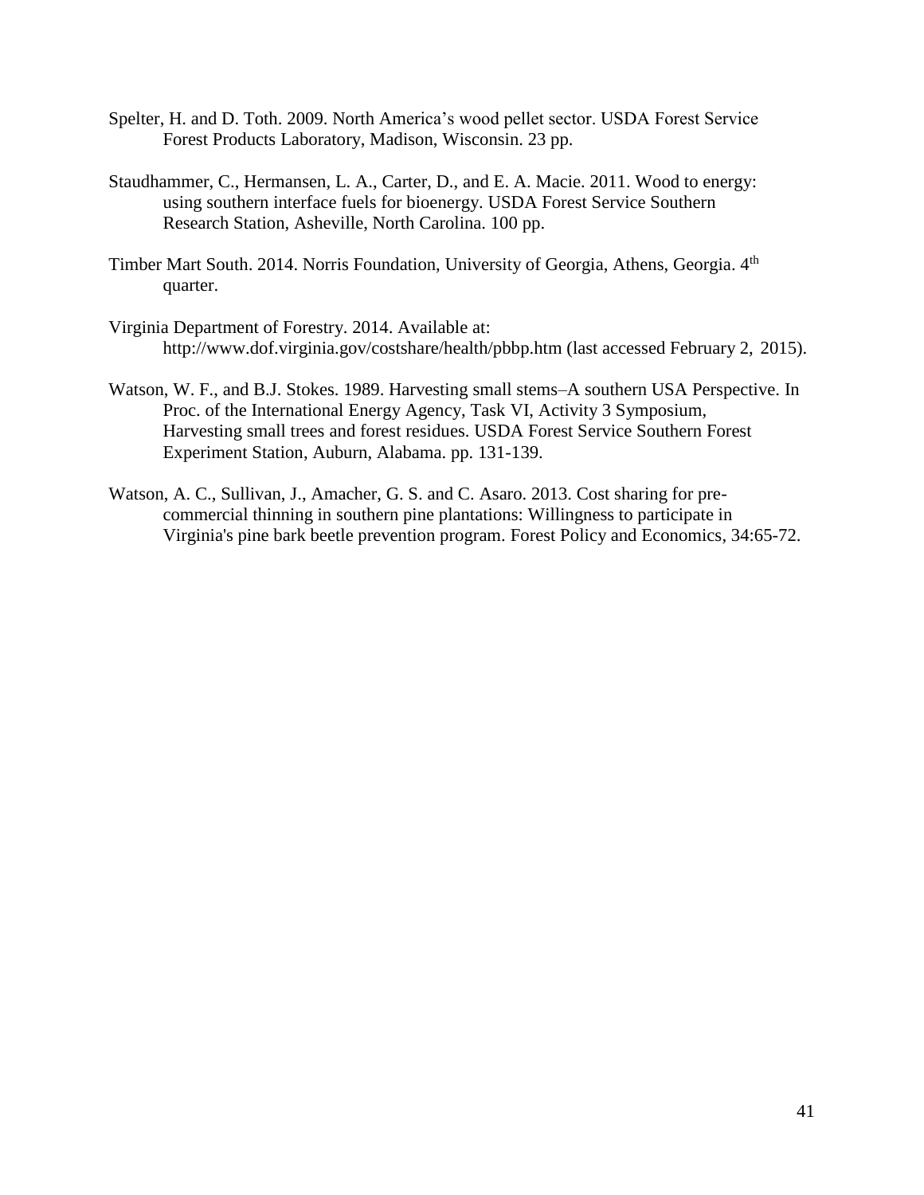Spelter, H. and D. Toth. 2009. North America's wood pellet sector. USDA Forest Service Forest Products Laboratory, Madison, Wisconsin. 23 pp.

Staudhammer, C., Hermansen, L. A., Carter, D., and E. A. Macie. 2011. Wood to energy: using southern interface fuels for bioenergy. USDA Forest Service Southern Research Station, Asheville, North Carolina. 100 pp.

Timber Mart South. 2014. Norris Foundation, University of Georgia, Athens, Georgia. 4th quarter.

Virginia Department of Forestry. 2014. Available at: http://www.dof.virginia.gov/costshare/health/pbbp.htm (last accessed February 2, 2015).

Watson, W. F., and B.J. Stokes. 1989. Harvesting small stems–A southern USA Perspective. In Proc. of the International Energy Agency, Task VI, Activity 3 Symposium, Harvesting small trees and forest residues. USDA Forest Service Southern Forest Experiment Station, Auburn, Alabama. pp. 131-139.

Watson, A. C., Sullivan, J., Amacher, G. S. and C. Asaro. 2013. Cost sharing for pre-commercial thinning in southern pine plantations: Willingness to participate in Virginia's pine bark beetle prevention program. Forest Policy and Economics, 34:65-72.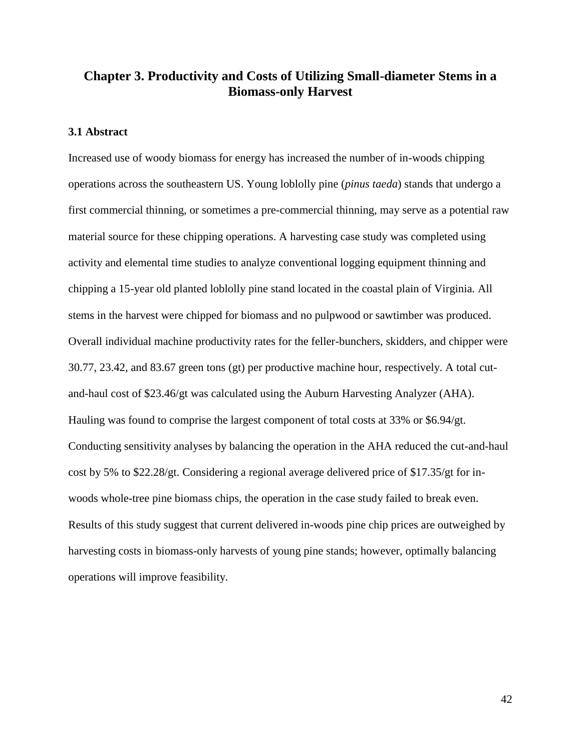## Chapter 3. Productivity and Costs of Utilizing Small-diameter Stems in a Biomass-only Harvest

### 3.1 Abstract

Increased use of woody biomass for energy has increased the number of in-woods chipping operations across the southeastern US. Young loblolly pine (*pinus taeda*) stands that undergo a first commercial thinning, or sometimes a pre-commercial thinning, may serve as a potential raw material source for these chipping operations. A harvesting case study was completed using activity and elemental time studies to analyze conventional logging equipment thinning and chipping a 15-year old planted loblolly pine stand located in the coastal plain of Virginia. All stems in the harvest were chipped for biomass and no pulpwood or sawtimber was produced. Overall individual machine productivity rates for the feller-bunchers, skidders, and chipper were 30.77, 23.42, and 83.67 green tons (gt) per productive machine hour, respectively. A total cut-and-haul cost of $23.46/gt was calculated using the Auburn Harvesting Analyzer (AHA). Hauling was found to comprise the largest component of total costs at 33% or $6.94/gt. Conducting sensitivity analyses by balancing the operation in the AHA reduced the cut-and-haul cost by 5% to $22.28/gt. Considering a regional average delivered price of $17.35/gt for in-woods whole-tree pine biomass chips, the operation in the case study failed to break even. Results of this study suggest that current delivered in-woods pine chip prices are outweighed by harvesting costs in biomass-only harvests of young pine stands; however, optimally balancing operations will improve feasibility.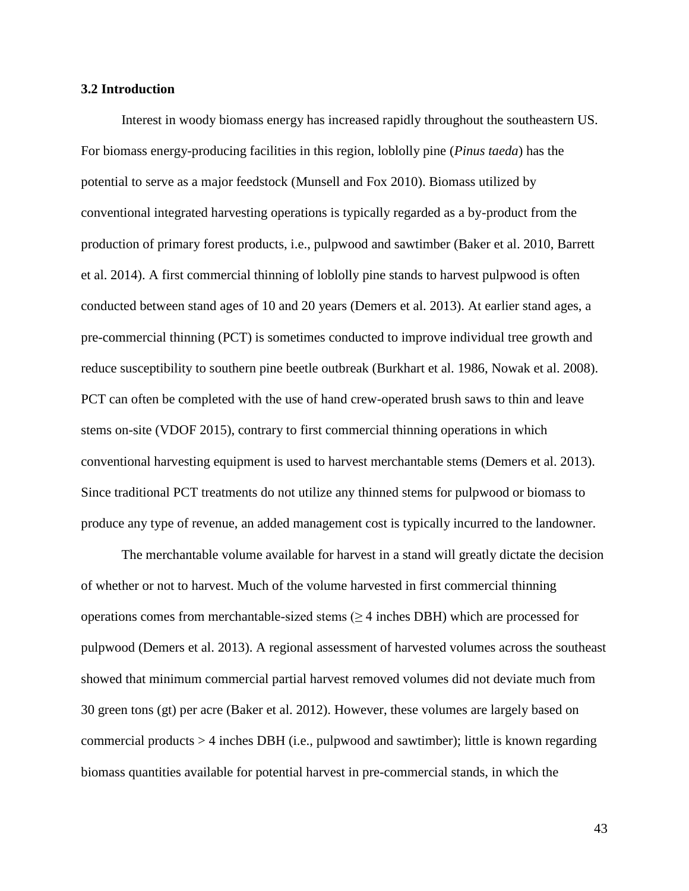### 3.2 Introduction

Interest in woody biomass energy has increased rapidly throughout the southeastern US. For biomass energy-producing facilities in this region, loblolly pine (*Pinus taeda*) has the potential to serve as a major feedstock (Munsell and Fox 2010). Biomass utilized by conventional integrated harvesting operations is typically regarded as a by-product from the production of primary forest products, i.e., pulpwood and sawtimber (Baker et al. 2010, Barrett et al. 2014). A first commercial thinning of loblolly pine stands to harvest pulpwood is often conducted between stand ages of 10 and 20 years (Demers et al. 2013). At earlier stand ages, a pre-commercial thinning (PCT) is sometimes conducted to improve individual tree growth and reduce susceptibility to southern pine beetle outbreak (Burkhart et al. 1986, Nowak et al. 2008). PCT can often be completed with the use of hand crew-operated brush saws to thin and leave stems on-site (VDOF 2015), contrary to first commercial thinning operations in which conventional harvesting equipment is used to harvest merchantable stems (Demers et al. 2013). Since traditional PCT treatments do not utilize any thinned stems for pulpwood or biomass to produce any type of revenue, an added management cost is typically incurred to the landowner.

The merchantable volume available for harvest in a stand will greatly dictate the decision of whether or not to harvest. Much of the volume harvested in first commercial thinning operations comes from merchantable-sized stems (≥ 4 inches DBH) which are processed for pulpwood (Demers et al. 2013). A regional assessment of harvested volumes across the southeast showed that minimum commercial partial harvest removed volumes did not deviate much from 30 green tons (gt) per acre (Baker et al. 2012). However, these volumes are largely based on commercial products > 4 inches DBH (i.e., pulpwood and sawtimber); little is known regarding biomass quantities available for potential harvest in pre-commercial stands, in which the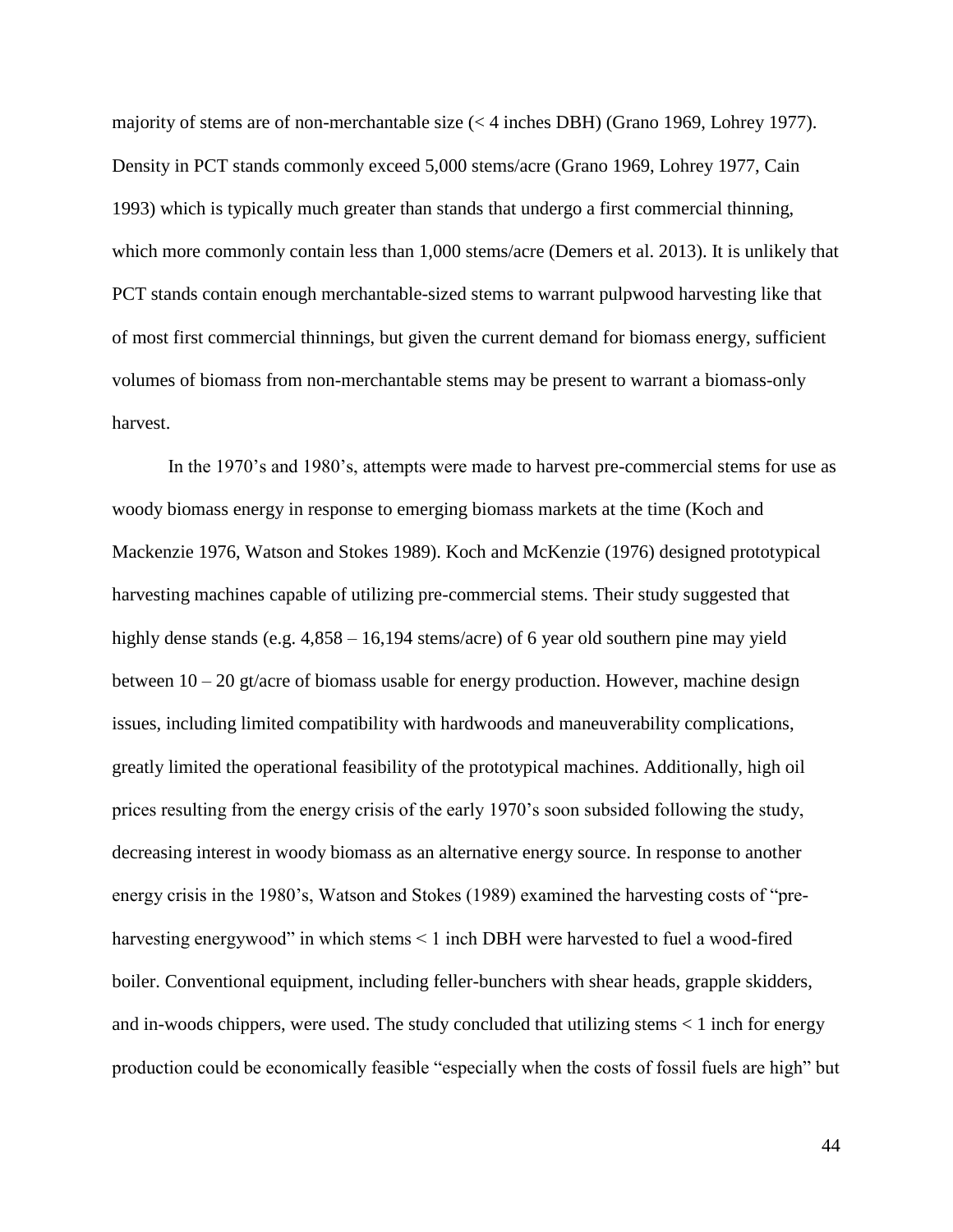majority of stems are of non-merchantable size (< 4 inches DBH) (Grano 1969, Lohrey 1977). Density in PCT stands commonly exceed 5,000 stems/acre (Grano 1969, Lohrey 1977, Cain 1993) which is typically much greater than stands that undergo a first commercial thinning, which more commonly contain less than 1,000 stems/acre (Demers et al. 2013). It is unlikely that PCT stands contain enough merchantable-sized stems to warrant pulpwood harvesting like that of most first commercial thinnings, but given the current demand for biomass energy, sufficient volumes of biomass from non-merchantable stems may be present to warrant a biomass-only harvest.

In the 1970's and 1980's, attempts were made to harvest pre-commercial stems for use as woody biomass energy in response to emerging biomass markets at the time (Koch and Mackenzie 1976, Watson and Stokes 1989). Koch and McKenzie (1976) designed prototypical harvesting machines capable of utilizing pre-commercial stems. Their study suggested that highly dense stands (e.g. 4,858 – 16,194 stems/acre) of 6 year old southern pine may yield between 10 – 20 gt/acre of biomass usable for energy production. However, machine design issues, including limited compatibility with hardwoods and maneuverability complications, greatly limited the operational feasibility of the prototypical machines. Additionally, high oil prices resulting from the energy crisis of the early 1970's soon subsided following the study, decreasing interest in woody biomass as an alternative energy source. In response to another energy crisis in the 1980's, Watson and Stokes (1989) examined the harvesting costs of "pre-harvesting energywood" in which stems < 1 inch DBH were harvested to fuel a wood-fired boiler. Conventional equipment, including feller-bunchers with shear heads, grapple skidders, and in-woods chippers, were used. The study concluded that utilizing stems < 1 inch for energy production could be economically feasible "especially when the costs of fossil fuels are high" but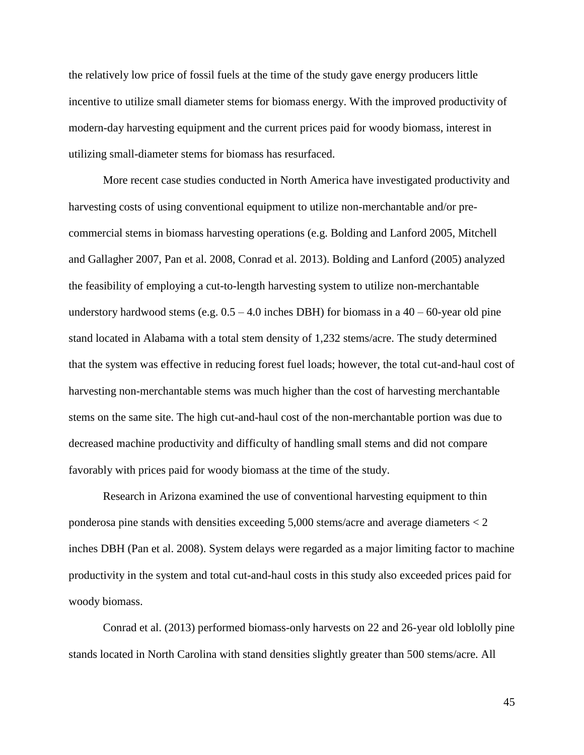the relatively low price of fossil fuels at the time of the study gave energy producers little incentive to utilize small diameter stems for biomass energy. With the improved productivity of modern-day harvesting equipment and the current prices paid for woody biomass, interest in utilizing small-diameter stems for biomass has resurfaced.

More recent case studies conducted in North America have investigated productivity and harvesting costs of using conventional equipment to utilize non-merchantable and/or pre-commercial stems in biomass harvesting operations (e.g. Bolding and Lanford 2005, Mitchell and Gallagher 2007, Pan et al. 2008, Conrad et al. 2013). Bolding and Lanford (2005) analyzed the feasibility of employing a cut-to-length harvesting system to utilize non-merchantable understory hardwood stems (e.g. 0.5 – 4.0 inches DBH) for biomass in a 40 – 60-year old pine stand located in Alabama with a total stem density of 1,232 stems/acre. The study determined that the system was effective in reducing forest fuel loads; however, the total cut-and-haul cost of harvesting non-merchantable stems was much higher than the cost of harvesting merchantable stems on the same site. The high cut-and-haul cost of the non-merchantable portion was due to decreased machine productivity and difficulty of handling small stems and did not compare favorably with prices paid for woody biomass at the time of the study.

Research in Arizona examined the use of conventional harvesting equipment to thin ponderosa pine stands with densities exceeding 5,000 stems/acre and average diameters < 2 inches DBH (Pan et al. 2008). System delays were regarded as a major limiting factor to machine productivity in the system and total cut-and-haul costs in this study also exceeded prices paid for woody biomass.

Conrad et al. (2013) performed biomass-only harvests on 22 and 26-year old loblolly pine stands located in North Carolina with stand densities slightly greater than 500 stems/acre. All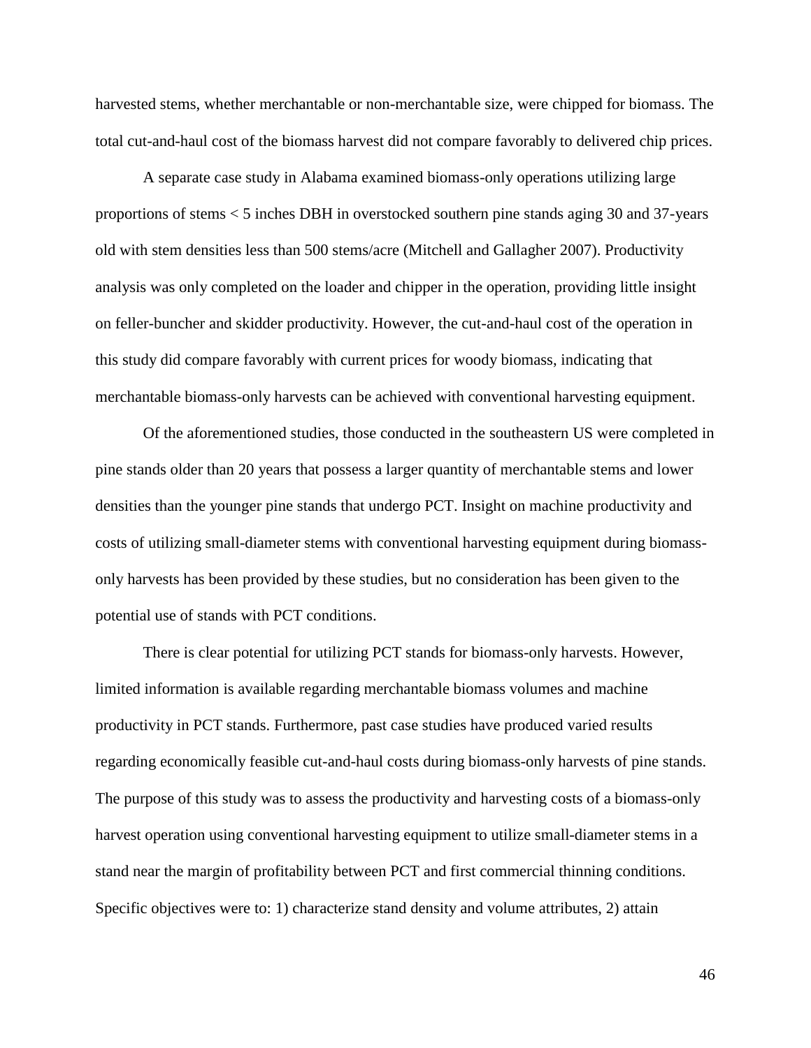harvested stems, whether merchantable or non-merchantable size, were chipped for biomass. The total cut-and-haul cost of the biomass harvest did not compare favorably to delivered chip prices.

A separate case study in Alabama examined biomass-only operations utilizing large proportions of stems < 5 inches DBH in overstocked southern pine stands aging 30 and 37-years old with stem densities less than 500 stems/acre (Mitchell and Gallagher 2007). Productivity analysis was only completed on the loader and chipper in the operation, providing little insight on feller-buncher and skidder productivity. However, the cut-and-haul cost of the operation in this study did compare favorably with current prices for woody biomass, indicating that merchantable biomass-only harvests can be achieved with conventional harvesting equipment.

Of the aforementioned studies, those conducted in the southeastern US were completed in pine stands older than 20 years that possess a larger quantity of merchantable stems and lower densities than the younger pine stands that undergo PCT. Insight on machine productivity and costs of utilizing small-diameter stems with conventional harvesting equipment during biomass-only harvests has been provided by these studies, but no consideration has been given to the potential use of stands with PCT conditions.

There is clear potential for utilizing PCT stands for biomass-only harvests. However, limited information is available regarding merchantable biomass volumes and machine productivity in PCT stands. Furthermore, past case studies have produced varied results regarding economically feasible cut-and-haul costs during biomass-only harvests of pine stands. The purpose of this study was to assess the productivity and harvesting costs of a biomass-only harvest operation using conventional harvesting equipment to utilize small-diameter stems in a stand near the margin of profitability between PCT and first commercial thinning conditions. Specific objectives were to: 1) characterize stand density and volume attributes, 2) attain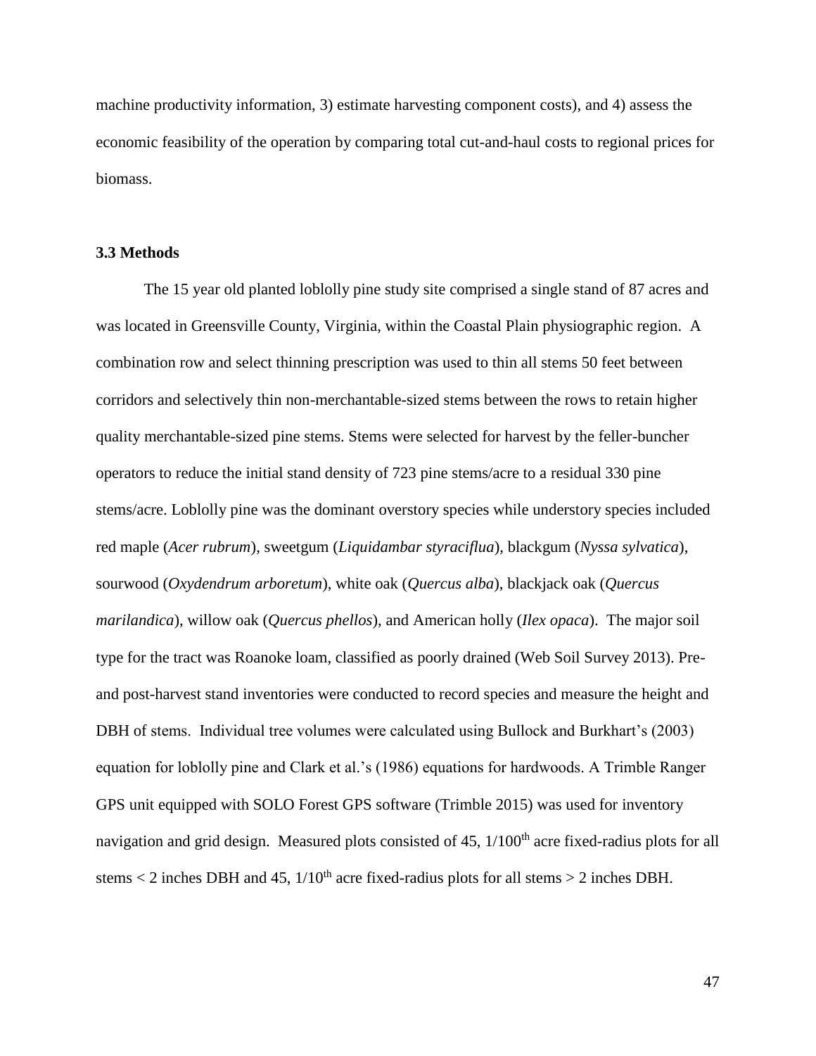machine productivity information, 3) estimate harvesting component costs), and 4) assess the economic feasibility of the operation by comparing total cut-and-haul costs to regional prices for biomass.

### 3.3 Methods

The 15 year old planted loblolly pine study site comprised a single stand of 87 acres and was located in Greensville County, Virginia, within the Coastal Plain physiographic region. A combination row and select thinning prescription was used to thin all stems 50 feet between corridors and selectively thin non-merchantable-sized stems between the rows to retain higher quality merchantable-sized pine stems. Stems were selected for harvest by the feller-buncher operators to reduce the initial stand density of 723 pine stems/acre to a residual 330 pine stems/acre. Loblolly pine was the dominant overstory species while understory species included red maple (*Acer rubrum*), sweetgum (*Liquidambar styraciflua*), blackgum (*Nyssa sylvatica*), sourwood (*Oxydendrum arboretum*), white oak (*Quercus alba*), blackjack oak (*Quercus marilandica*), willow oak (*Quercus phellos*), and American holly (*Ilex opaca*). The major soil type for the tract was Roanoke loam, classified as poorly drained (Web Soil Survey 2013). Pre- and post-harvest stand inventories were conducted to record species and measure the height and DBH of stems. Individual tree volumes were calculated using Bullock and Burkhart's (2003) equation for loblolly pine and Clark et al.'s (1986) equations for hardwoods. A Trimble Ranger GPS unit equipped with SOLO Forest GPS software (Trimble 2015) was used for inventory navigation and grid design. Measured plots consisted of 45, $1/100^{th}$ acre fixed-radius plots for all stems < 2 inches DBH and 45, $1/10^{th}$ acre fixed-radius plots for all stems > 2 inches DBH.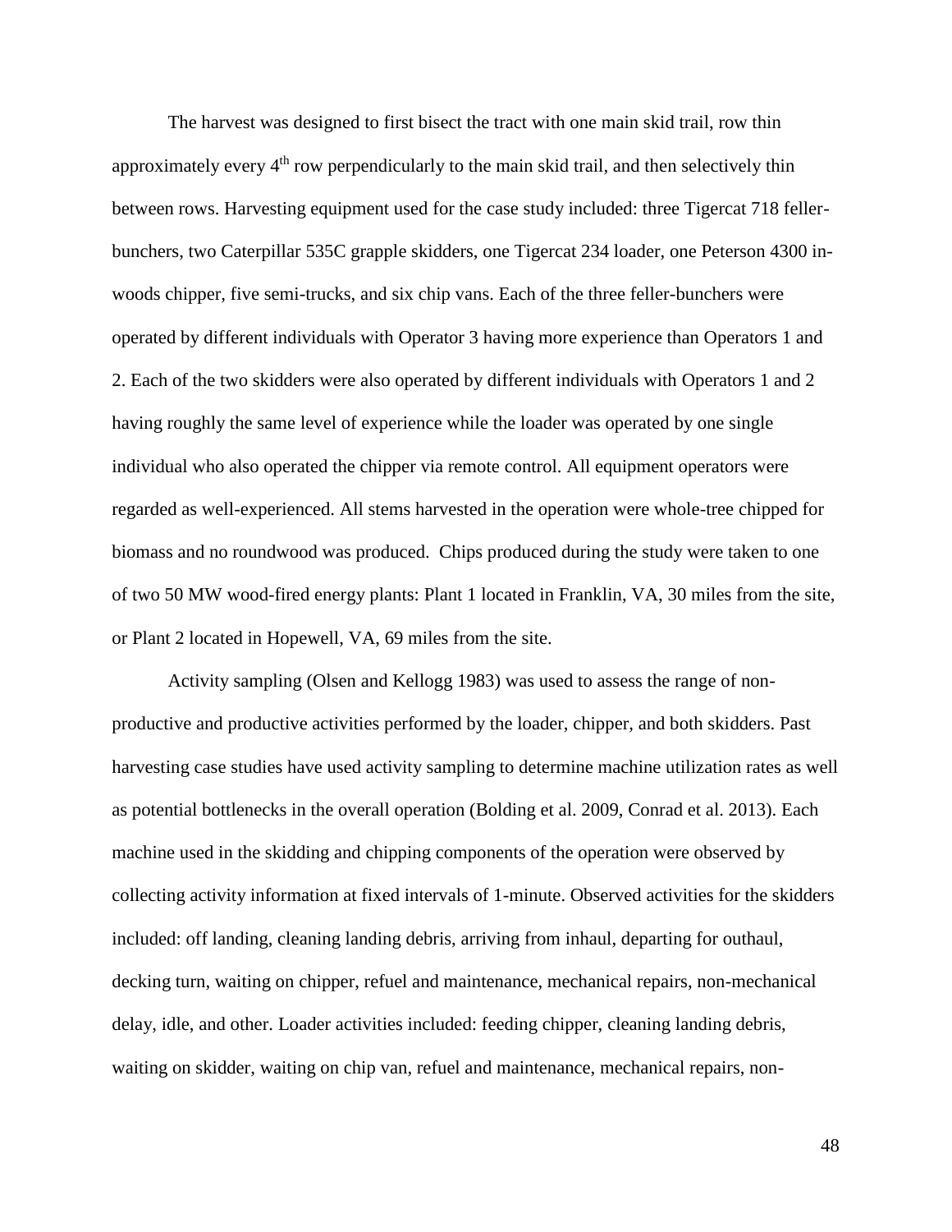The harvest was designed to first bisect the tract with one main skid trail, row thin approximately every 4$^{th}$ row perpendicularly to the main skid trail, and then selectively thin between rows. Harvesting equipment used for the case study included: three Tigercat 718 feller-bunchers, two Caterpillar 535C grapple skidders, one Tigercat 234 loader, one Peterson 4300 in-woods chipper, five semi-trucks, and six chip vans. Each of the three feller-bunchers were operated by different individuals with Operator 3 having more experience than Operators 1 and 2. Each of the two skidders were also operated by different individuals with Operators 1 and 2 having roughly the same level of experience while the loader was operated by one single individual who also operated the chipper via remote control. All equipment operators were regarded as well-experienced. All stems harvested in the operation were whole-tree chipped for biomass and no roundwood was produced. Chips produced during the study were taken to one of two 50 MW wood-fired energy plants: Plant 1 located in Franklin, VA, 30 miles from the site, or Plant 2 located in Hopewell, VA, 69 miles from the site.

Activity sampling (Olsen and Kellogg 1983) was used to assess the range of non-productive and productive activities performed by the loader, chipper, and both skidders. Past harvesting case studies have used activity sampling to determine machine utilization rates as well as potential bottlenecks in the overall operation (Bolding et al. 2009, Conrad et al. 2013). Each machine used in the skidding and chipping components of the operation were observed by collecting activity information at fixed intervals of 1-minute. Observed activities for the skidders included: off landing, cleaning landing debris, arriving from inhaul, departing for outhaul, decking turn, waiting on chipper, refuel and maintenance, mechanical repairs, non-mechanical delay, idle, and other. Loader activities included: feeding chipper, cleaning landing debris, waiting on skidder, waiting on chip van, refuel and maintenance, mechanical repairs, non-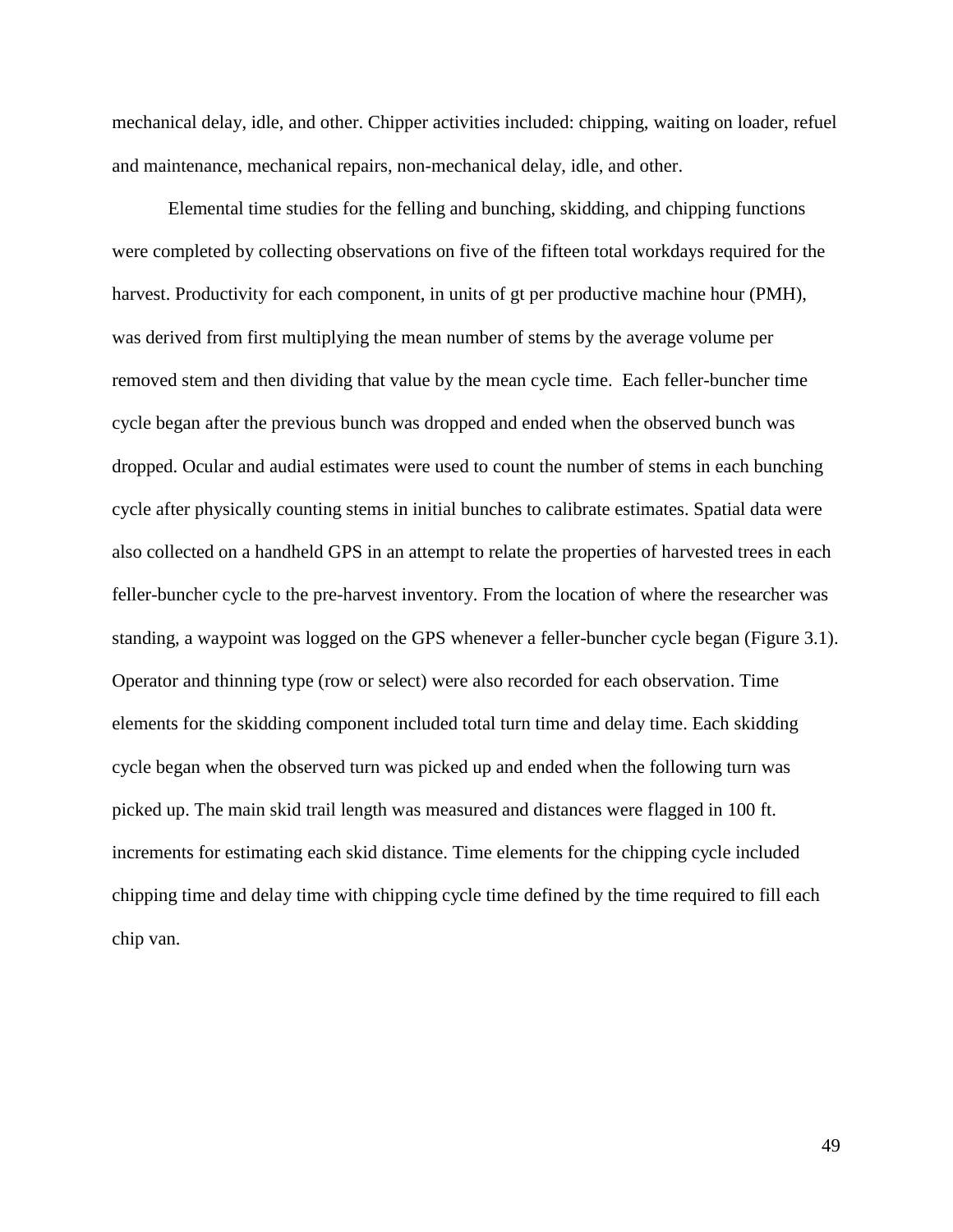mechanical delay, idle, and other. Chipper activities included: chipping, waiting on loader, refuel and maintenance, mechanical repairs, non-mechanical delay, idle, and other.

Elemental time studies for the felling and bunching, skidding, and chipping functions were completed by collecting observations on five of the fifteen total workdays required for the harvest. Productivity for each component, in units of gt per productive machine hour (PMH), was derived from first multiplying the mean number of stems by the average volume per removed stem and then dividing that value by the mean cycle time.  Each feller-buncher time cycle began after the previous bunch was dropped and ended when the observed bunch was dropped. Ocular and audial estimates were used to count the number of stems in each bunching cycle after physically counting stems in initial bunches to calibrate estimates. Spatial data were also collected on a handheld GPS in an attempt to relate the properties of harvested trees in each feller-buncher cycle to the pre-harvest inventory. From the location of where the researcher was standing, a waypoint was logged on the GPS whenever a feller-buncher cycle began (Figure 3.1). Operator and thinning type (row or select) were also recorded for each observation. Time elements for the skidding component included total turn time and delay time. Each skidding cycle began when the observed turn was picked up and ended when the following turn was picked up. The main skid trail length was measured and distances were flagged in 100 ft. increments for estimating each skid distance. Time elements for the chipping cycle included chipping time and delay time with chipping cycle time defined by the time required to fill each chip van.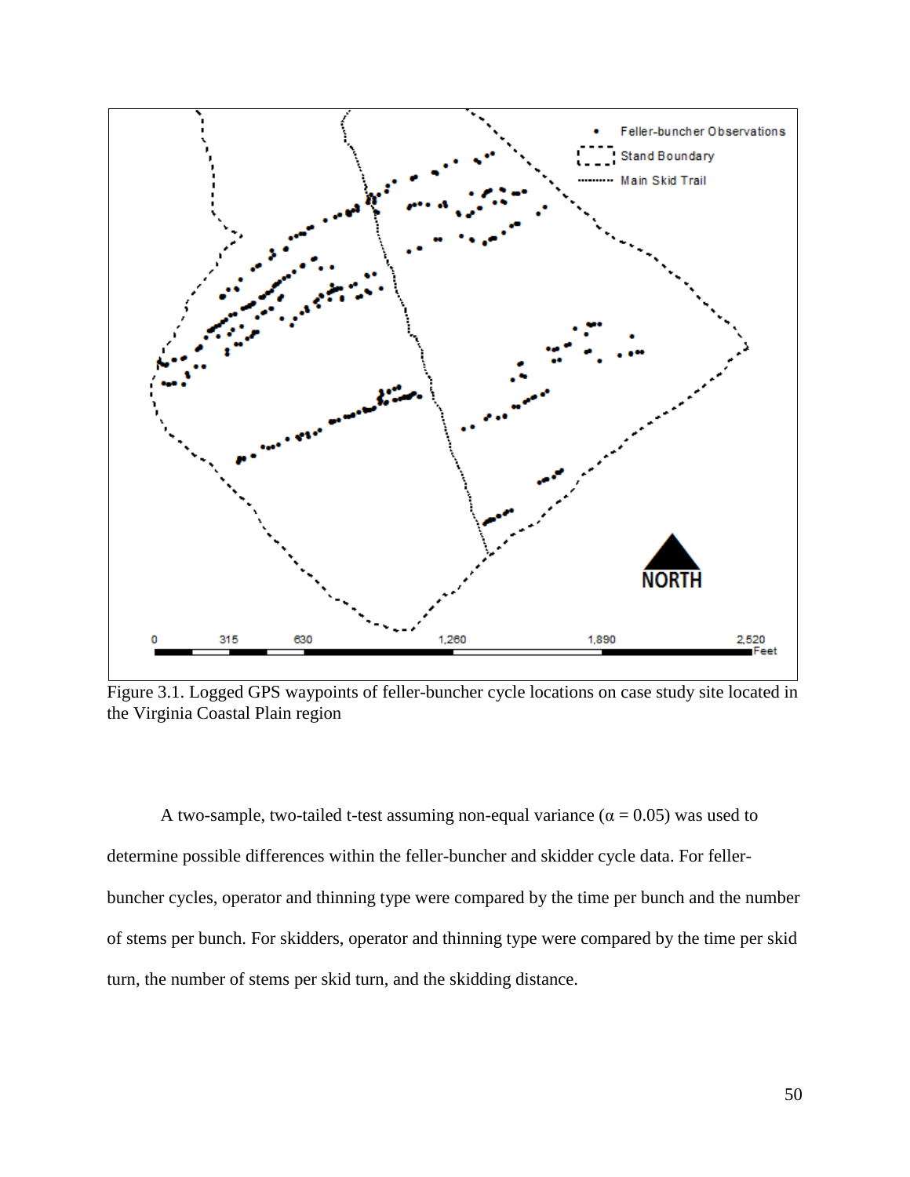Feller-buncher Observations

Stand Boundary

Main Skid Trail

NORTH

0 315 630 1,260 1,890 2,520 Feet

Figure 3.1. Logged GPS waypoints of feller-buncher cycle locations on case study site located in the Virginia Coastal Plain region

A two-sample, two-tailed t-test assuming non-equal variance ($\alpha = 0.05$) was used to determine possible differences within the feller-buncher and skidder cycle data. For feller-buncher cycles, operator and thinning type were compared by the time per bunch and the number of stems per bunch. For skidders, operator and thinning type were compared by the time per skid turn, the number of stems per skid turn, and the skidding distance.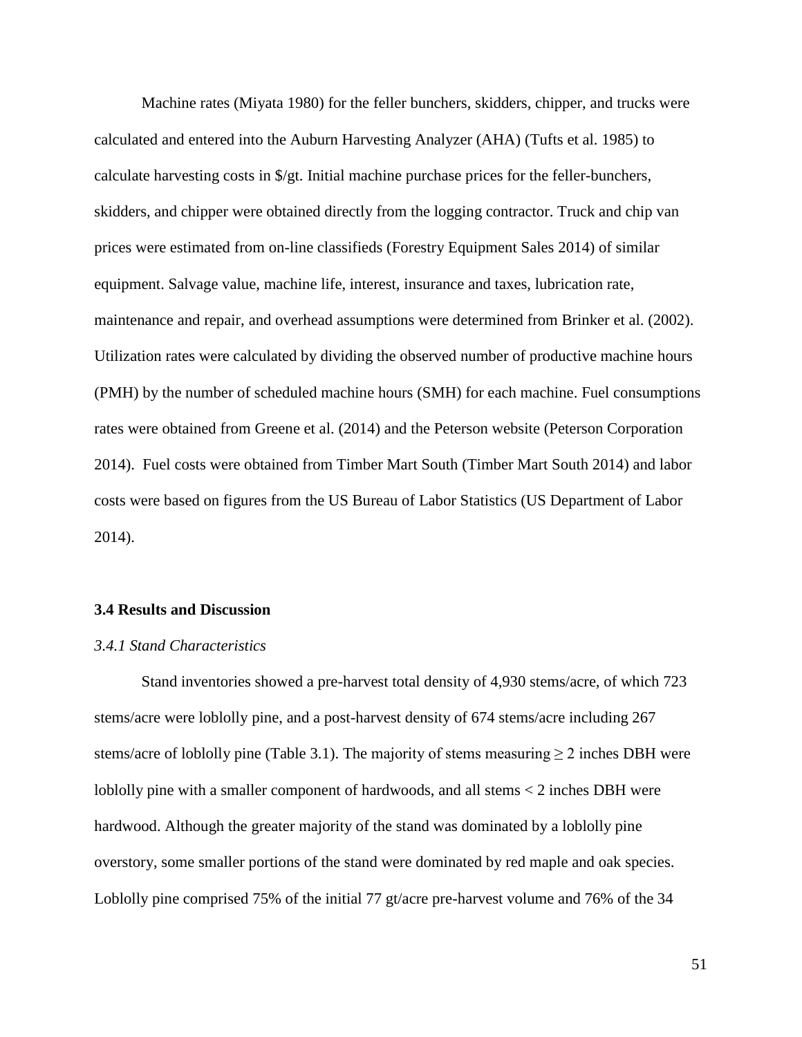Machine rates (Miyata 1980) for the feller bunchers, skidders, chipper, and trucks were calculated and entered into the Auburn Harvesting Analyzer (AHA) (Tufts et al. 1985) to calculate harvesting costs in $/gt. Initial machine purchase prices for the feller-bunchers, skidders, and chipper were obtained directly from the logging contractor. Truck and chip van prices were estimated from on-line classifieds (Forestry Equipment Sales 2014) of similar equipment. Salvage value, machine life, interest, insurance and taxes, lubrication rate, maintenance and repair, and overhead assumptions were determined from Brinker et al. (2002). Utilization rates were calculated by dividing the observed number of productive machine hours (PMH) by the number of scheduled machine hours (SMH) for each machine. Fuel consumptions rates were obtained from Greene et al. (2014) and the Peterson website (Peterson Corporation 2014). Fuel costs were obtained from Timber Mart South (Timber Mart South 2014) and labor costs were based on figures from the US Bureau of Labor Statistics (US Department of Labor 2014).

### 3.4 Results and Discussion

#### *3.4.1 Stand Characteristics*

Stand inventories showed a pre-harvest total density of 4,930 stems/acre, of which 723 stems/acre were loblolly pine, and a post-harvest density of 674 stems/acre including 267 stems/acre of loblolly pine (Table 3.1). The majority of stems measuring ≥ 2 inches DBH were loblolly pine with a smaller component of hardwoods, and all stems < 2 inches DBH were hardwood. Although the greater majority of the stand was dominated by a loblolly pine overstory, some smaller portions of the stand were dominated by red maple and oak species. Loblolly pine comprised 75% of the initial 77 gt/acre pre-harvest volume and 76% of the 34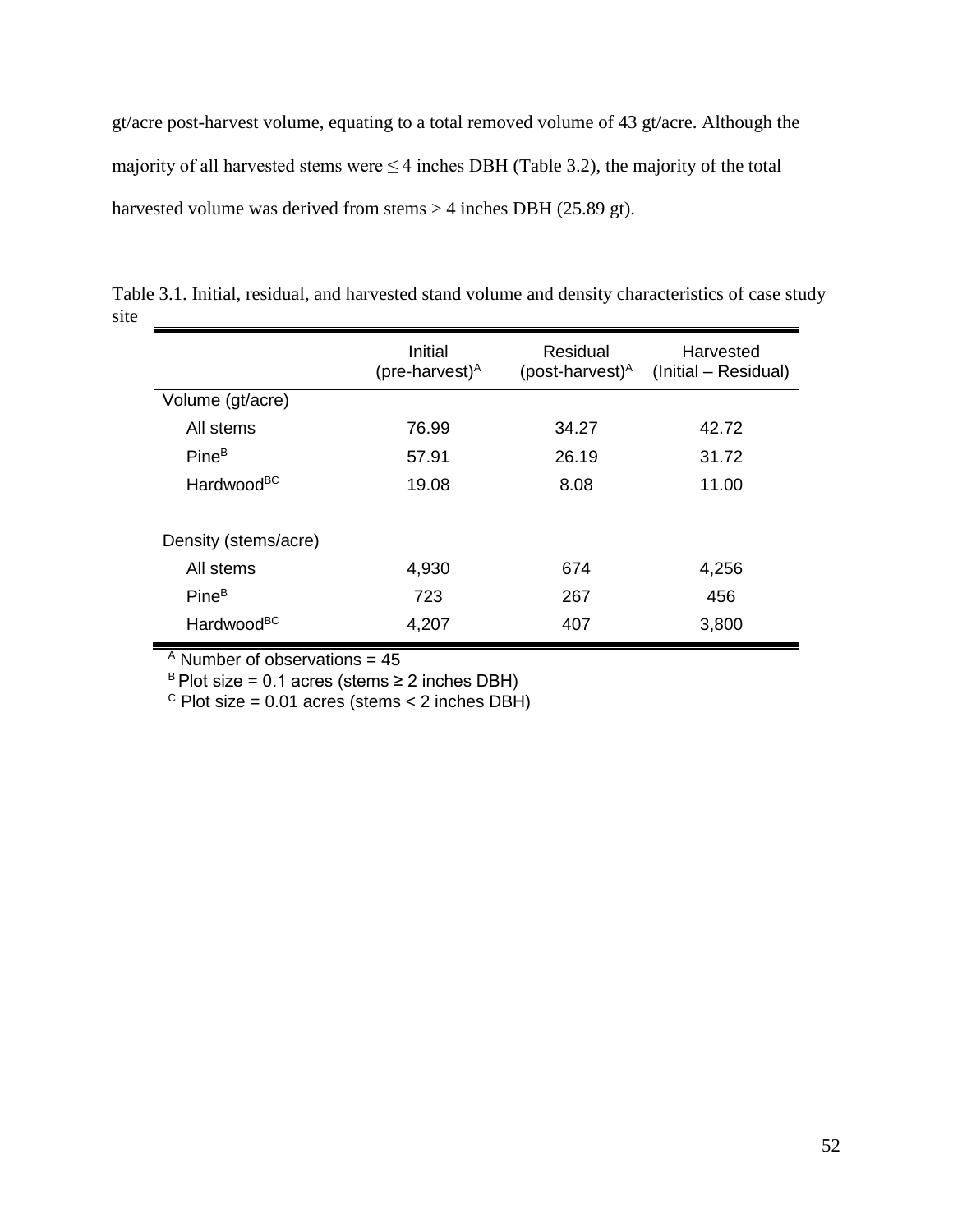gt/acre post-harvest volume, equating to a total removed volume of 43 gt/acre. Although the majority of all harvested stems were ≤ 4 inches DBH (Table 3.2), the majority of the total harvested volume was derived from stems > 4 inches DBH (25.89 gt).

Table 3.1. Initial, residual, and harvested stand volume and density characteristics of case study site

| | Initial (pre-harvest)[A] | Residual (post-harvest)[A] | Harvested (Initial – Residual) |
|---|---|---|---|
| Volume (gt/acre) | | | |
| All stems | 76.99 | 34.27 | 42.72 |
| Pine[B] | 57.91 | 26.19 | 31.72 |
| Hardwood[BC] | 19.08 | 8.08 | 11.00 |
| | | | |
| Density (stems/acre) | | | |
| All stems | 4,930 | 674 | 4,256 |
| Pine[B] | 723 | 267 | 456 |
| Hardwood[BC] | 4,207 | 407 | 3,800 |

[A] Number of observations = 45
[B] Plot size = 0.1 acres (stems ≥ 2 inches DBH)
[C] Plot size = 0.01 acres (stems < 2 inches DBH)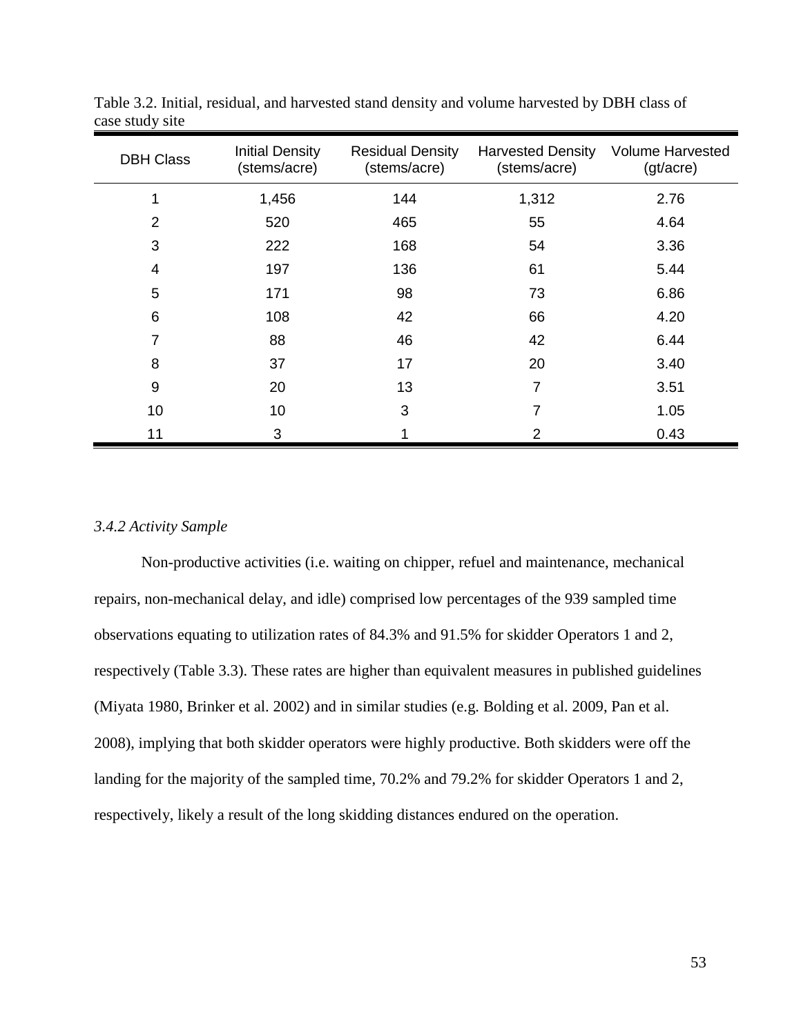Table 3.2. Initial, residual, and harvested stand density and volume harvested by DBH class of case study site

| DBH Class | Initial Density (stems/acre) | Residual Density (stems/acre) | Harvested Density (stems/acre) | Volume Harvested (gt/acre) |
|---|---|---|---|---|
| 1 | 1,456 | 144 | 1,312 | 2.76 |
| 2 | 520 | 465 | 55 | 4.64 |
| 3 | 222 | 168 | 54 | 3.36 |
| 4 | 197 | 136 | 61 | 5.44 |
| 5 | 171 | 98 | 73 | 6.86 |
| 6 | 108 | 42 | 66 | 4.20 |
| 7 | 88 | 46 | 42 | 6.44 |
| 8 | 37 | 17 | 20 | 3.40 |
| 9 | 20 | 13 | 7 | 3.51 |
| 10 | 10 | 3 | 7 | 1.05 |
| 11 | 3 | 1 | 2 | 0.43 |

### *3.4.2 Activity Sample*

Non-productive activities (i.e. waiting on chipper, refuel and maintenance, mechanical repairs, non-mechanical delay, and idle) comprised low percentages of the 939 sampled time observations equating to utilization rates of 84.3% and 91.5% for skidder Operators 1 and 2, respectively (Table 3.3). These rates are higher than equivalent measures in published guidelines (Miyata 1980, Brinker et al. 2002) and in similar studies (e.g. Bolding et al. 2009, Pan et al. 2008), implying that both skidder operators were highly productive. Both skidders were off the landing for the majority of the sampled time, 70.2% and 79.2% for skidder Operators 1 and 2, respectively, likely a result of the long skidding distances endured on the operation.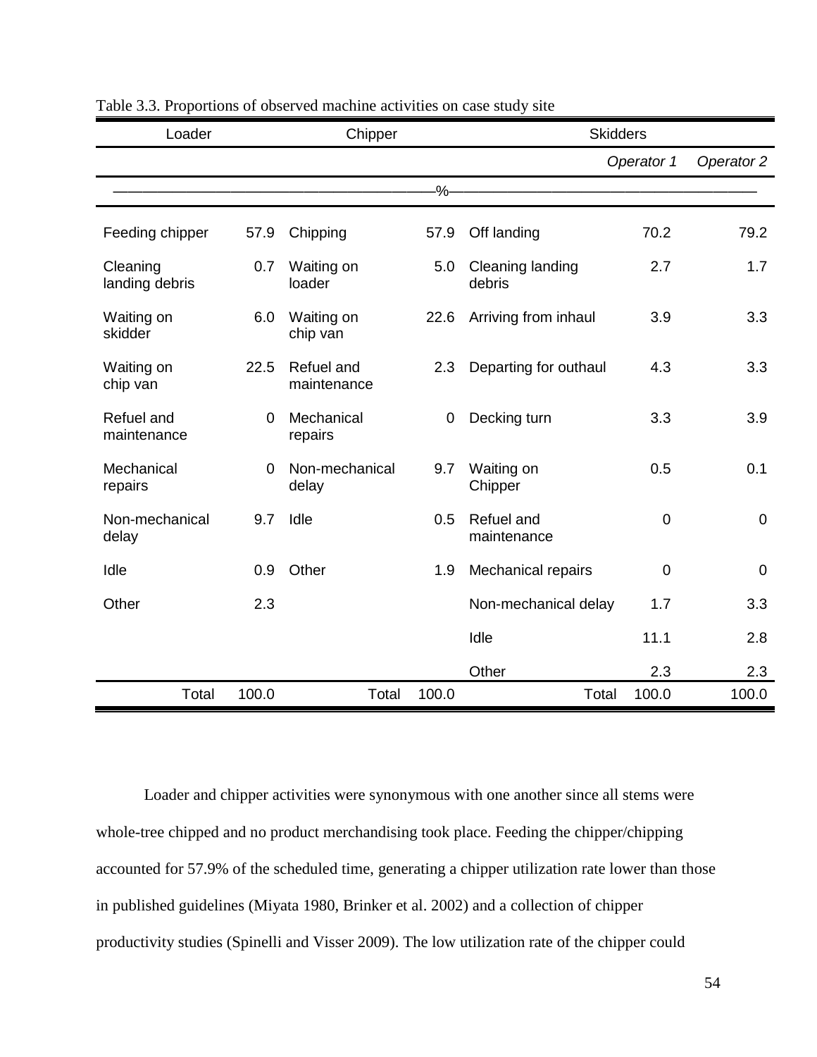Table 3.3. Proportions of observed machine activities on case study site

| Loader | | Chipper | | Skidders | | |
|---|---|---|---|---|---|---|
| | | | | | *Operator 1* | *Operator 2* |
| | | | % | | | |
| Feeding chipper | 57.9 | Chipping | 57.9 | Off landing | 70.2 | 79.2 |
| Cleaning landing debris | 0.7 | Waiting on loader | 5.0 | Cleaning landing debris | 2.7 | 1.7 |
| Waiting on skidder | 6.0 | Waiting on chip van | 22.6 | Arriving from inhaul | 3.9 | 3.3 |
| Waiting on chip van | 22.5 | Refuel and maintenance | 2.3 | Departing for outhaul | 4.3 | 3.3 |
| Refuel and maintenance | 0 | Mechanical repairs | 0 | Decking turn | 3.3 | 3.9 |
| Mechanical repairs | 0 | Non-mechanical delay | 9.7 | Waiting on Chipper | 0.5 | 0.1 |
| Non-mechanical delay | 9.7 | Idle | 0.5 | Refuel and maintenance | 0 | 0 |
| Idle | 0.9 | Other | 1.9 | Mechanical repairs | 0 | 0 |
| Other | 2.3 | | | Non-mechanical delay | 1.7 | 3.3 |
| | | | | Idle | 11.1 | 2.8 |
| | | | | Other | 2.3 | 2.3 |
| Total | 100.0 | Total | 100.0 | Total | 100.0 | 100.0 |

Loader and chipper activities were synonymous with one another since all stems were whole-tree chipped and no product merchandising took place. Feeding the chipper/chipping accounted for 57.9% of the scheduled time, generating a chipper utilization rate lower than those in published guidelines (Miyata 1980, Brinker et al. 2002) and a collection of chipper productivity studies (Spinelli and Visser 2009). The low utilization rate of the chipper could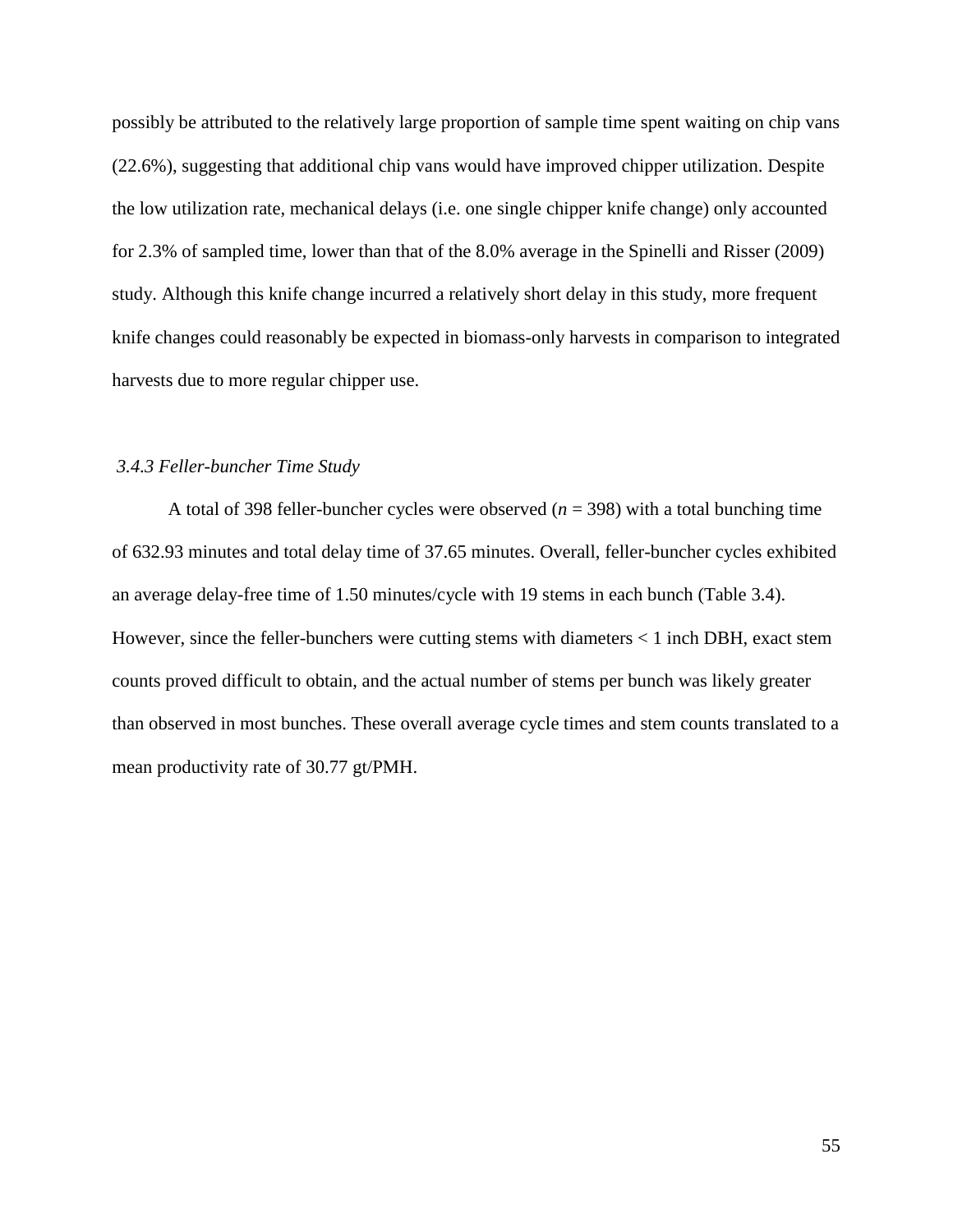possibly be attributed to the relatively large proportion of sample time spent waiting on chip vans (22.6%), suggesting that additional chip vans would have improved chipper utilization. Despite the low utilization rate, mechanical delays (i.e. one single chipper knife change) only accounted for 2.3% of sampled time, lower than that of the 8.0% average in the Spinelli and Risser (2009) study. Although this knife change incurred a relatively short delay in this study, more frequent knife changes could reasonably be expected in biomass-only harvests in comparison to integrated harvests due to more regular chipper use.

### *3.4.3 Feller-buncher Time Study*

A total of 398 feller-buncher cycles were observed ($n$ = 398) with a total bunching time of 632.93 minutes and total delay time of 37.65 minutes. Overall, feller-buncher cycles exhibited an average delay-free time of 1.50 minutes/cycle with 19 stems in each bunch (Table 3.4). However, since the feller-bunchers were cutting stems with diameters < 1 inch DBH, exact stem counts proved difficult to obtain, and the actual number of stems per bunch was likely greater than observed in most bunches. These overall average cycle times and stem counts translated to a mean productivity rate of 30.77 gt/PMH.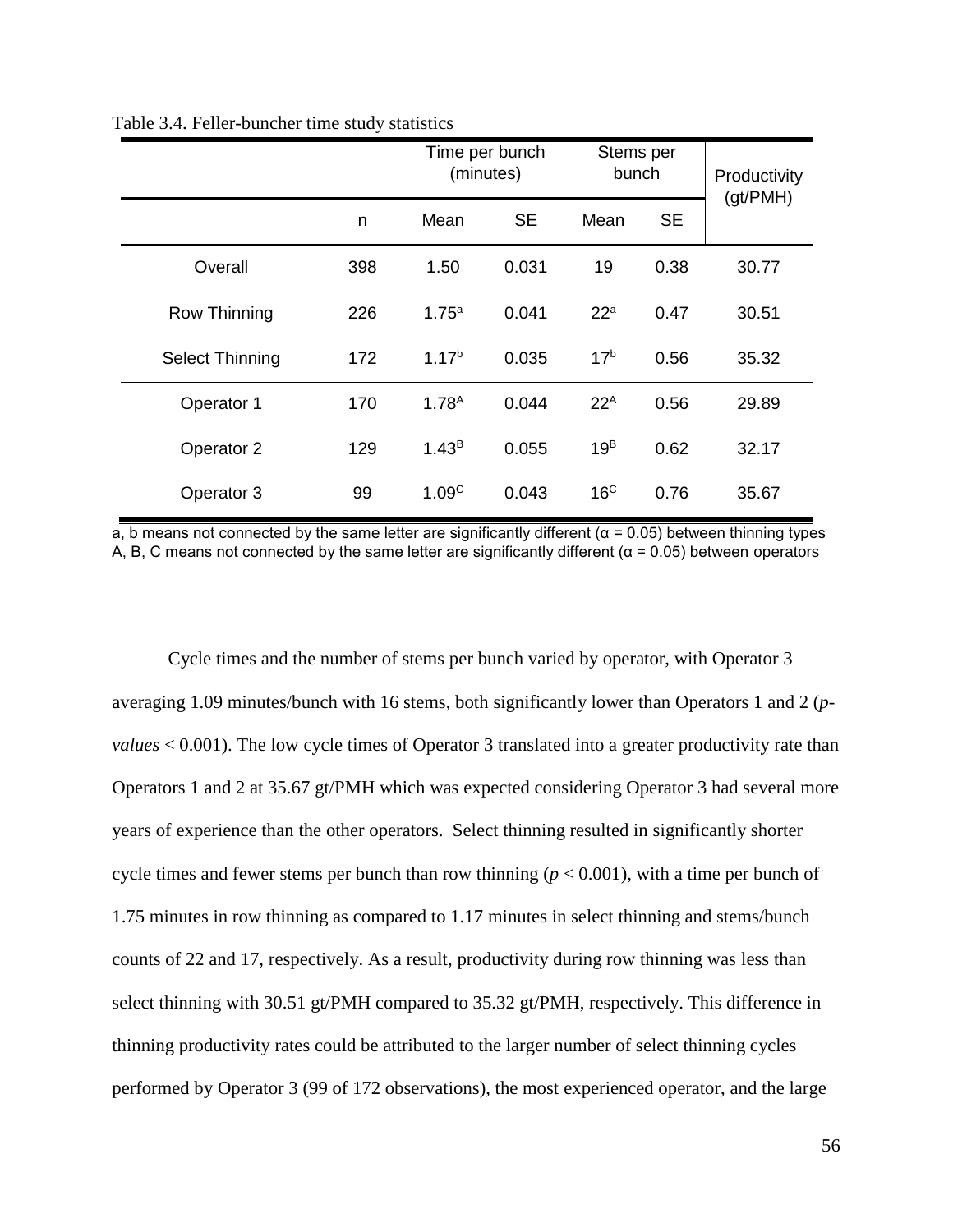Table 3.4. Feller-buncher time study statistics

| | | Time per bunch (minutes) | | Stems per bunch | | Productivity (gt/PMH) |
|---|---|---|---|---|---|---|
| | n | Mean | SE | Mean | SE | |
| Overall | 398 | 1.50 | 0.031 | 19 | 0.38 | 30.77 |
| Row Thinning | 226 | 1.75[a] | 0.041 | 22[a] | 0.47 | 30.51 |
| Select Thinning | 172 | 1.17[b] | 0.035 | 17[b] | 0.56 | 35.32 |
| Operator 1 | 170 | 1.78[A] | 0.044 | 22[A] | 0.56 | 29.89 |
| Operator 2 | 129 | 1.43[B] | 0.055 | 19[B] | 0.62 | 32.17 |
| Operator 3 | 99 | 1.09[C] | 0.043 | 16[C] | 0.76 | 35.67 |

a, b means not connected by the same letter are significantly different ($\alpha = 0.05$) between thinning types
A, B, C means not connected by the same letter are significantly different ($\alpha = 0.05$) between operators

Cycle times and the number of stems per bunch varied by operator, with Operator 3 averaging 1.09 minutes/bunch with 16 stems, both significantly lower than Operators 1 and 2 (*p-values* < 0.001). The low cycle times of Operator 3 translated into a greater productivity rate than Operators 1 and 2 at 35.67 gt/PMH which was expected considering Operator 3 had several more years of experience than the other operators. Select thinning resulted in significantly shorter cycle times and fewer stems per bunch than row thinning ($p < 0.001$), with a time per bunch of 1.75 minutes in row thinning as compared to 1.17 minutes in select thinning and stems/bunch counts of 22 and 17, respectively. As a result, productivity during row thinning was less than select thinning with 30.51 gt/PMH compared to 35.32 gt/PMH, respectively. This difference in thinning productivity rates could be attributed to the larger number of select thinning cycles performed by Operator 3 (99 of 172 observations), the most experienced operator, and the large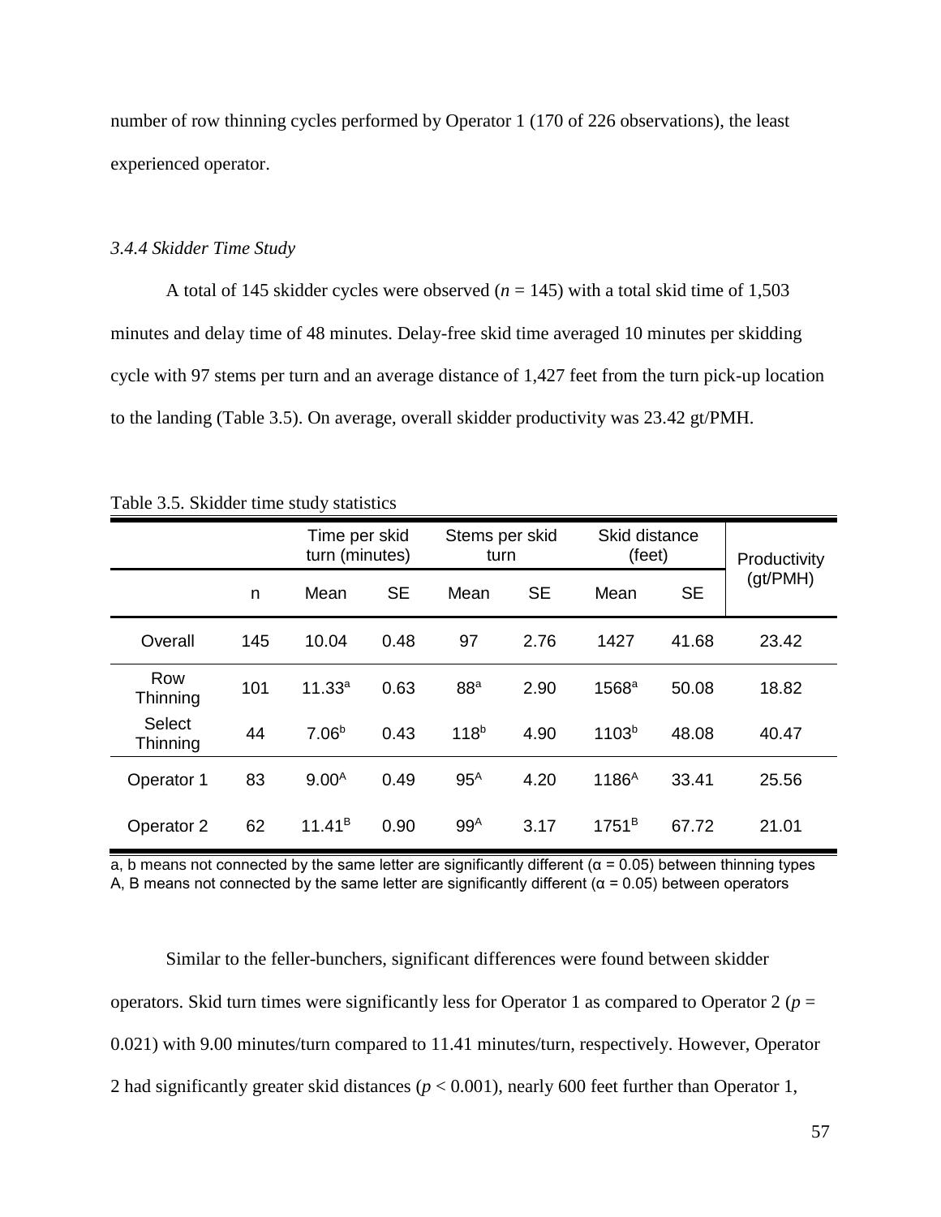number of row thinning cycles performed by Operator 1 (170 of 226 observations), the least experienced operator.

### *3.4.4 Skidder Time Study*

A total of 145 skidder cycles were observed ($n$ = 145) with a total skid time of 1,503 minutes and delay time of 48 minutes. Delay-free skid time averaged 10 minutes per skidding cycle with 97 stems per turn and an average distance of 1,427 feet from the turn pick-up location to the landing (Table 3.5). On average, overall skidder productivity was 23.42 gt/PMH.

Table 3.5. Skidder time study statistics

| | | Time per skid turn (minutes) | | Stems per skid turn | | Skid distance (feet) | | Productivity (gt/PMH) |
|---|---|---|---|---|---|---|---|---|
| | n | Mean | SE | Mean | SE | Mean | SE | |
| Overall | 145 | 10.04 | 0.48 | 97 | 2.76 | 1427 | 41.68 | 23.42 |
| Row Thinning | 101 | $11.33^{a}$ | 0.63 | $88^{a}$ | 2.90 | $1568^{a}$ | 50.08 | 18.82 |
| Select Thinning | 44 | $7.06^{b}$ | 0.43 | $118^{b}$ | 4.90 | $1103^{b}$ | 48.08 | 40.47 |
| Operator 1 | 83 | $9.00^{A}$ | 0.49 | $95^{A}$ | 4.20 | $1186^{A}$ | 33.41 | 25.56 |
| Operator 2 | 62 | $11.41^{B}$ | 0.90 | $99^{A}$ | 3.17 | $1751^{B}$ | 67.72 | 21.01 |

a, b means not connected by the same letter are significantly different ($\alpha$ = 0.05) between thinning types
A, B means not connected by the same letter are significantly different ($\alpha$ = 0.05) between operators

Similar to the feller-bunchers, significant differences were found between skidder operators. Skid turn times were significantly less for Operator 1 as compared to Operator 2 ($p$ = 0.021) with 9.00 minutes/turn compared to 11.41 minutes/turn, respectively. However, Operator 2 had significantly greater skid distances ($p < 0.001$), nearly 600 feet further than Operator 1,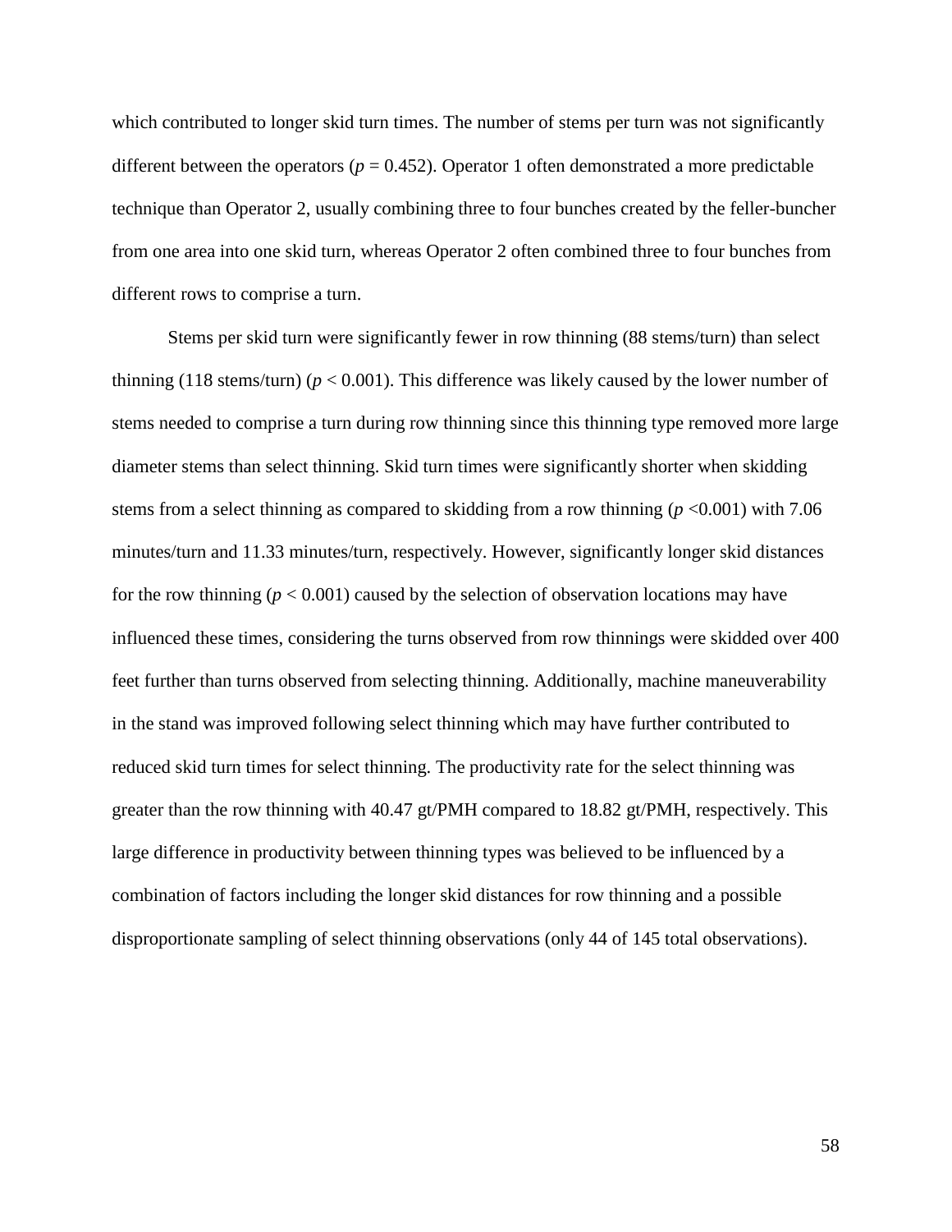which contributed to longer skid turn times. The number of stems per turn was not significantly different between the operators ($p = 0.452$). Operator 1 often demonstrated a more predictable technique than Operator 2, usually combining three to four bunches created by the feller-buncher from one area into one skid turn, whereas Operator 2 often combined three to four bunches from different rows to comprise a turn.

Stems per skid turn were significantly fewer in row thinning (88 stems/turn) than select thinning (118 stems/turn) ($p < 0.001$). This difference was likely caused by the lower number of stems needed to comprise a turn during row thinning since this thinning type removed more large diameter stems than select thinning. Skid turn times were significantly shorter when skidding stems from a select thinning as compared to skidding from a row thinning ($p < 0.001$) with 7.06 minutes/turn and 11.33 minutes/turn, respectively. However, significantly longer skid distances for the row thinning ($p < 0.001$) caused by the selection of observation locations may have influenced these times, considering the turns observed from row thinnings were skidded over 400 feet further than turns observed from selecting thinning. Additionally, machine maneuverability in the stand was improved following select thinning which may have further contributed to reduced skid turn times for select thinning. The productivity rate for the select thinning was greater than the row thinning with 40.47 gt/PMH compared to 18.82 gt/PMH, respectively. This large difference in productivity between thinning types was believed to be influenced by a combination of factors including the longer skid distances for row thinning and a possible disproportionate sampling of select thinning observations (only 44 of 145 total observations).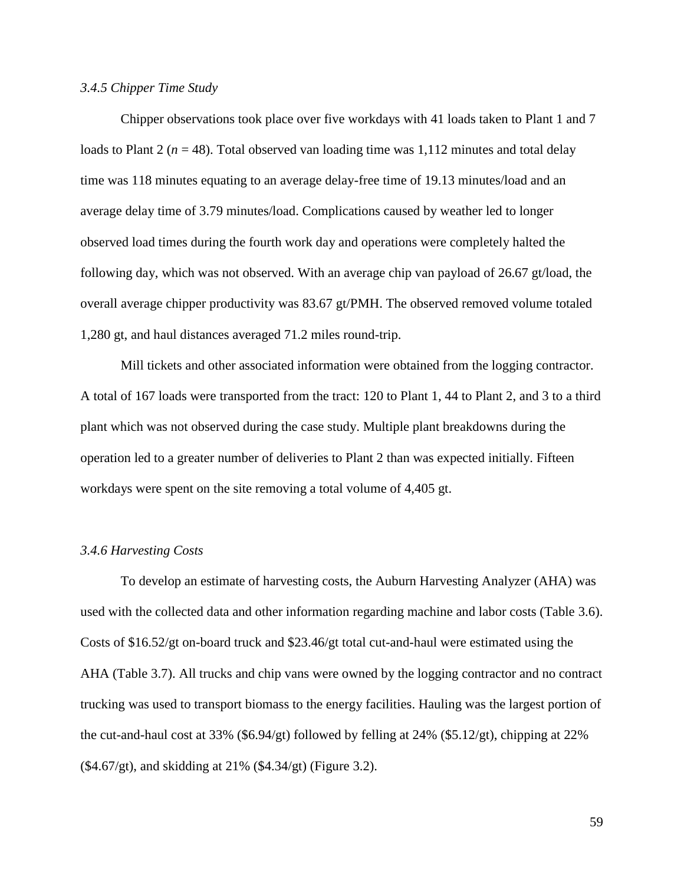### *3.4.5 Chipper Time Study*

Chipper observations took place over five workdays with 41 loads taken to Plant 1 and 7 loads to Plant 2 ($n$ = 48). Total observed van loading time was 1,112 minutes and total delay time was 118 minutes equating to an average delay-free time of 19.13 minutes/load and an average delay time of 3.79 minutes/load. Complications caused by weather led to longer observed load times during the fourth work day and operations were completely halted the following day, which was not observed. With an average chip van payload of 26.67 gt/load, the overall average chipper productivity was 83.67 gt/PMH. The observed removed volume totaled 1,280 gt, and haul distances averaged 71.2 miles round-trip.

Mill tickets and other associated information were obtained from the logging contractor. A total of 167 loads were transported from the tract: 120 to Plant 1, 44 to Plant 2, and 3 to a third plant which was not observed during the case study. Multiple plant breakdowns during the operation led to a greater number of deliveries to Plant 2 than was expected initially. Fifteen workdays were spent on the site removing a total volume of 4,405 gt.

### *3.4.6 Harvesting Costs*

To develop an estimate of harvesting costs, the Auburn Harvesting Analyzer (AHA) was used with the collected data and other information regarding machine and labor costs (Table 3.6). Costs of $16.52/gt on-board truck and $23.46/gt total cut-and-haul were estimated using the AHA (Table 3.7). All trucks and chip vans were owned by the logging contractor and no contract trucking was used to transport biomass to the energy facilities. Hauling was the largest portion of the cut-and-haul cost at 33% ($6.94/gt) followed by felling at 24% ($5.12/gt), chipping at 22% ($4.67/gt), and skidding at 21% ($4.34/gt) (Figure 3.2).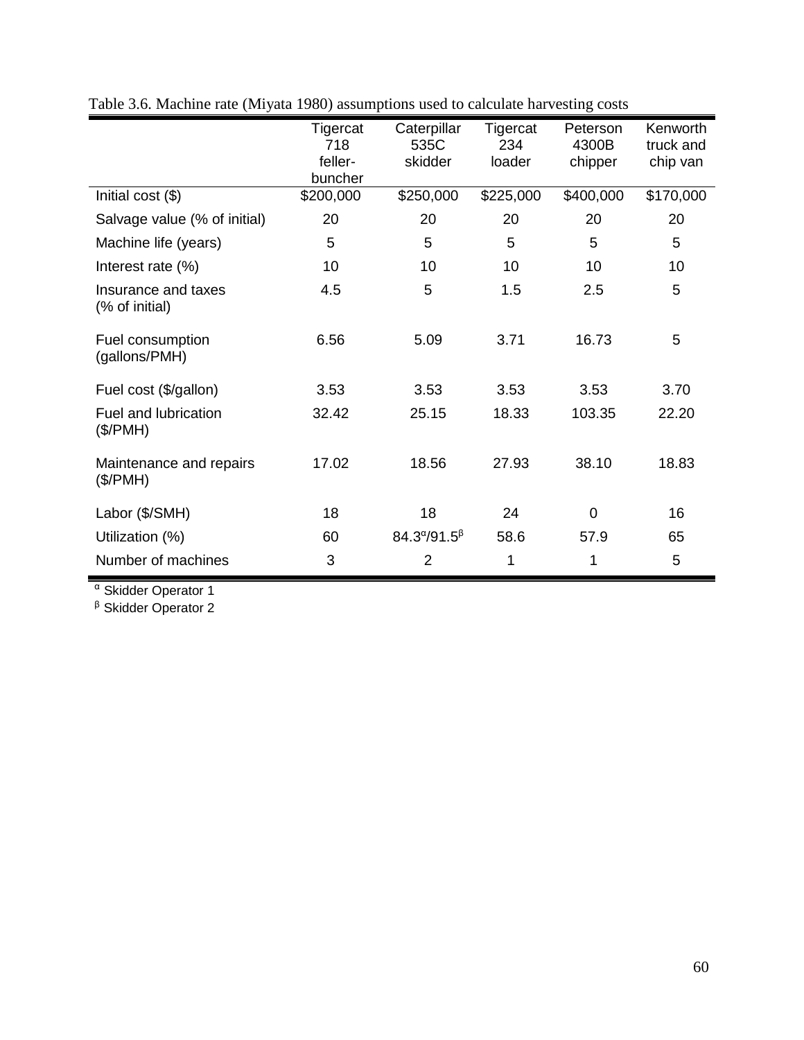Table 3.6. Machine rate (Miyata 1980) assumptions used to calculate harvesting costs

| | Tigercat 718 feller-buncher | Caterpillar 535C skidder | Tigercat 234 loader | Peterson 4300B chipper | Kenworth truck and chip van |
|---|---|---|---|---|---|
| Initial cost ($) | $200,000 | $250,000 | $225,000 | $400,000 | $170,000 |
| Salvage value (% of initial) | 20 | 20 | 20 | 20 | 20 |
| Machine life (years) | 5 | 5 | 5 | 5 | 5 |
| Interest rate (%) | 10 | 10 | 10 | 10 | 10 |
| Insurance and taxes (% of initial) | 4.5 | 5 | 1.5 | 2.5 | 5 |
| Fuel consumption (gallons/PMH) | 6.56 | 5.09 | 3.71 | 16.73 | 5 |
| Fuel cost ($/gallon) | 3.53 | 3.53 | 3.53 | 3.53 | 3.70 |
| Fuel and lubrication ($/PMH) | 32.42 | 25.15 | 18.33 | 103.35 | 22.20 |
| Maintenance and repairs ($/PMH) | 17.02 | 18.56 | 27.93 | 38.10 | 18.83 |
| Labor ($/SMH) | 18 | 18 | 24 | 0 | 16 |
| Utilization (%) | 60 | 84.3[α]/91.5[β] | 58.6 | 57.9 | 65 |
| Number of machines | 3 | 2 | 1 | 1 | 5 |

[α] Skidder Operator 1

[β] Skidder Operator 2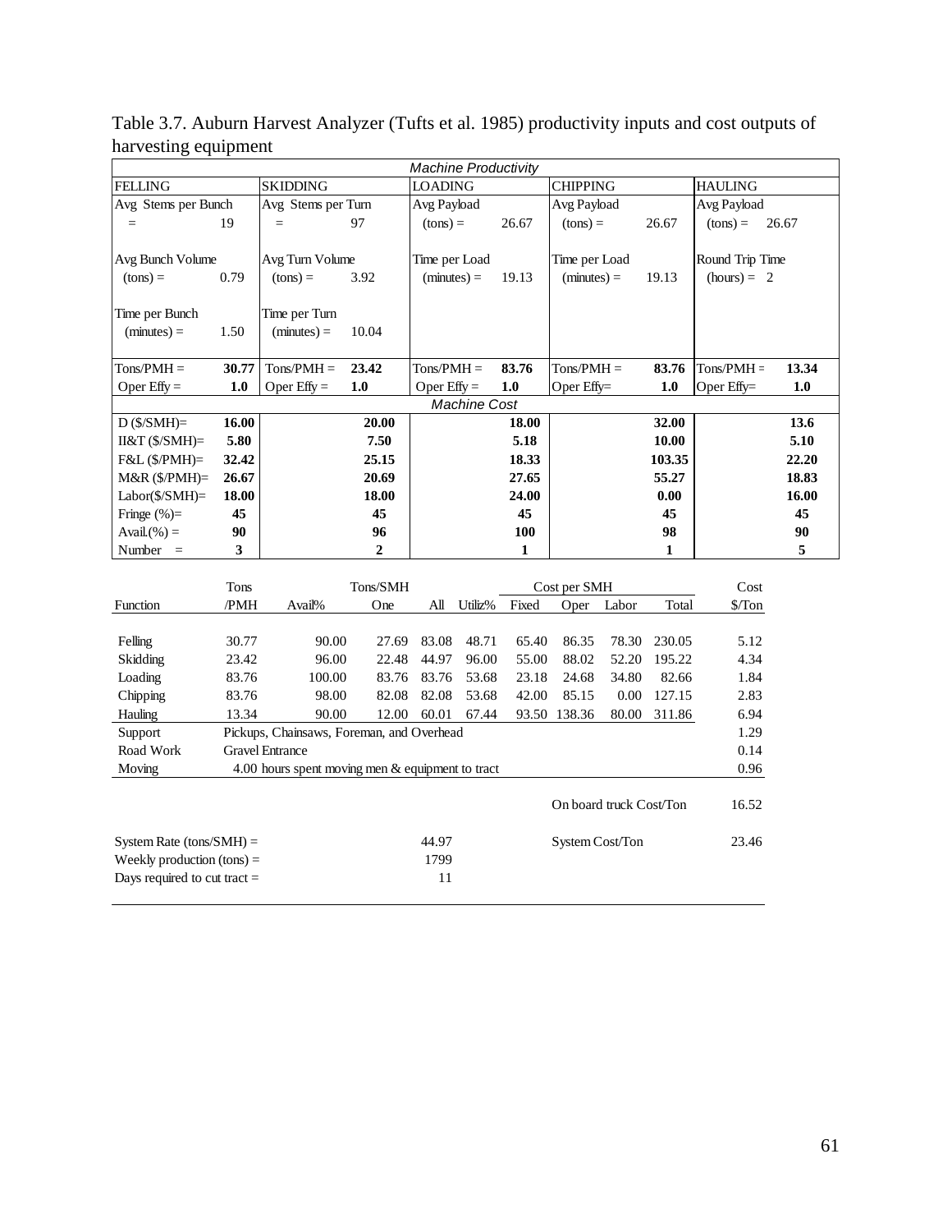Table 3.7. Auburn Harvest Analyzer (Tufts et al. 1985) productivity inputs and cost outputs of harvesting equipment

| *Machine Productivity* | | | | | | | | | |
|---|---|---|---|---|---|---|---|---|---|
| FELLING | | SKIDDING | | LOADING | | CHIPPING | | HAULING | |
| Avg Stems per Bunch = | 19 | Avg Stems per Turn = | 97 | Avg Payload (tons) = | 26.67 | Avg Payload (tons) = | 26.67 | Avg Payload (tons) = | 26.67 |
| Avg Bunch Volume (tons) = | 0.79 | Avg Turn Volume (tons) = | 3.92 | Time per Load (minutes) = | 19.13 | Time per Load (minutes) = | 19.13 | Round Trip Time (hours) = | 2 |
| Time per Bunch (minutes) = | 1.50 | Time per Turn (minutes) = | 10.04 | | | | | | |
| Tons/PMH = | **30.77** | Tons/PMH = | **23.42** | Tons/PMH = | **83.76** | Tons/PMH = | **83.76** | Tons/PMH = | **13.34** |
| Oper Effy = | **1.0** | Oper Effy = | **1.0** | Oper Effy = | **1.0** | Oper Effy= | **1.0** | Oper Effy= | **1.0** |
| *Machine Cost* | | | | | | | | | |
| D ($/SMH)= | **16.00** | | **20.00** | | **18.00** | | **32.00** | | **13.6** |
| II&T ($/SMH)= | **5.80** | | **7.50** | | **5.18** | | **10.00** | | **5.10** |
| F&L ($/PMH)= | **32.42** | | **25.15** | | **18.33** | | **103.35** | | **22.20** |
| M&R ($/PMH)= | **26.67** | | **20.69** | | **27.65** | | **55.27** | | **18.83** |
| Labor($/SMH)= | **18.00** | | **18.00** | | **24.00** | | **0.00** | | **16.00** |
| Fringe (%)= | **45** | | **45** | | **45** | | **45** | | **45** |
| Avail.(%) = | **90** | | **96** | | **100** | | **98** | | **90** |
| Number = | **3** | | **2** | | **1** | | **1** | | **5** |

| Function | Tons /PMH | Avail% | Tons/SMH One | Tons/SMH All | Utiliz% | Cost per SMH Fixed | Cost per SMH Oper | Cost per SMH Labor | Cost per SMH Total | Cost $/Ton |
|---|---|---|---|---|---|---|---|---|---|---|
| Felling | 30.77 | 90.00 | 27.69 | 83.08 | 48.71 | 65.40 | 86.35 | 78.30 | 230.05 | 5.12 |
| Skidding | 23.42 | 96.00 | 22.48 | 44.97 | 96.00 | 55.00 | 88.02 | 52.20 | 195.22 | 4.34 |
| Loading | 83.76 | 100.00 | 83.76 | 83.76 | 53.68 | 23.18 | 24.68 | 34.80 | 82.66 | 1.84 |
| Chipping | 83.76 | 98.00 | 82.08 | 82.08 | 53.68 | 42.00 | 85.15 | 0.00 | 127.15 | 2.83 |
| Hauling | 13.34 | 90.00 | 12.00 | 60.01 | 67.44 | 93.50 | 138.36 | 80.00 | 311.86 | 6.94 |
| Support | Pickups, Chainsaws, Foreman, and Overhead | | | | | | | | | 1.29 |
| Road Work | Gravel Entrance | | | | | | | | | 0.14 |
| Moving | 4.00 hours spent moving men & equipment to tract | | | | | | | | | 0.96 |
| | | | | | | On board truck Cost/Ton | | | | 16.52 |
| System Rate (tons/SMH) = | | | | 44.97 | | System Cost/Ton | | | | 23.46 |
| Weekly production (tons) = | | | | 1799 | | | | | | |
| Days required to cut tract = | | | | 11 | | | | | | |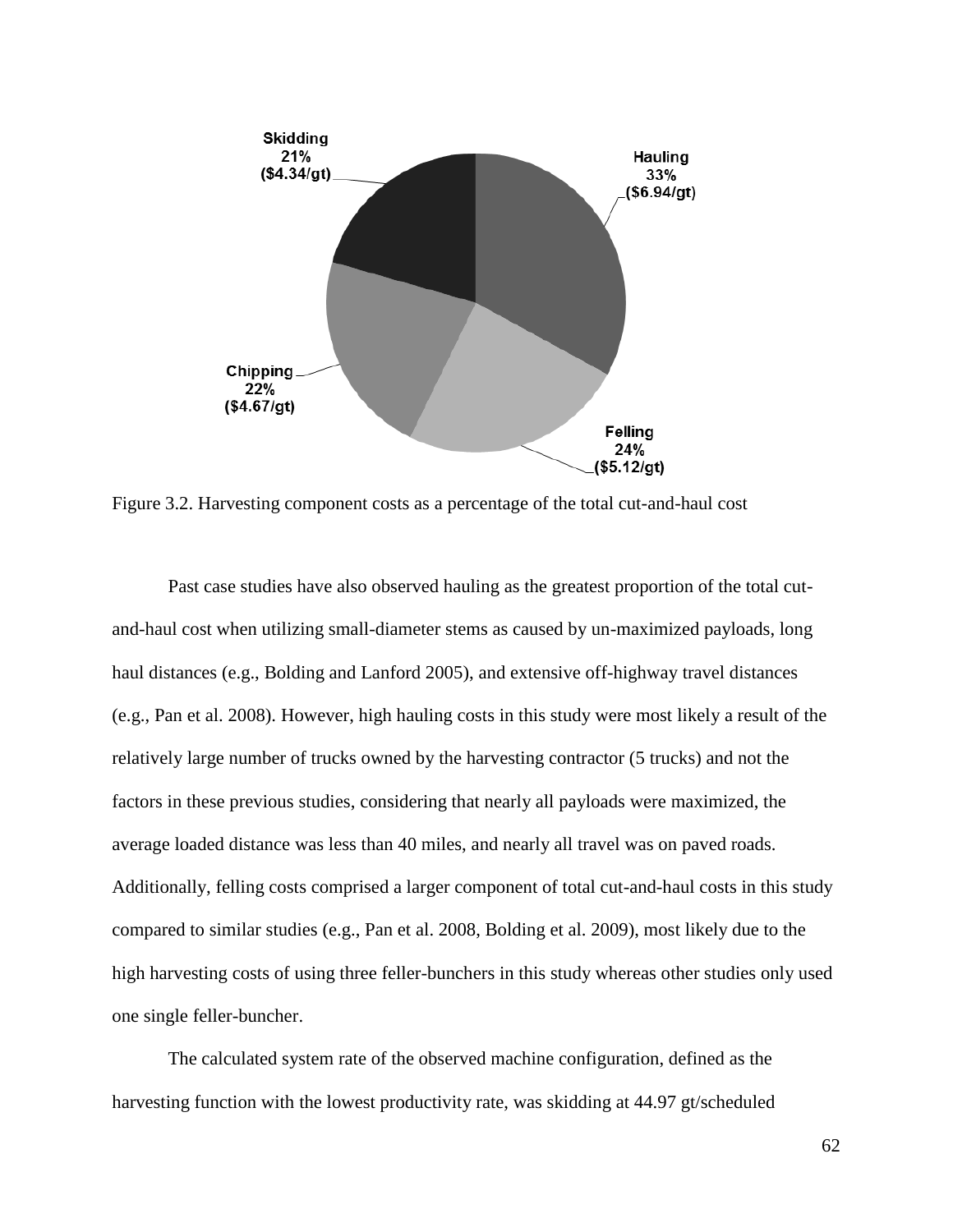Skidding
21%
($4.34/gt)

Hauling
33%
($6.94/gt)

Chipping
22%
($4.67/gt)

Felling
24%
($5.12/gt)

Figure 3.2. Harvesting component costs as a percentage of the total cut-and-haul cost

Past case studies have also observed hauling as the greatest proportion of the total cut-and-haul cost when utilizing small-diameter stems as caused by un-maximized payloads, long haul distances (e.g., Bolding and Lanford 2005), and extensive off-highway travel distances (e.g., Pan et al. 2008). However, high hauling costs in this study were most likely a result of the relatively large number of trucks owned by the harvesting contractor (5 trucks) and not the factors in these previous studies, considering that nearly all payloads were maximized, the average loaded distance was less than 40 miles, and nearly all travel was on paved roads. Additionally, felling costs comprised a larger component of total cut-and-haul costs in this study compared to similar studies (e.g., Pan et al. 2008, Bolding et al. 2009), most likely due to the high harvesting costs of using three feller-bunchers in this study whereas other studies only used one single feller-buncher.

The calculated system rate of the observed machine configuration, defined as the harvesting function with the lowest productivity rate, was skidding at 44.97 gt/scheduled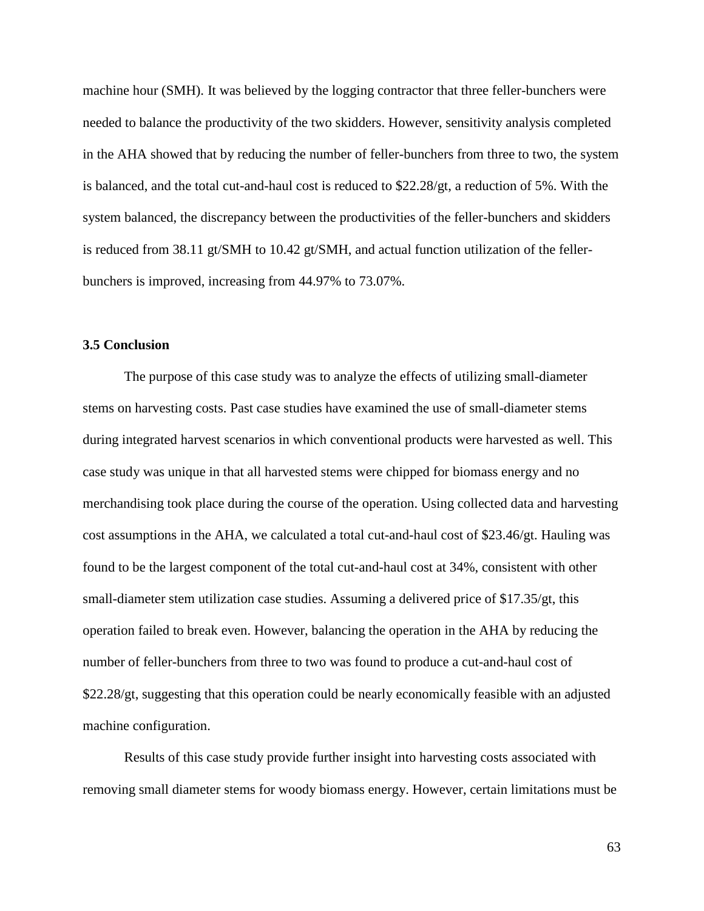machine hour (SMH). It was believed by the logging contractor that three feller-bunchers were needed to balance the productivity of the two skidders. However, sensitivity analysis completed in the AHA showed that by reducing the number of feller-bunchers from three to two, the system is balanced, and the total cut-and-haul cost is reduced to \$22.28/gt, a reduction of 5%. With the system balanced, the discrepancy between the productivities of the feller-bunchers and skidders is reduced from 38.11 gt/SMH to 10.42 gt/SMH, and actual function utilization of the feller-bunchers is improved, increasing from 44.97% to 73.07%.

### 3.5 Conclusion

The purpose of this case study was to analyze the effects of utilizing small-diameter stems on harvesting costs. Past case studies have examined the use of small-diameter stems during integrated harvest scenarios in which conventional products were harvested as well. This case study was unique in that all harvested stems were chipped for biomass energy and no merchandising took place during the course of the operation. Using collected data and harvesting cost assumptions in the AHA, we calculated a total cut-and-haul cost of \$23.46/gt. Hauling was found to be the largest component of the total cut-and-haul cost at 34%, consistent with other small-diameter stem utilization case studies. Assuming a delivered price of \$17.35/gt, this operation failed to break even. However, balancing the operation in the AHA by reducing the number of feller-bunchers from three to two was found to produce a cut-and-haul cost of \$22.28/gt, suggesting that this operation could be nearly economically feasible with an adjusted machine configuration.

Results of this case study provide further insight into harvesting costs associated with removing small diameter stems for woody biomass energy. However, certain limitations must be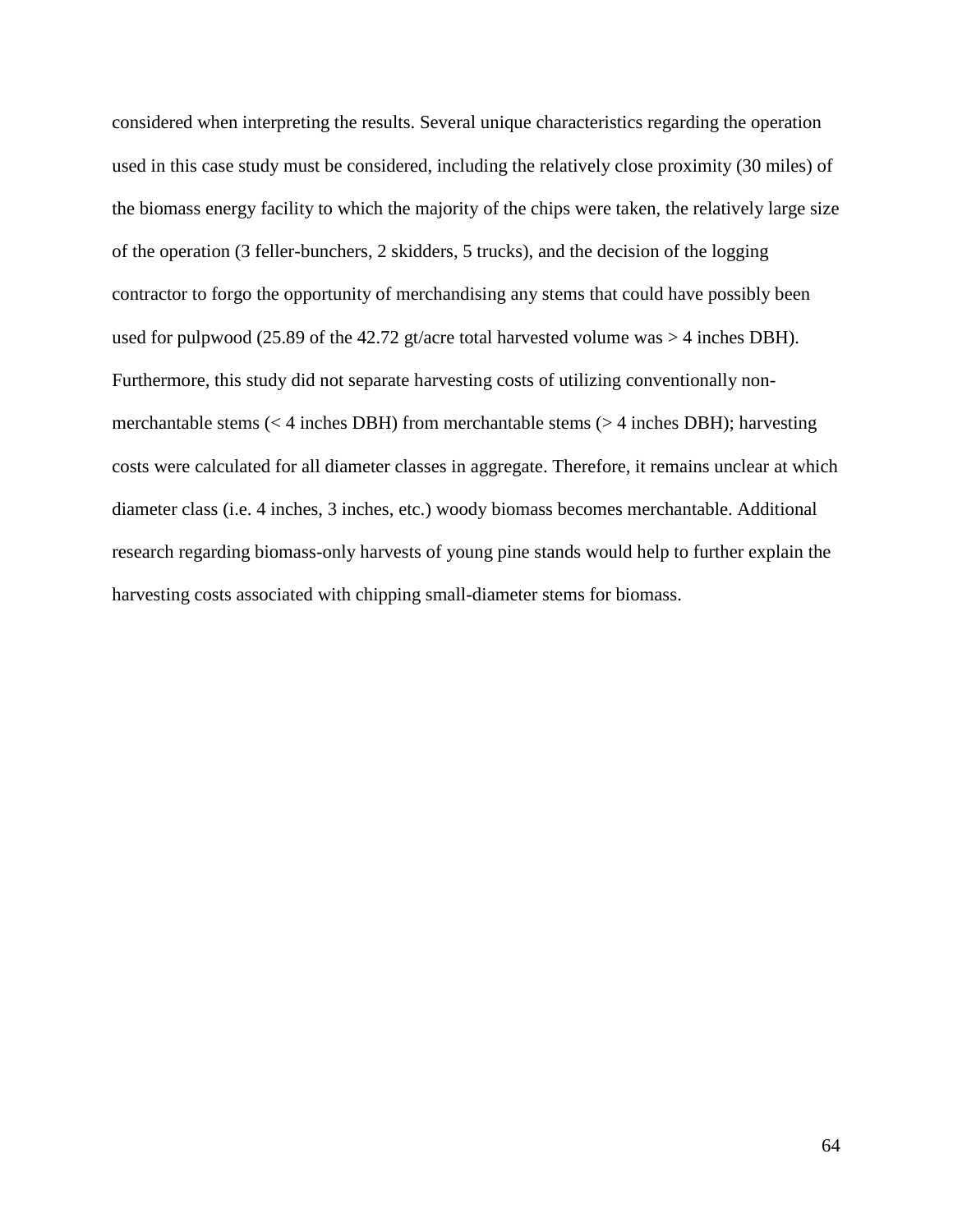considered when interpreting the results. Several unique characteristics regarding the operation used in this case study must be considered, including the relatively close proximity (30 miles) of the biomass energy facility to which the majority of the chips were taken, the relatively large size of the operation (3 feller-bunchers, 2 skidders, 5 trucks), and the decision of the logging contractor to forgo the opportunity of merchandising any stems that could have possibly been used for pulpwood (25.89 of the 42.72 gt/acre total harvested volume was > 4 inches DBH). Furthermore, this study did not separate harvesting costs of utilizing conventionally non-merchantable stems (< 4 inches DBH) from merchantable stems (> 4 inches DBH); harvesting costs were calculated for all diameter classes in aggregate. Therefore, it remains unclear at which diameter class (i.e. 4 inches, 3 inches, etc.) woody biomass becomes merchantable. Additional research regarding biomass-only harvests of young pine stands would help to further explain the harvesting costs associated with chipping small-diameter stems for biomass.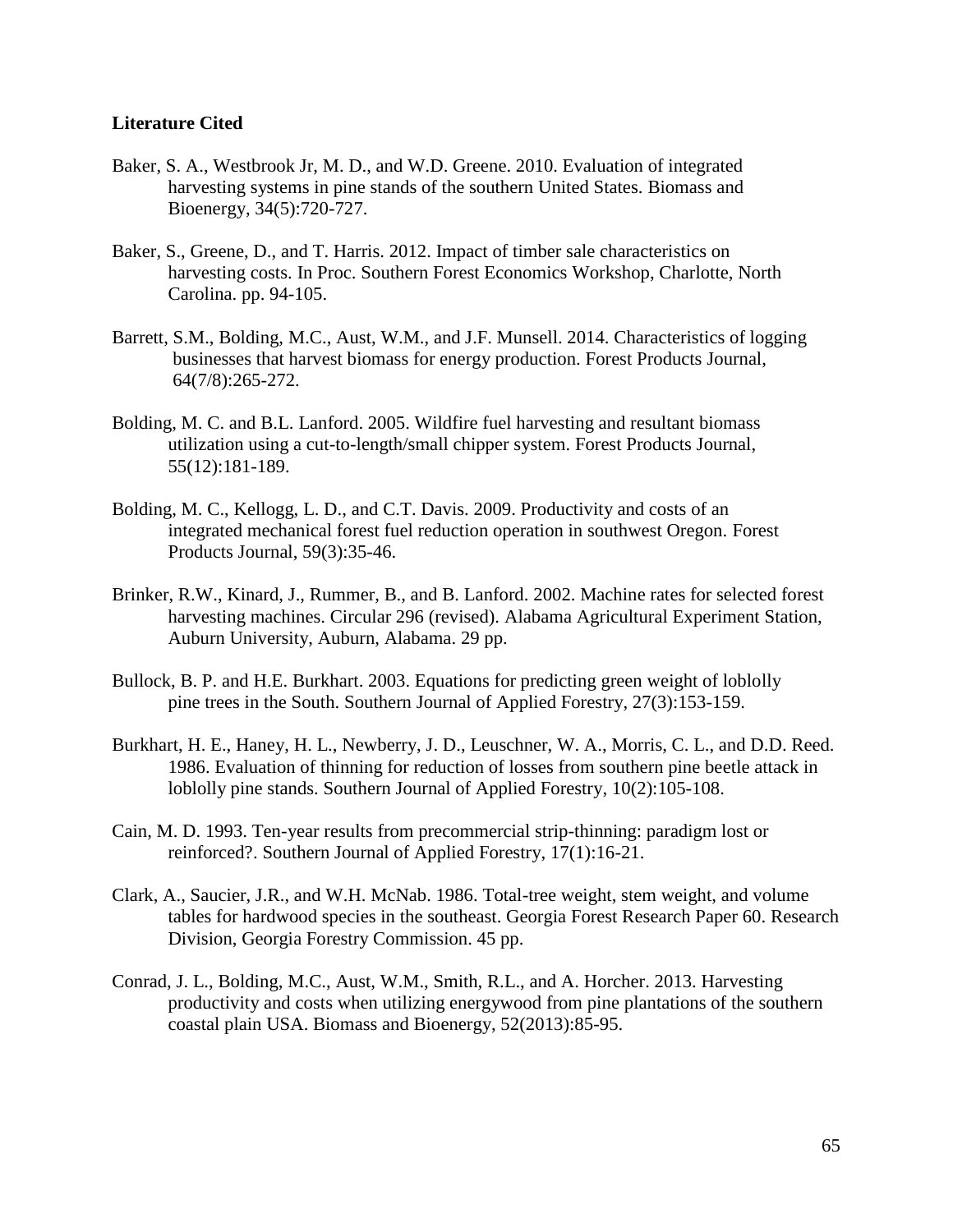## Literature Cited

Baker, S. A., Westbrook Jr, M. D., and W.D. Greene. 2010. Evaluation of integrated harvesting systems in pine stands of the southern United States. Biomass and Bioenergy, 34(5):720-727.

Baker, S., Greene, D., and T. Harris. 2012. Impact of timber sale characteristics on harvesting costs. In Proc. Southern Forest Economics Workshop, Charlotte, North Carolina. pp. 94-105.

Barrett, S.M., Bolding, M.C., Aust, W.M., and J.F. Munsell. 2014. Characteristics of logging businesses that harvest biomass for energy production. Forest Products Journal, 64(7/8):265-272.

Bolding, M. C. and B.L. Lanford. 2005. Wildfire fuel harvesting and resultant biomass utilization using a cut-to-length/small chipper system. Forest Products Journal, 55(12):181-189.

Bolding, M. C., Kellogg, L. D., and C.T. Davis. 2009. Productivity and costs of an integrated mechanical forest fuel reduction operation in southwest Oregon. Forest Products Journal, 59(3):35-46.

Brinker, R.W., Kinard, J., Rummer, B., and B. Lanford. 2002. Machine rates for selected forest harvesting machines. Circular 296 (revised). Alabama Agricultural Experiment Station, Auburn University, Auburn, Alabama. 29 pp.

Bullock, B. P. and H.E. Burkhart. 2003. Equations for predicting green weight of loblolly pine trees in the South. Southern Journal of Applied Forestry, 27(3):153-159.

Burkhart, H. E., Haney, H. L., Newberry, J. D., Leuschner, W. A., Morris, C. L., and D.D. Reed. 1986. Evaluation of thinning for reduction of losses from southern pine beetle attack in loblolly pine stands. Southern Journal of Applied Forestry, 10(2):105-108.

Cain, M. D. 1993. Ten-year results from precommercial strip-thinning: paradigm lost or reinforced?. Southern Journal of Applied Forestry, 17(1):16-21.

Clark, A., Saucier, J.R., and W.H. McNab. 1986. Total-tree weight, stem weight, and volume tables for hardwood species in the southeast. Georgia Forest Research Paper 60. Research Division, Georgia Forestry Commission. 45 pp.

Conrad, J. L., Bolding, M.C., Aust, W.M., Smith, R.L., and A. Horcher. 2013. Harvesting productivity and costs when utilizing energywood from pine plantations of the southern coastal plain USA. Biomass and Bioenergy, 52(2013):85-95.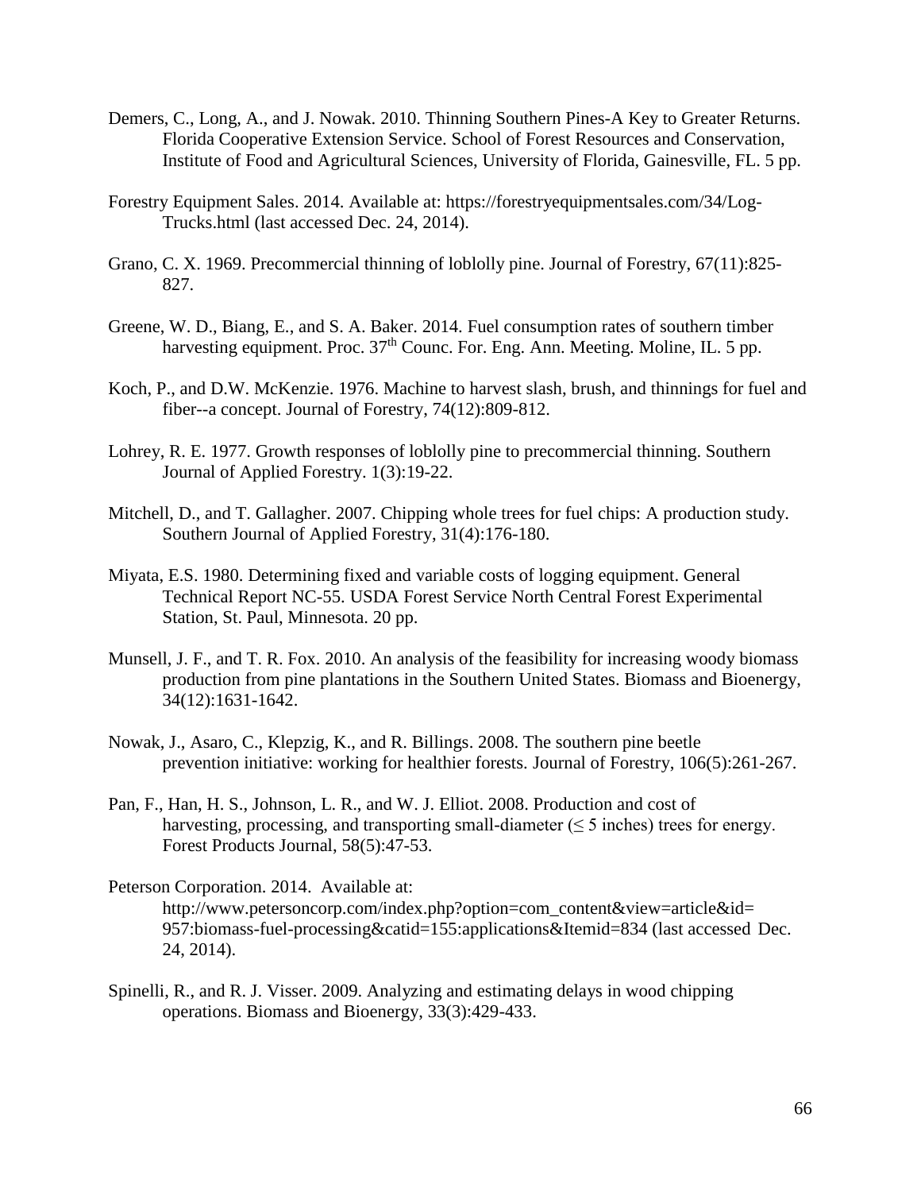Demers, C., Long, A., and J. Nowak. 2010. Thinning Southern Pines-A Key to Greater Returns. Florida Cooperative Extension Service. School of Forest Resources and Conservation, Institute of Food and Agricultural Sciences, University of Florida, Gainesville, FL. 5 pp.

Forestry Equipment Sales. 2014. Available at: https://forestryequipmentsales.com/34/Log-Trucks.html (last accessed Dec. 24, 2014).

Grano, C. X. 1969. Precommercial thinning of loblolly pine. Journal of Forestry, 67(11):825-827.

Greene, W. D., Biang, E., and S. A. Baker. 2014. Fuel consumption rates of southern timber harvesting equipment. Proc. 37th Counc. For. Eng. Ann. Meeting. Moline, IL. 5 pp.

Koch, P., and D.W. McKenzie. 1976. Machine to harvest slash, brush, and thinnings for fuel and fiber--a concept. Journal of Forestry, 74(12):809-812.

Lohrey, R. E. 1977. Growth responses of loblolly pine to precommercial thinning. Southern Journal of Applied Forestry. 1(3):19-22.

Mitchell, D., and T. Gallagher. 2007. Chipping whole trees for fuel chips: A production study. Southern Journal of Applied Forestry, 31(4):176-180.

Miyata, E.S. 1980. Determining fixed and variable costs of logging equipment. General Technical Report NC-55. USDA Forest Service North Central Forest Experimental Station, St. Paul, Minnesota. 20 pp.

Munsell, J. F., and T. R. Fox. 2010. An analysis of the feasibility for increasing woody biomass production from pine plantations in the Southern United States. Biomass and Bioenergy, 34(12):1631-1642.

Nowak, J., Asaro, C., Klepzig, K., and R. Billings. 2008. The southern pine beetle prevention initiative: working for healthier forests. Journal of Forestry, 106(5):261-267.

Pan, F., Han, H. S., Johnson, L. R., and W. J. Elliot. 2008. Production and cost of harvesting, processing, and transporting small-diameter (≤ 5 inches) trees for energy. Forest Products Journal, 58(5):47-53.

Peterson Corporation. 2014. Available at: http://www.petersoncorp.com/index.php?option=com_content&view=article&id=957:biomass-fuel-processing&catid=155:applications&Itemid=834 (last accessed Dec. 24, 2014).

Spinelli, R., and R. J. Visser. 2009. Analyzing and estimating delays in wood chipping operations. Biomass and Bioenergy, 33(3):429-433.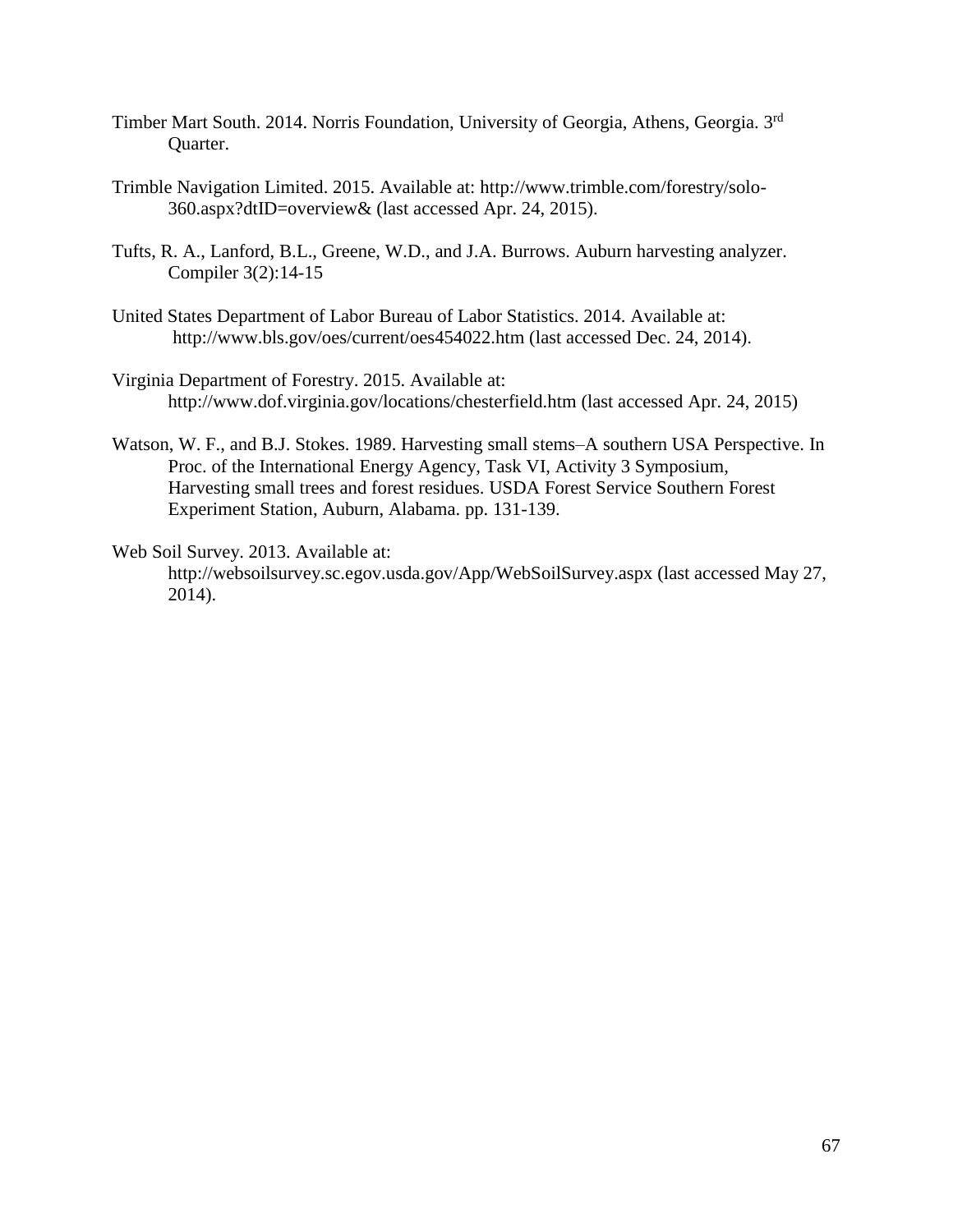Timber Mart South. 2014. Norris Foundation, University of Georgia, Athens, Georgia. 3rd Quarter.

Trimble Navigation Limited. 2015. Available at: http://www.trimble.com/forestry/solo-360.aspx?dtID=overview& (last accessed Apr. 24, 2015).

Tufts, R. A., Lanford, B.L., Greene, W.D., and J.A. Burrows. Auburn harvesting analyzer. Compiler 3(2):14-15

United States Department of Labor Bureau of Labor Statistics. 2014. Available at: http://www.bls.gov/oes/current/oes454022.htm (last accessed Dec. 24, 2014).

Virginia Department of Forestry. 2015. Available at: http://www.dof.virginia.gov/locations/chesterfield.htm (last accessed Apr. 24, 2015)

Watson, W. F., and B.J. Stokes. 1989. Harvesting small stems–A southern USA Perspective. In Proc. of the International Energy Agency, Task VI, Activity 3 Symposium, Harvesting small trees and forest residues. USDA Forest Service Southern Forest Experiment Station, Auburn, Alabama. pp. 131-139.

Web Soil Survey. 2013. Available at: http://websoilsurvey.sc.egov.usda.gov/App/WebSoilSurvey.aspx (last accessed May 27, 2014).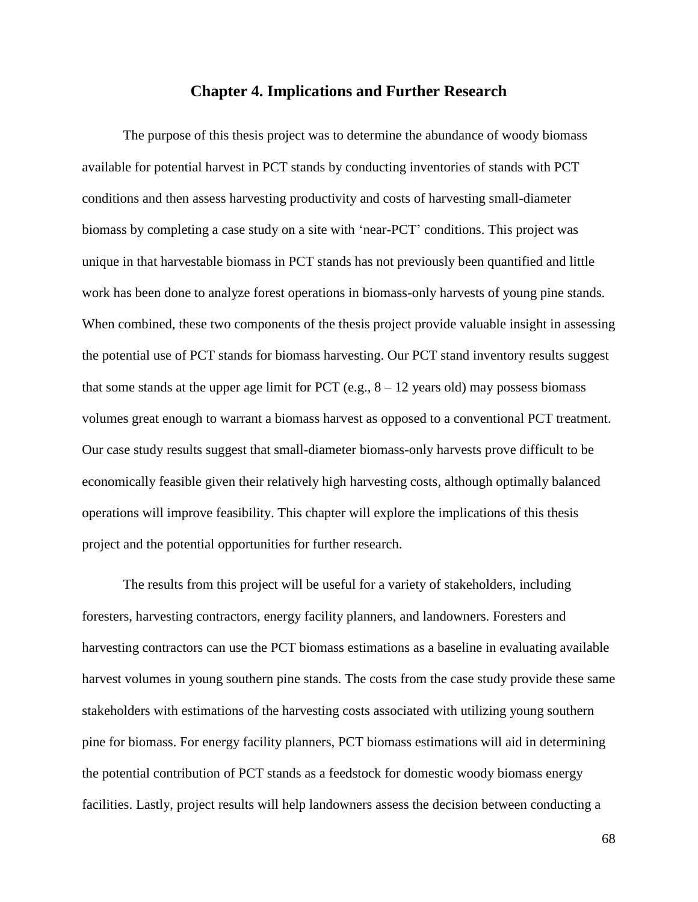# Chapter 4. Implications and Further Research

The purpose of this thesis project was to determine the abundance of woody biomass available for potential harvest in PCT stands by conducting inventories of stands with PCT conditions and then assess harvesting productivity and costs of harvesting small-diameter biomass by completing a case study on a site with 'near-PCT' conditions. This project was unique in that harvestable biomass in PCT stands has not previously been quantified and little work has been done to analyze forest operations in biomass-only harvests of young pine stands. When combined, these two components of the thesis project provide valuable insight in assessing the potential use of PCT stands for biomass harvesting. Our PCT stand inventory results suggest that some stands at the upper age limit for PCT (e.g., 8 – 12 years old) may possess biomass volumes great enough to warrant a biomass harvest as opposed to a conventional PCT treatment. Our case study results suggest that small-diameter biomass-only harvests prove difficult to be economically feasible given their relatively high harvesting costs, although optimally balanced operations will improve feasibility. This chapter will explore the implications of this thesis project and the potential opportunities for further research.

The results from this project will be useful for a variety of stakeholders, including foresters, harvesting contractors, energy facility planners, and landowners. Foresters and harvesting contractors can use the PCT biomass estimations as a baseline in evaluating available harvest volumes in young southern pine stands. The costs from the case study provide these same stakeholders with estimations of the harvesting costs associated with utilizing young southern pine for biomass. For energy facility planners, PCT biomass estimations will aid in determining the potential contribution of PCT stands as a feedstock for domestic woody biomass energy facilities. Lastly, project results will help landowners assess the decision between conducting a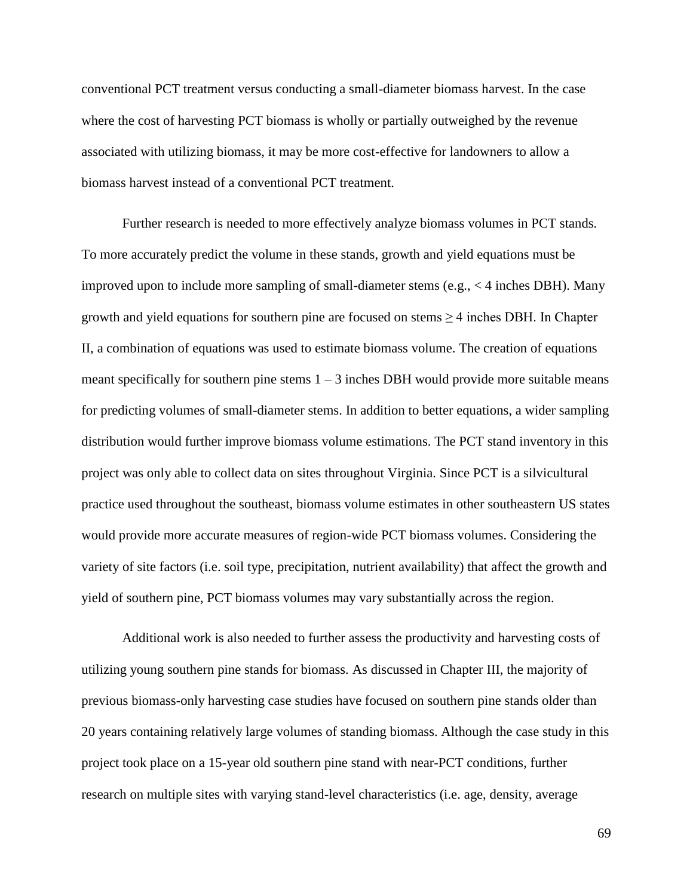conventional PCT treatment versus conducting a small-diameter biomass harvest. In the case where the cost of harvesting PCT biomass is wholly or partially outweighed by the revenue associated with utilizing biomass, it may be more cost-effective for landowners to allow a biomass harvest instead of a conventional PCT treatment.

Further research is needed to more effectively analyze biomass volumes in PCT stands. To more accurately predict the volume in these stands, growth and yield equations must be improved upon to include more sampling of small-diameter stems (e.g., < 4 inches DBH). Many growth and yield equations for southern pine are focused on stems ≥ 4 inches DBH. In Chapter II, a combination of equations was used to estimate biomass volume. The creation of equations meant specifically for southern pine stems 1 – 3 inches DBH would provide more suitable means for predicting volumes of small-diameter stems. In addition to better equations, a wider sampling distribution would further improve biomass volume estimations. The PCT stand inventory in this project was only able to collect data on sites throughout Virginia. Since PCT is a silvicultural practice used throughout the southeast, biomass volume estimates in other southeastern US states would provide more accurate measures of region-wide PCT biomass volumes. Considering the variety of site factors (i.e. soil type, precipitation, nutrient availability) that affect the growth and yield of southern pine, PCT biomass volumes may vary substantially across the region.

Additional work is also needed to further assess the productivity and harvesting costs of utilizing young southern pine stands for biomass. As discussed in Chapter III, the majority of previous biomass-only harvesting case studies have focused on southern pine stands older than 20 years containing relatively large volumes of standing biomass. Although the case study in this project took place on a 15-year old southern pine stand with near-PCT conditions, further research on multiple sites with varying stand-level characteristics (i.e. age, density, average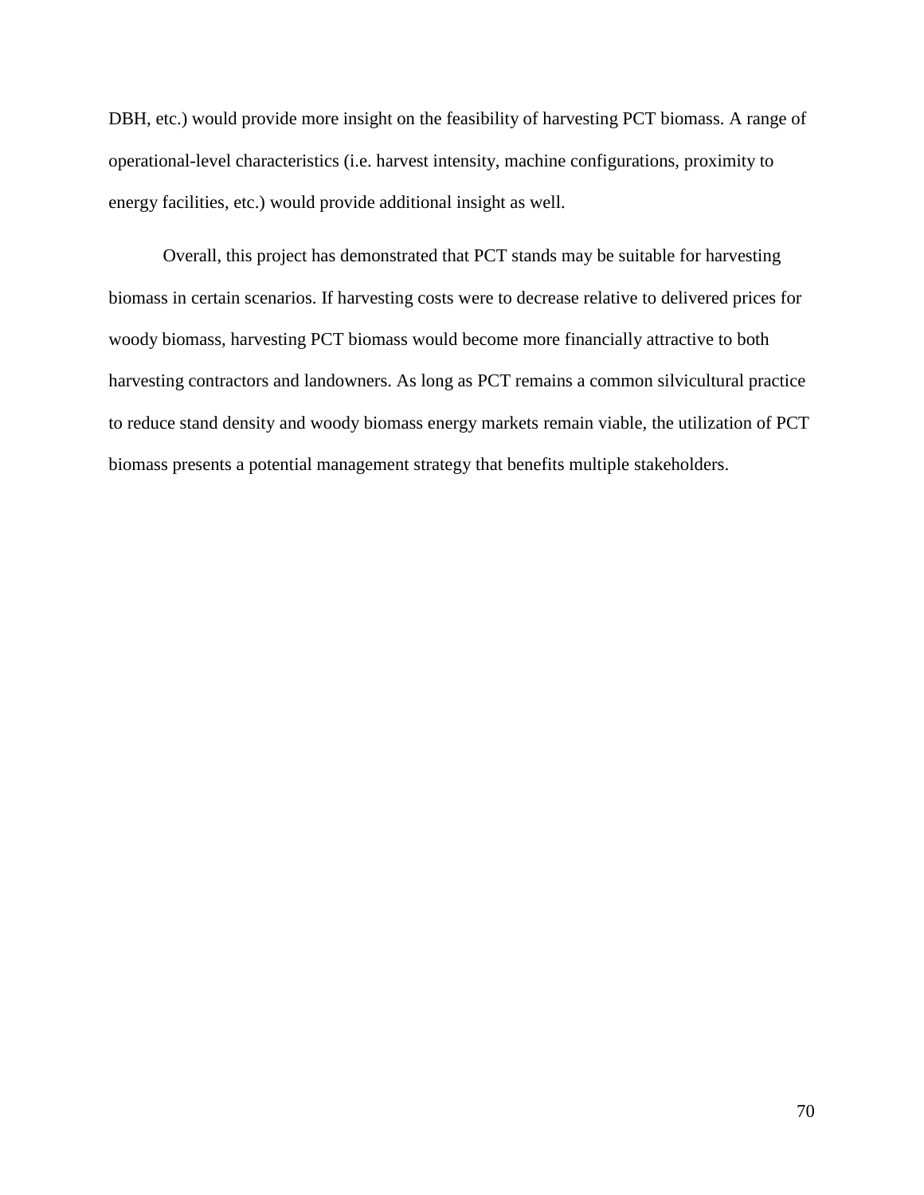DBH, etc.) would provide more insight on the feasibility of harvesting PCT biomass. A range of operational-level characteristics (i.e. harvest intensity, machine configurations, proximity to energy facilities, etc.) would provide additional insight as well.

Overall, this project has demonstrated that PCT stands may be suitable for harvesting biomass in certain scenarios. If harvesting costs were to decrease relative to delivered prices for woody biomass, harvesting PCT biomass would become more financially attractive to both harvesting contractors and landowners. As long as PCT remains a common silvicultural practice to reduce stand density and woody biomass energy markets remain viable, the utilization of PCT biomass presents a potential management strategy that benefits multiple stakeholders.